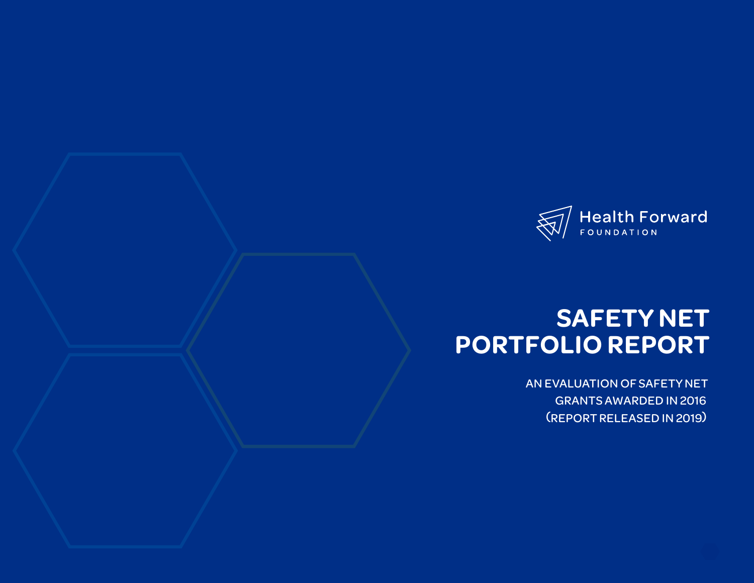Health Forward
FOUNDATION

# SAFETY NET PORTFOLIO REPORT

AN EVALUATION OF SAFETY NET GRANTS AWARDED IN 2016
(REPORT RELEASED IN 2019)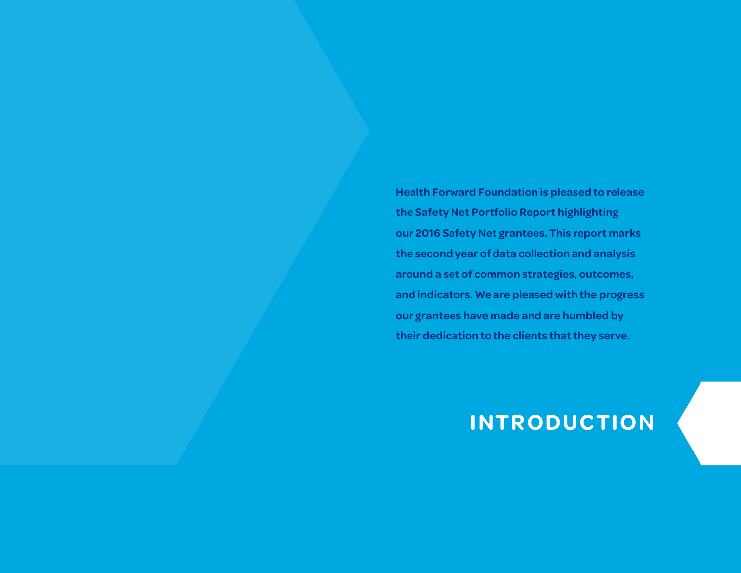# INTRODUCTION

**Health Forward Foundation is pleased to release the Safety Net Portfolio Report highlighting our 2016 Safety Net grantees. This report marks the second year of data collection and analysis around a set of common strategies, outcomes, and indicators. We are pleased with the progress our grantees have made and are humbled by their dedication to the clients that they serve.**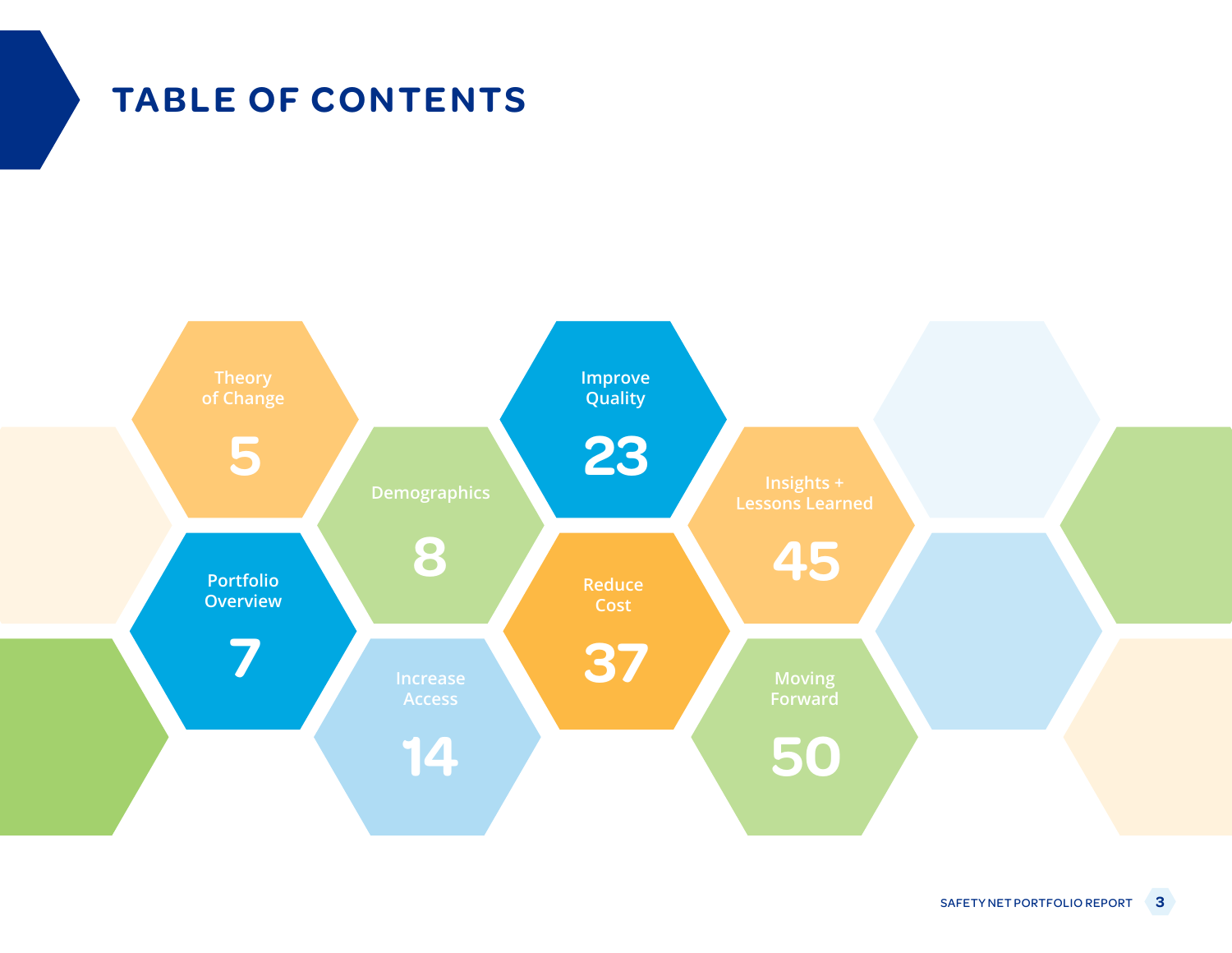# TABLE OF CONTENTS

| Section | Page |
|---|---|
| Theory of Change | 5 |
| Portfolio Overview | 7 |
| Demographics | 8 |
| Increase Access | 14 |
| Improve Quality | 23 |
| Reduce Cost | 37 |
| Insights + Lessons Learned | 45 |
| Moving Forward | 50 |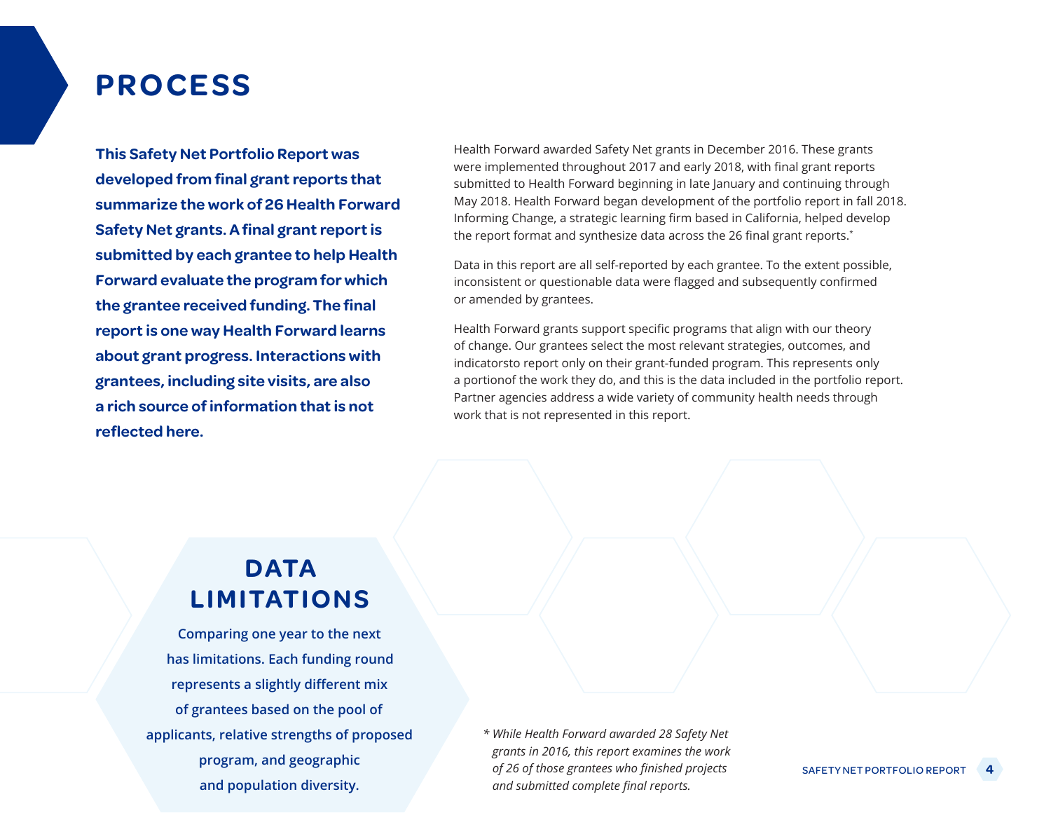# PROCESS

**This Safety Net Portfolio Report was developed from final grant reports that summarize the work of 26 Health Forward Safety Net grants. A final grant report is submitted by each grantee to help Health Forward evaluate the program for which the grantee received funding. The final report is one way Health Forward learns about grant progress. Interactions with grantees, including site visits, are also a rich source of information that is not reflected here.**

Health Forward awarded Safety Net grants in December 2016. These grants were implemented throughout 2017 and early 2018, with final grant reports submitted to Health Forward beginning in late January and continuing through May 2018. Health Forward began development of the portfolio report in fall 2018. Informing Change, a strategic learning firm based in California, helped develop the report format and synthesize data across the 26 final grant reports.*

Data in this report are all self-reported by each grantee. To the extent possible, inconsistent or questionable data were flagged and subsequently confirmed or amended by grantees.

Health Forward grants support specific programs that align with our theory of change. Our grantees select the most relevant strategies, outcomes, and indicatorsto report only on their grant-funded program. This represents only a portionof the work they do, and this is the data included in the portfolio report. Partner agencies address a wide variety of community health needs through work that is not represented in this report.

## DATA LIMITATIONS

**Comparing one year to the next has limitations. Each funding round represents a slightly different mix of grantees based on the pool of applicants, relative strengths of proposed program, and geographic and population diversity.**

*\* While Health Forward awarded 28 Safety Net grants in 2016, this report examines the work of 26 of those grantees who finished projects and submitted complete final reports.*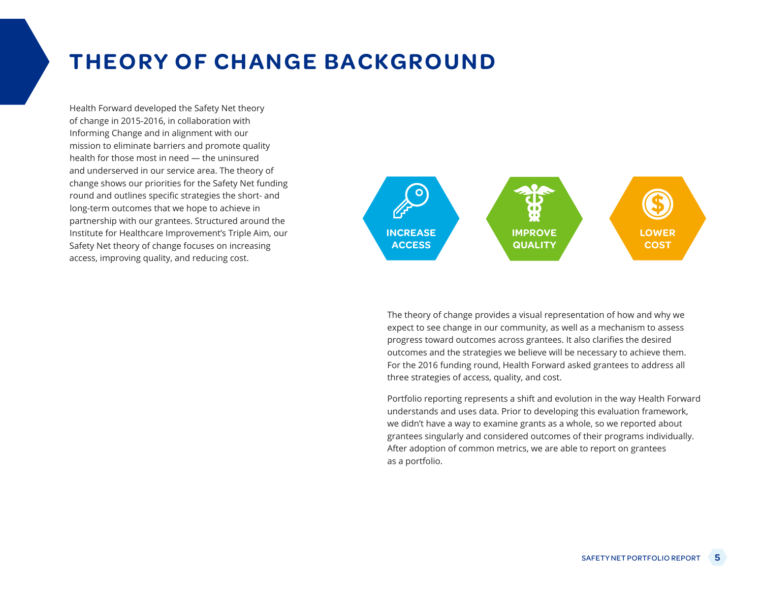# THEORY OF CHANGE BACKGROUND

Health Forward developed the Safety Net theory of change in 2015-2016, in collaboration with Informing Change and in alignment with our mission to eliminate barriers and promote quality health for those most in need — the uninsured and underserved in our service area. The theory of change shows our priorities for the Safety Net funding round and outlines specific strategies the short- and long-term outcomes that we hope to achieve in partnership with our grantees. Structured around the Institute for Healthcare Improvement's Triple Aim, our Safety Net theory of change focuses on increasing access, improving quality, and reducing cost.

**INCREASE ACCESS** | **IMPROVE QUALITY** | **LOWER COST**

The theory of change provides a visual representation of how and why we expect to see change in our community, as well as a mechanism to assess progress toward outcomes across grantees. It also clarifies the desired outcomes and the strategies we believe will be necessary to achieve them. For the 2016 funding round, Health Forward asked grantees to address all three strategies of access, quality, and cost.

Portfolio reporting represents a shift and evolution in the way Health Forward understands and uses data. Prior to developing this evaluation framework, we didn't have a way to examine grants as a whole, so we reported about grantees singularly and considered outcomes of their programs individually. After adoption of common metrics, we are able to report on grantees as a portfolio.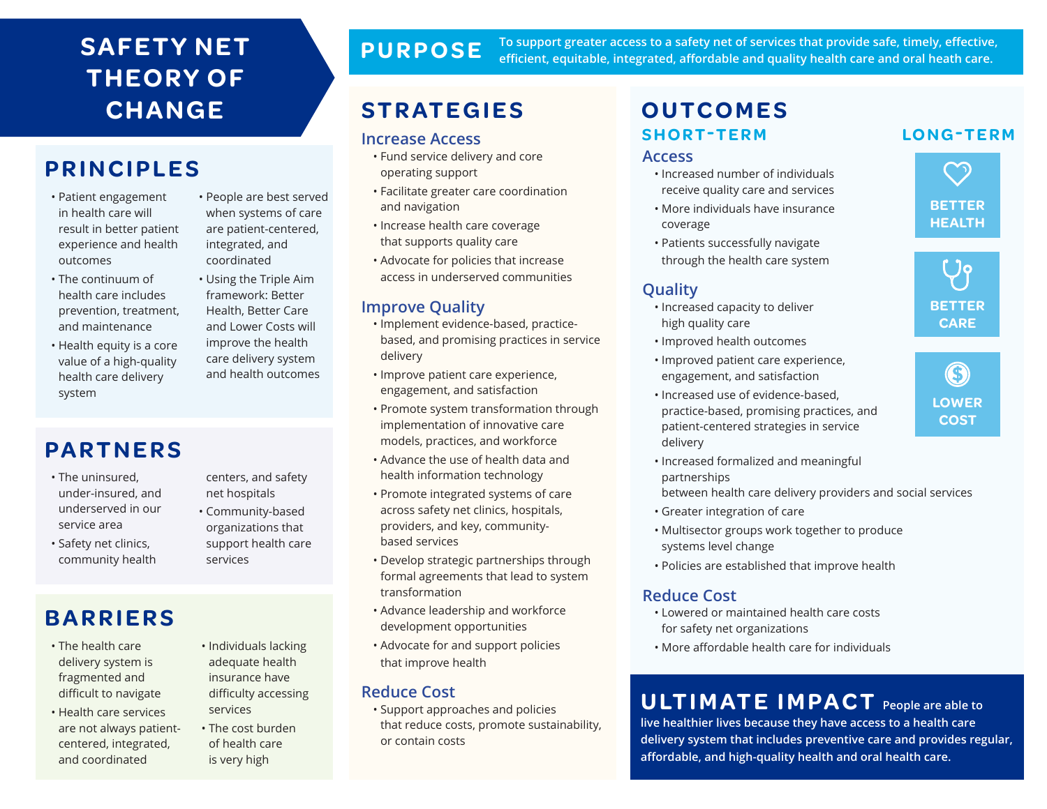# SAFETY NET THEORY OF CHANGE

## PURPOSE

To support greater access to a safety net of services that provide safe, timely, effective, efficient, equitable, integrated, affordable and quality health care and oral health care.

## PRINCIPLES

- Patient engagement in health care will result in better patient experience and health outcomes
- The continuum of health care includes prevention, treatment, and maintenance
- Health equity is a core value of a high-quality health care delivery system
- People are best served when systems of care are patient-centered, integrated, and coordinated
- Using the Triple Aim framework: Better Health, Better Care and Lower Costs will improve the health care delivery system and health outcomes

## PARTNERS

- The uninsured, under-insured, and underserved in our service area
- Safety net clinics, community health centers, and safety net hospitals
- Community-based organizations that support health care services

## BARRIERS

- The health care delivery system is fragmented and difficult to navigate
- Health care services are not always patient-centered, integrated, and coordinated
- Individuals lacking adequate health insurance have difficulty accessing services
- The cost burden of health care is very high

## STRATEGIES

### Increase Access

- Fund service delivery and core operating support
- Facilitate greater care coordination and navigation
- Increase health care coverage that supports quality care
- Advocate for policies that increase access in underserved communities

### Improve Quality

- Implement evidence-based, practice-based, and promising practices in service delivery
- Improve patient care experience, engagement, and satisfaction
- Promote system transformation through implementation of innovative care models, practices, and workforce
- Advance the use of health data and health information technology
- Promote integrated systems of care across safety net clinics, hospitals, providers, and key, community-based services
- Develop strategic partnerships through formal agreements that lead to system transformation
- Advance leadership and workforce development opportunities
- Advocate for and support policies that improve health

### Reduce Cost

- Support approaches and policies that reduce costs, promote sustainability, or contain costs

## OUTCOMES

### SHORT-TERM

#### Access

- Increased number of individuals receive quality care and services
- More individuals have insurance coverage
- Patients successfully navigate through the health care system

#### Quality

- Increased capacity to deliver high quality care
- Improved health outcomes
- Improved patient care experience, engagement, and satisfaction
- Increased use of evidence-based, practice-based, promising practices, and patient-centered strategies in service delivery
- Increased formalized and meaningful partnerships between health care delivery providers and social services
- Greater integration of care
- Multisector groups work together to produce systems level change
- Policies are established that improve health

#### Reduce Cost

- Lowered or maintained health care costs for safety net organizations
- More affordable health care for individuals

### LONG-TERM

- BETTER HEALTH
- BETTER CARE
- LOWER COST

## ULTIMATE IMPACT

**People are able to live healthier lives because they have access to a health care delivery system that includes preventive care and provides regular, affordable, and high-quality health and oral health care.**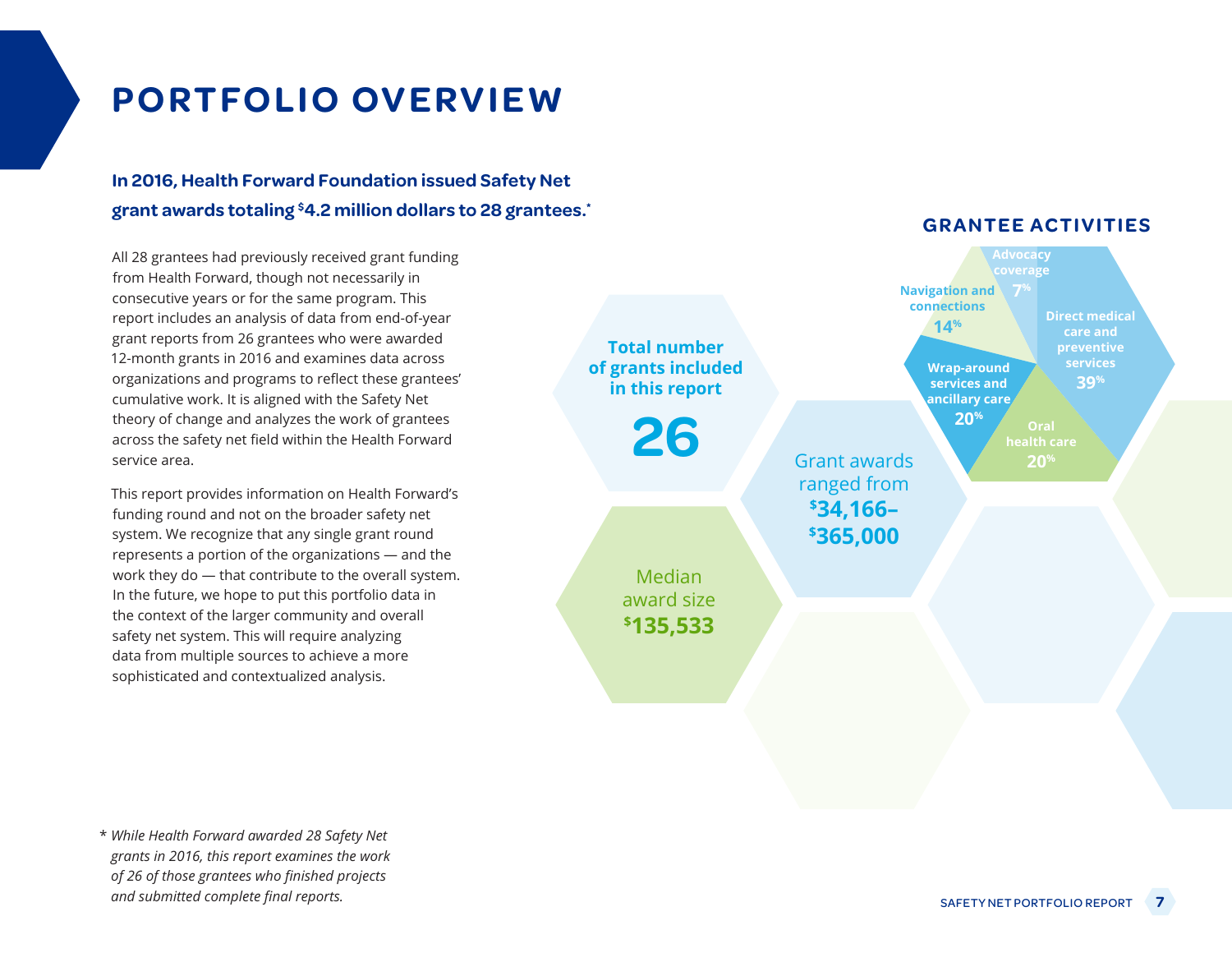# PORTFOLIO OVERVIEW

**In 2016, Health Forward Foundation issued Safety Net grant awards totaling $4.2 million dollars to 28 grantees.***

All 28 grantees had previously received grant funding from Health Forward, though not necessarily in consecutive years or for the same program. This report includes an analysis of data from end-of-year grant reports from 26 grantees who were awarded 12-month grants in 2016 and examines data across organizations and programs to reflect these grantees' cumulative work. It is aligned with the Safety Net theory of change and analyzes the work of grantees across the safety net field within the Health Forward service area.

This report provides information on Health Forward's funding round and not on the broader safety net system. We recognize that any single grant round represents a portion of the organizations — and the work they do — that contribute to the overall system. In the future, we hope to put this portfolio data in the context of the larger community and overall safety net system. This will require analyzing data from multiple sources to achieve a more sophisticated and contextualized analysis.

**Total number of grants included in this report**

**26**

Grant awards ranged from **$34,166–$365,000**

Median award size **$135,533**

## GRANTEE ACTIVITIES

- Direct medical care and preventive services: 39%
- Wrap-around services and ancillary care: 20%
- Oral health care: 20%
- Navigation and connections: 14%
- Advocacy coverage: 7%

*\* While Health Forward awarded 28 Safety Net grants in 2016, this report examines the work of 26 of those grantees who finished projects and submitted complete final reports.*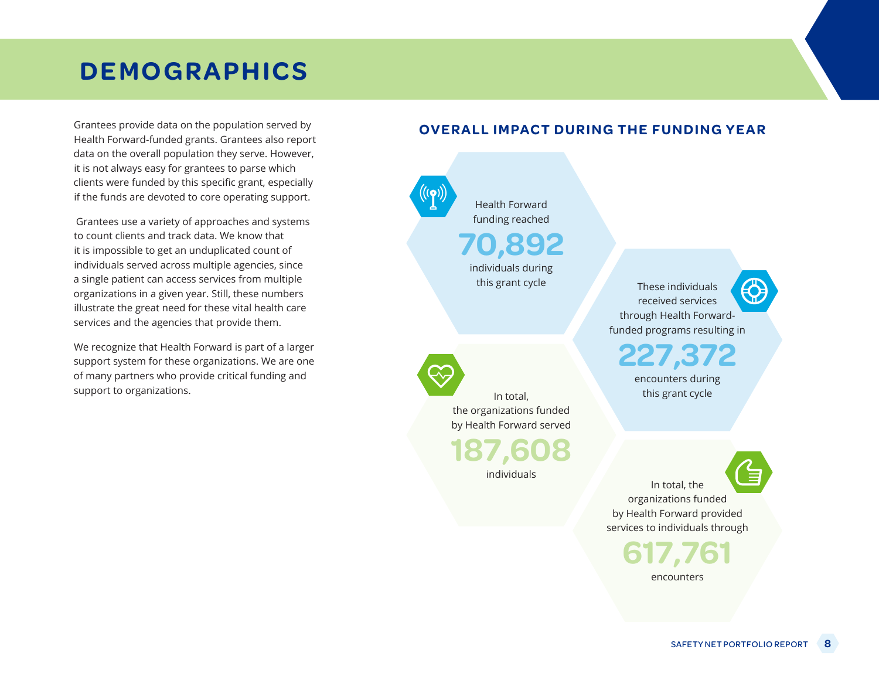# DEMOGRAPHICS

Grantees provide data on the population served by Health Forward-funded grants. Grantees also report data on the overall population they serve. However, it is not always easy for grantees to parse which clients were funded by this specific grant, especially if the funds are devoted to core operating support.

Grantees use a variety of approaches and systems to count clients and track data. We know that it is impossible to get an unduplicated count of individuals served across multiple agencies, since a single patient can access services from multiple organizations in a given year. Still, these numbers illustrate the great need for these vital health care services and the agencies that provide them.

We recognize that Health Forward is part of a larger support system for these organizations. We are one of many partners who provide critical funding and support to organizations.

## OVERALL IMPACT DURING THE FUNDING YEAR

Health Forward funding reached **70,892** individuals during this grant cycle

These individuals received services through Health Forward-funded programs resulting in **227,372** encounters during this grant cycle

In total, the organizations funded by Health Forward served **187,608** individuals

In total, the organizations funded by Health Forward provided services to individuals through **617,761** encounters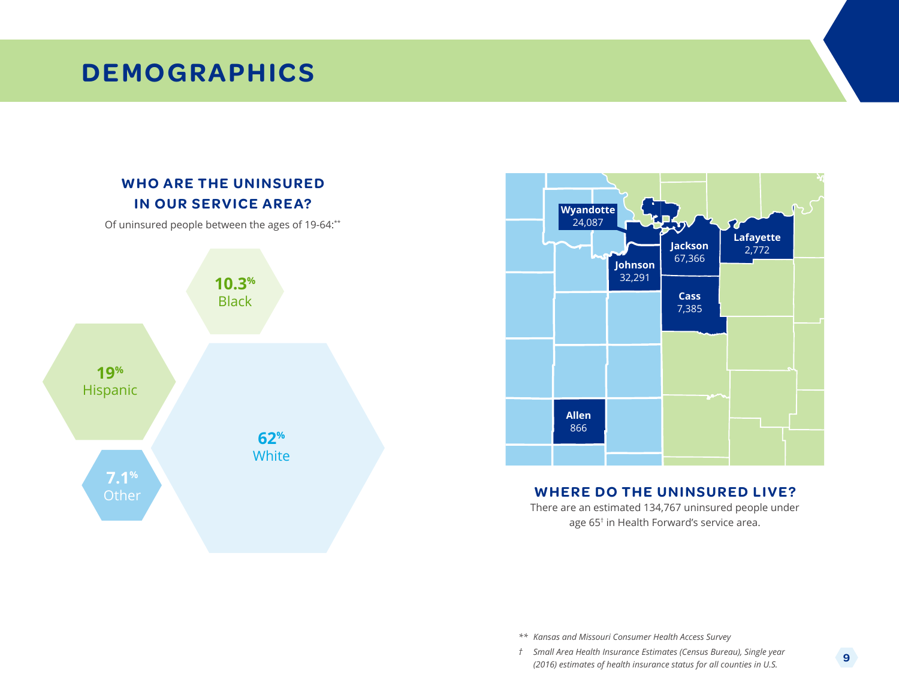# DEMOGRAPHICS

## WHO ARE THE UNINSURED IN OUR SERVICE AREA?

Of uninsured people between the ages of 19-64:**

- **10.3%** Black
- **19%** Hispanic
- **62%** White
- **7.1%** Other

| County | Uninsured |
|---|---|
| Wyandotte | 24,087 |
| Jackson | 67,366 |
| Lafayette | 2,772 |
| Johnson | 32,291 |
| Cass | 7,385 |
| Allen | 866 |

## WHERE DO THE UNINSURED LIVE?

There are an estimated 134,767 uninsured people under age 65† in Health Forward's service area.

** *Kansas and Missouri Consumer Health Access Survey*

† *Small Area Health Insurance Estimates (Census Bureau), Single year (2016) estimates of health insurance status for all counties in U.S.*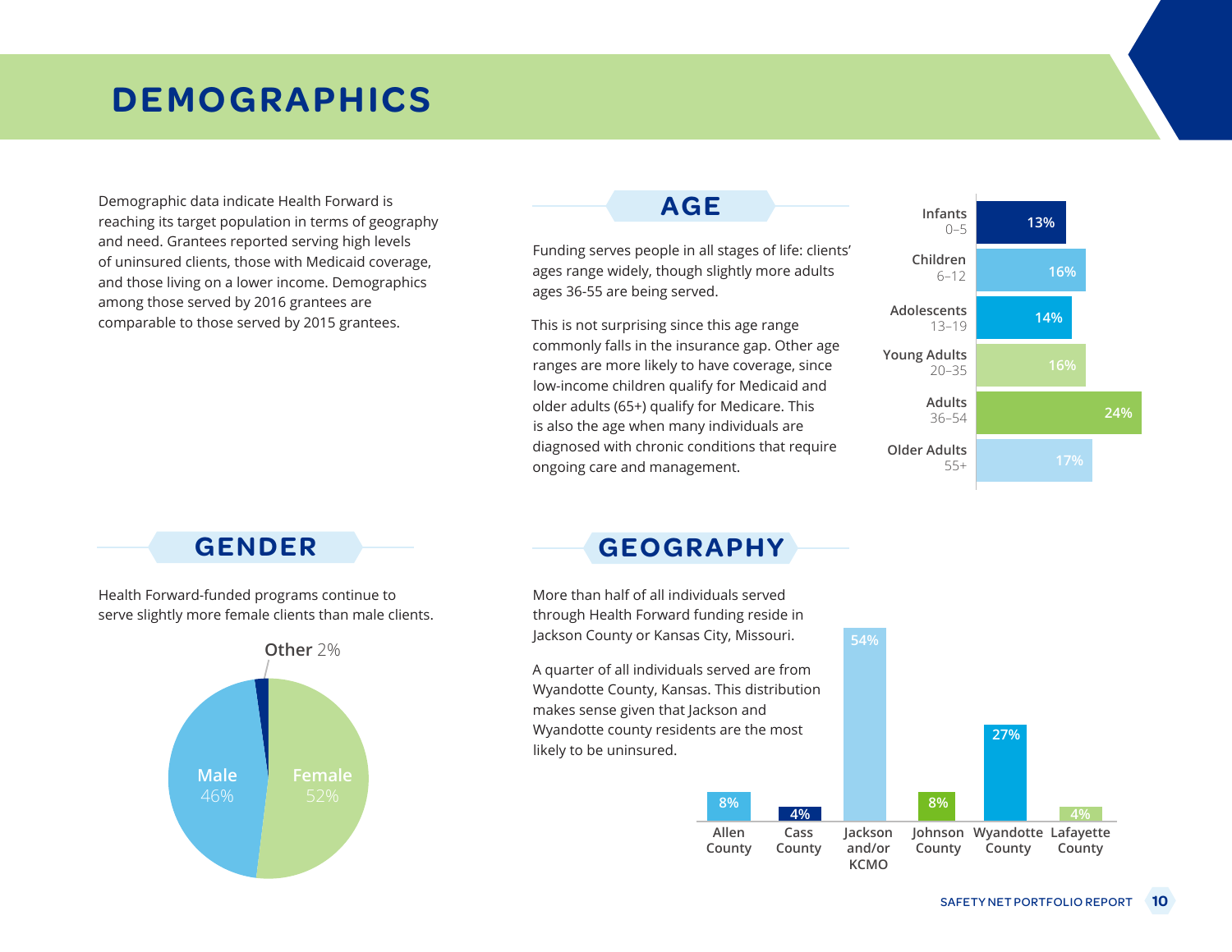# DEMOGRAPHICS

Demographic data indicate Health Forward is reaching its target population in terms of geography and need. Grantees reported serving high levels of uninsured clients, those with Medicaid coverage, and those living on a lower income. Demographics among those served by 2016 grantees are comparable to those served by 2015 grantees.

## AGE

Funding serves people in all stages of life: clients' ages range widely, though slightly more adults ages 36-55 are being served.

This is not surprising since this age range commonly falls in the insurance gap. Other age ranges are more likely to have coverage, since low-income children qualify for Medicaid and older adults (65+) qualify for Medicare. This is also the age when many individuals are diagnosed with chronic conditions that require ongoing care and management.

| Age Group | Percent |
| --- | --- |
| Infants 0–5 | 13% |
| Children 6–12 | 16% |
| Adolescents 13–19 | 14% |
| Young Adults 20–35 | 16% |
| Adults 36–54 | 24% |
| Older Adults 55+ | 17% |

## GENDER

Health Forward-funded programs continue to serve slightly more female clients than male clients.

| Gender | Percent |
| --- | --- |
| Female | 52% |
| Male | 46% |
| Other | 2% |

## GEOGRAPHY

More than half of all individuals served through Health Forward funding reside in Jackson County or Kansas City, Missouri.

A quarter of all individuals served are from Wyandotte County, Kansas. This distribution makes sense given that Jackson and Wyandotte county residents are the most likely to be uninsured.

| Location | Percent |
| --- | --- |
| Allen County | 8% |
| Cass County | 4% |
| Jackson and/or KCMO | 54% |
| Johnson County | 8% |
| Wyandotte County | 27% |
| Lafayette County | 4% |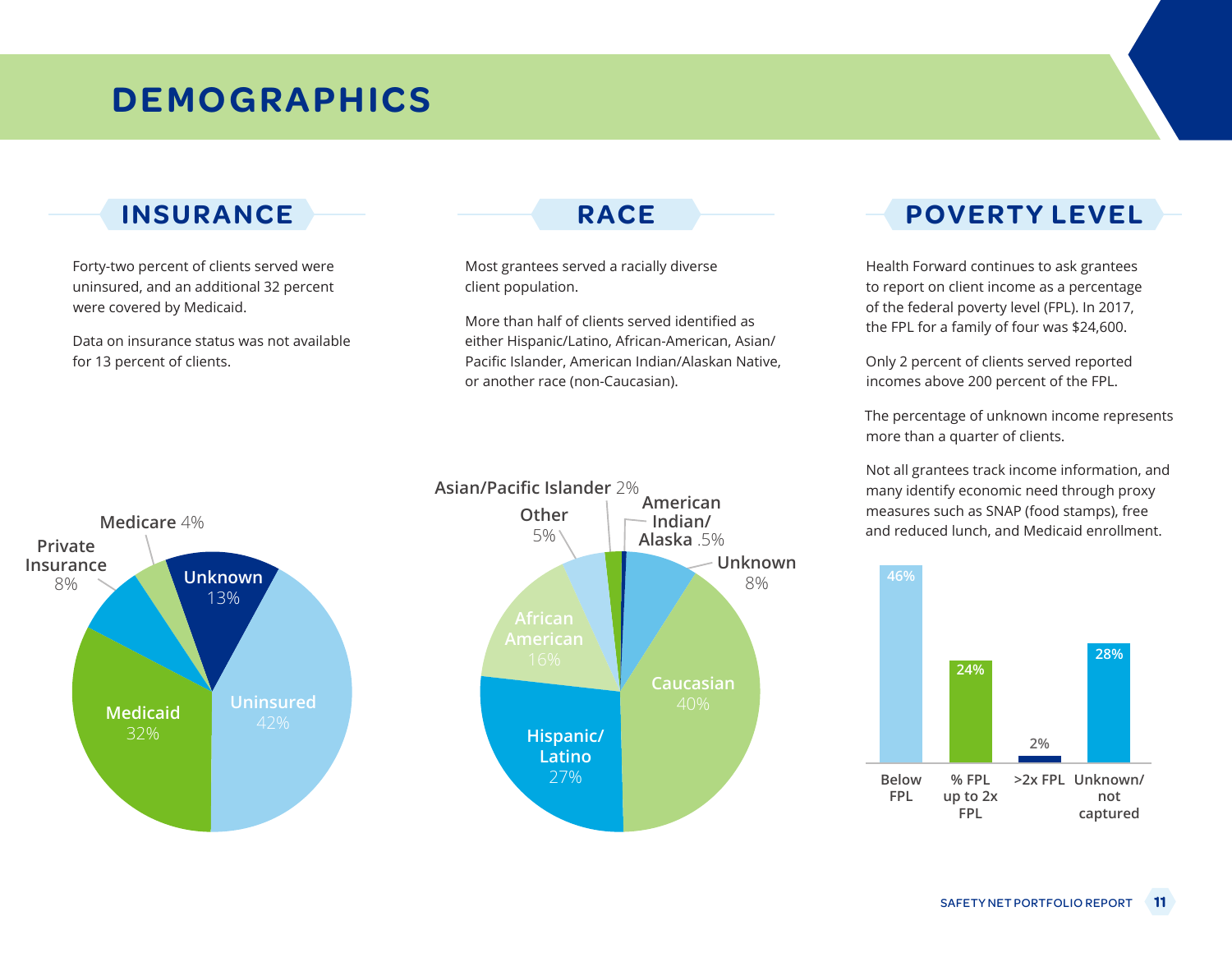# DEMOGRAPHICS

## INSURANCE

Forty-two percent of clients served were uninsured, and an additional 32 percent were covered by Medicaid.

Data on insurance status was not available for 13 percent of clients.

| Insurance | Percent |
|---|---|
| Uninsured | 42% |
| Medicaid | 32% |
| Unknown | 13% |
| Private Insurance | 8% |
| Medicare | 4% |

## RACE

Most grantees served a racially diverse client population.

More than half of clients served identified as either Hispanic/Latino, African-American, Asian/Pacific Islander, American Indian/Alaskan Native, or another race (non-Caucasian).

| Race | Percent |
|---|---|
| Caucasian | 40% |
| Hispanic/Latino | 27% |
| African American | 16% |
| Unknown | 8% |
| Other | 5% |
| Asian/Pacific Islander | 2% |
| American Indian/Alaska | .5% |

## POVERTY LEVEL

Health Forward continues to ask grantees to report on client income as a percentage of the federal poverty level (FPL). In 2017, the FPL for a family of four was $24,600.

Only 2 percent of clients served reported incomes above 200 percent of the FPL.

The percentage of unknown income represents more than a quarter of clients.

Not all grantees track income information, and many identify economic need through proxy measures such as SNAP (food stamps), free and reduced lunch, and Medicaid enrollment.

| Poverty Level | Percent |
|---|---|
| Below FPL | 46% |
| % FPL up to 2x FPL | 24% |
| >2x FPL | 2% |
| Unknown/not captured | 28% |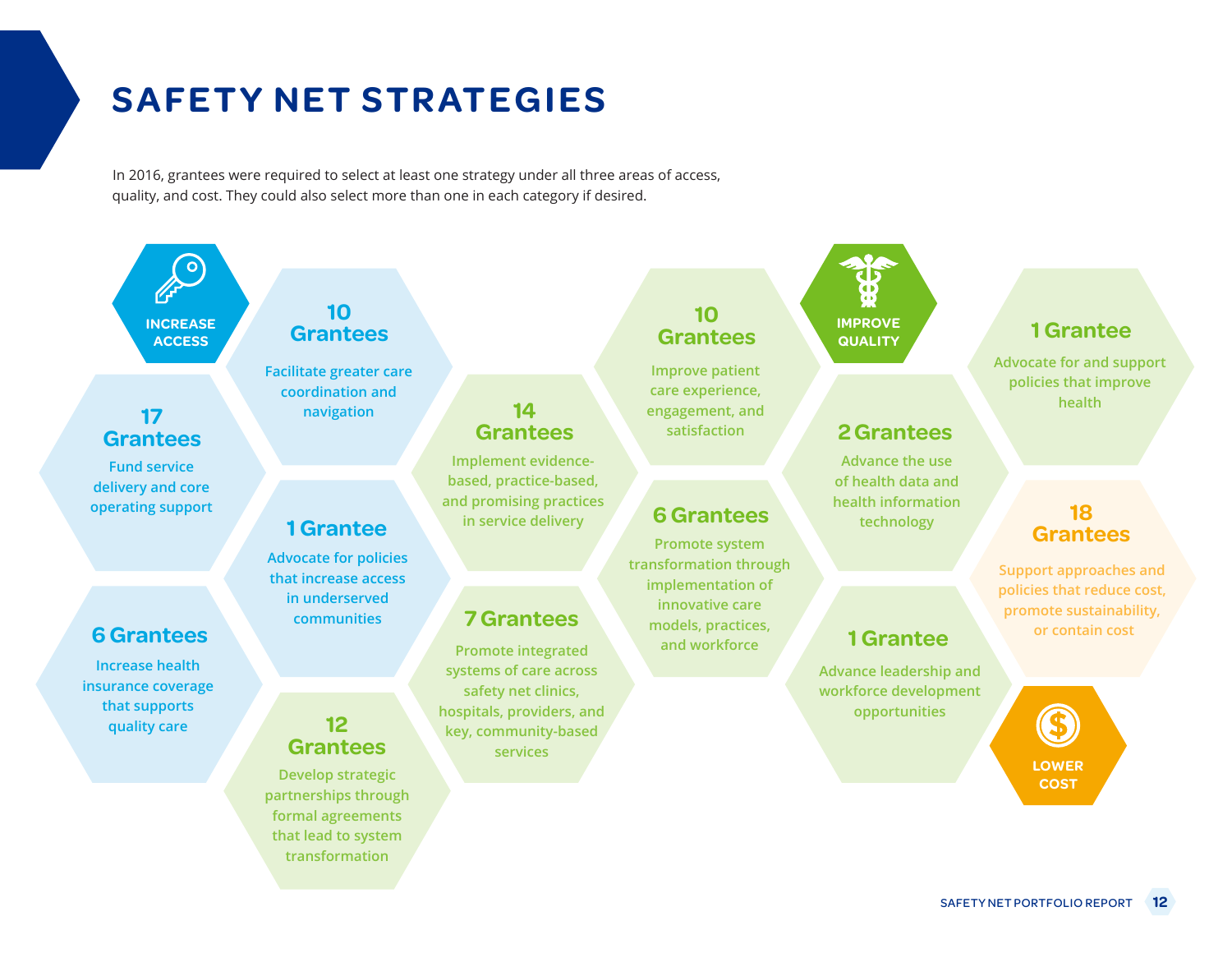# SAFETY NET STRATEGIES

In 2016, grantees were required to select at least one strategy under all three areas of access, quality, and cost. They could also select more than one in each category if desired.

## INCREASE ACCESS

**17 Grantees**
Fund service delivery and core operating support

**10 Grantees**
Facilitate greater care coordination and navigation

**1 Grantee**
Advocate for policies that increase access in underserved communities

**6 Grantees**
Increase health insurance coverage that supports quality care

## IMPROVE QUALITY

**12 Grantees**
Develop strategic partnerships through formal agreements that lead to system transformation

**14 Grantees**
Implement evidence-based, practice-based, and promising practices in service delivery

**7 Grantees**
Promote integrated systems of care across safety net clinics, hospitals, providers, and key, community-based services

**10 Grantees**
Improve patient care experience, engagement, and satisfaction

**6 Grantees**
Promote system transformation through implementation of innovative care models, practices, and workforce

**2 Grantees**
Advance the use of health data and health information technology

**1 Grantee**
Advance leadership and workforce development opportunities

**1 Grantee**
Advocate for and support policies that improve health

## LOWER COST

**18 Grantees**
Support approaches and policies that reduce cost, promote sustainability, or contain cost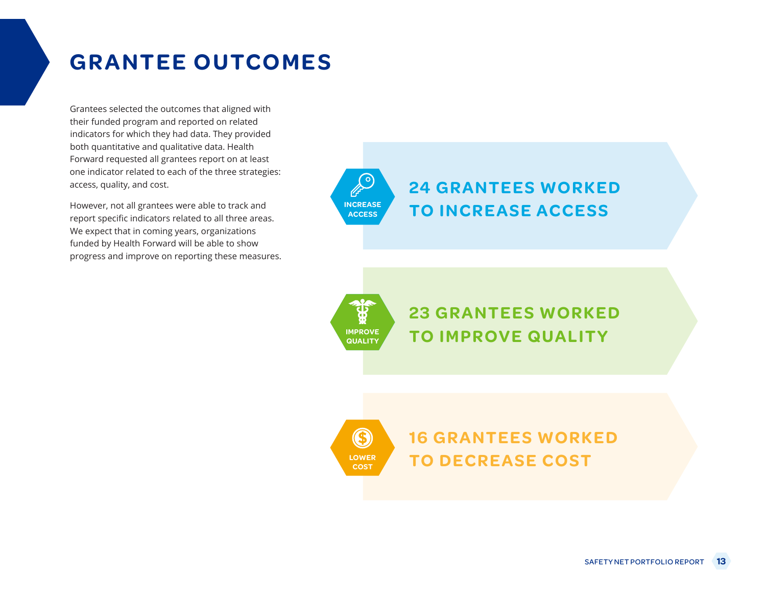# GRANTEE OUTCOMES

Grantees selected the outcomes that aligned with their funded program and reported on related indicators for which they had data. They provided both quantitative and qualitative data. Health Forward requested all grantees report on at least one indicator related to each of the three strategies: access, quality, and cost.

However, not all grantees were able to track and report specific indicators related to all three areas. We expect that in coming years, organizations funded by Health Forward will be able to show progress and improve on reporting these measures.

INCREASE ACCESS

**24 GRANTEES WORKED TO INCREASE ACCESS**

IMPROVE QUALITY

**23 GRANTEES WORKED TO IMPROVE QUALITY**

LOWER COST

**16 GRANTEES WORKED TO DECREASE COST**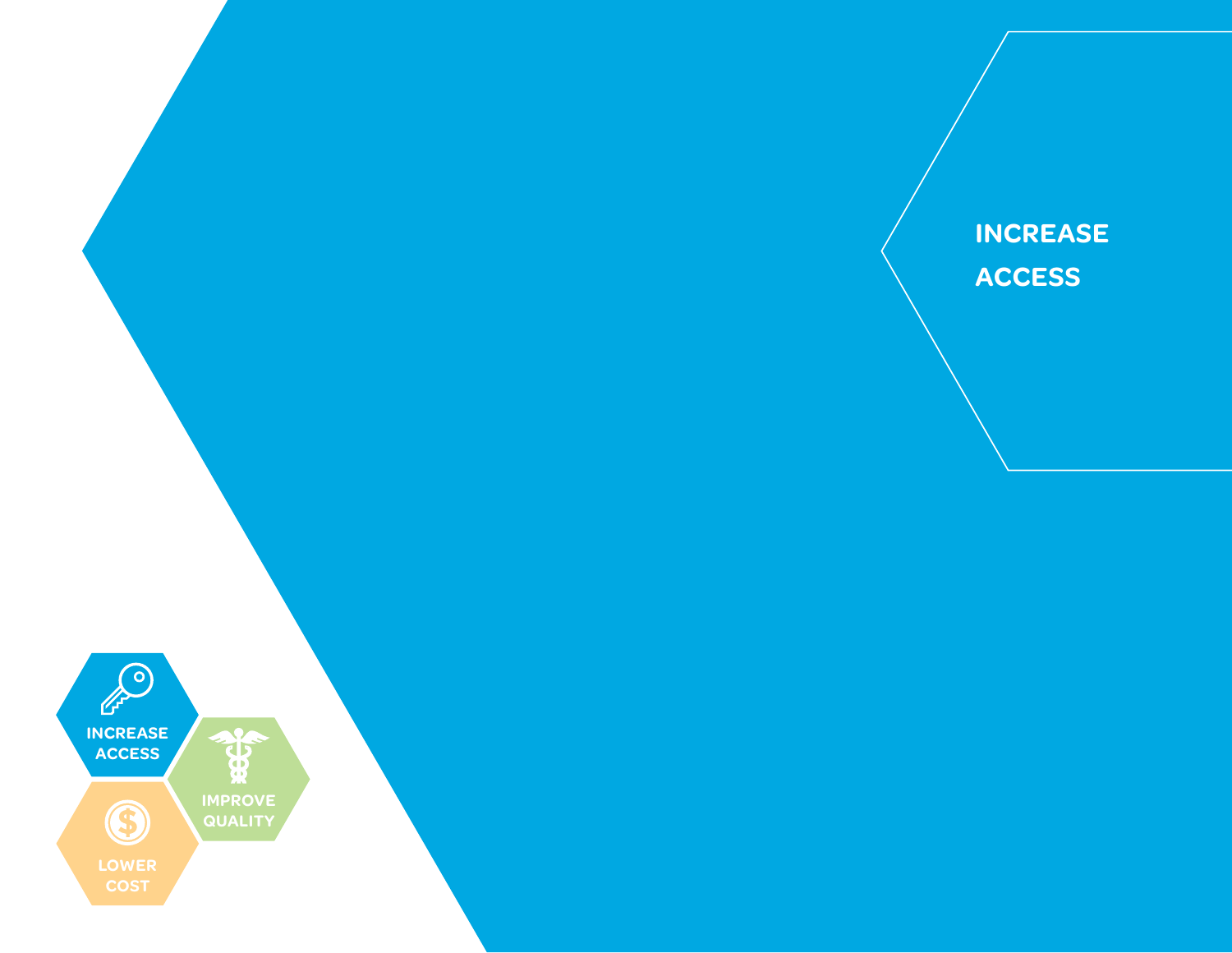# INCREASE ACCESS

INCREASE ACCESS

IMPROVE QUALITY

LOWER COST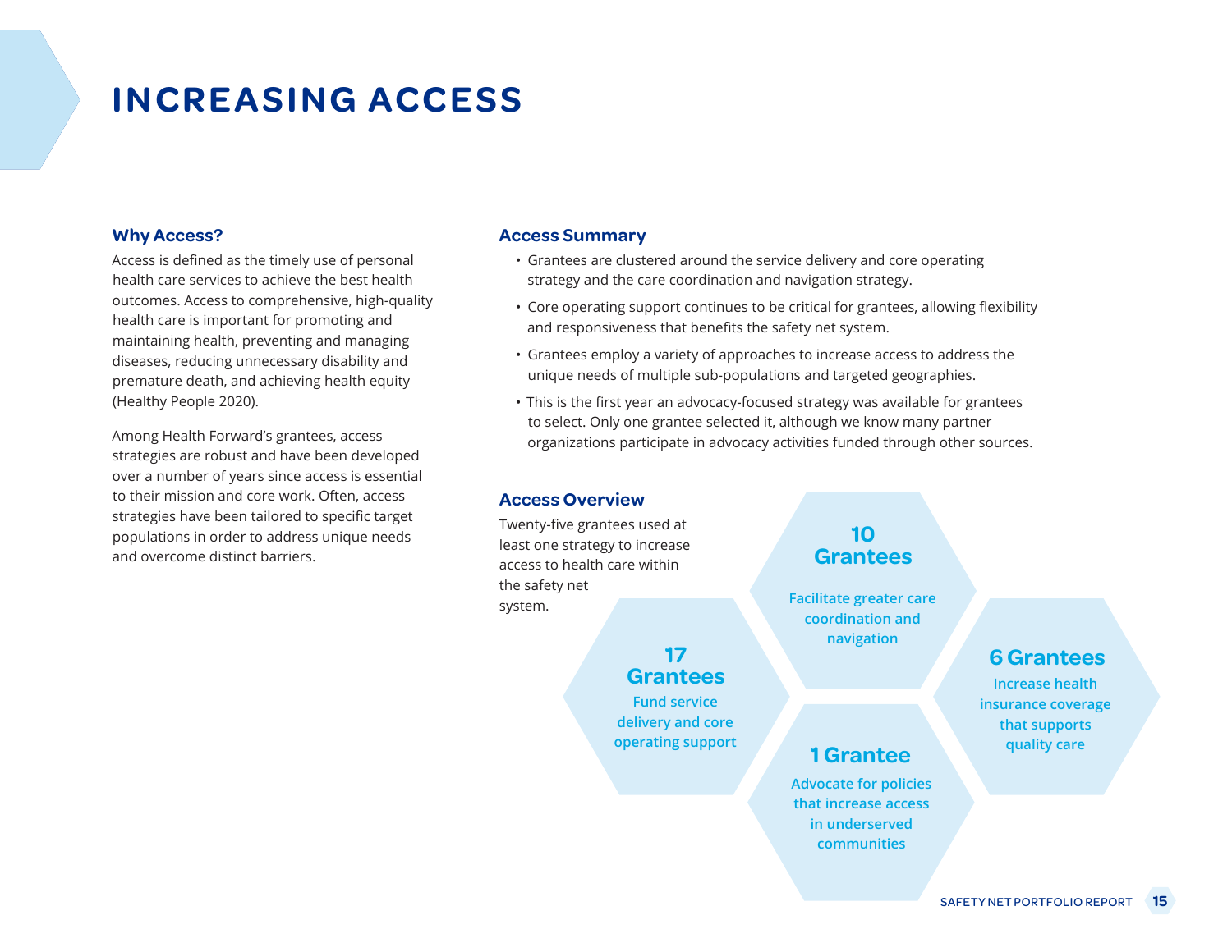# INCREASING ACCESS

### Why Access?

Access is defined as the timely use of personal health care services to achieve the best health outcomes. Access to comprehensive, high-quality health care is important for promoting and maintaining health, preventing and managing diseases, reducing unnecessary disability and premature death, and achieving health equity (Healthy People 2020).

Among Health Forward's grantees, access strategies are robust and have been developed over a number of years since access is essential to their mission and core work. Often, access strategies have been tailored to specific target populations in order to address unique needs and overcome distinct barriers.

### Access Summary

- Grantees are clustered around the service delivery and core operating strategy and the care coordination and navigation strategy.
- Core operating support continues to be critical for grantees, allowing flexibility and responsiveness that benefits the safety net system.
- Grantees employ a variety of approaches to increase access to address the unique needs of multiple sub-populations and targeted geographies.
- This is the first year an advocacy-focused strategy was available for grantees to select. Only one grantee selected it, although we know many partner organizations participate in advocacy activities funded through other sources.

### Access Overview

Twenty-five grantees used at least one strategy to increase access to health care within the safety net system.

**10 Grantees**
Facilitate greater care coordination and navigation

**17 Grantees**
Fund service delivery and core operating support

**6 Grantees**
Increase health insurance coverage that supports quality care

**1 Grantee**
Advocate for policies that increase access in underserved communities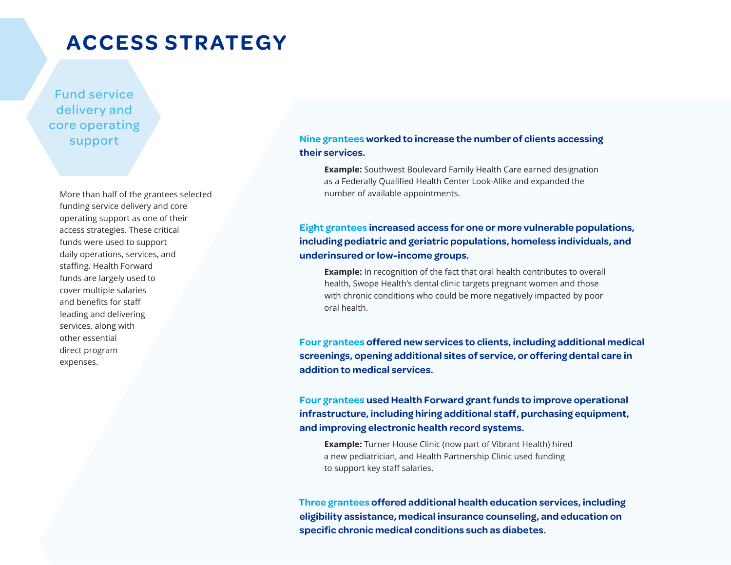# ACCESS STRATEGY

## Fund service delivery and core operating support

More than half of the grantees selected funding service delivery and core operating support as one of their access strategies. These critical funds were used to support daily operations, services, and staffing. Health Forward funds are largely used to cover multiple salaries and benefits for staff leading and delivering services, along with other essential direct program expenses.

**Nine grantees worked to increase the number of clients accessing their services.**

> **Example:** Southwest Boulevard Family Health Care earned designation as a Federally Qualified Health Center Look-Alike and expanded the number of available appointments.

**Eight grantees increased access for one or more vulnerable populations, including pediatric and geriatric populations, homeless individuals, and underinsured or low-income groups.**

> **Example:** In recognition of the fact that oral health contributes to overall health, Swope Health's dental clinic targets pregnant women and those with chronic conditions who could be more negatively impacted by poor oral health.

**Four grantees offered new services to clients, including additional medical screenings, opening additional sites of service, or offering dental care in addition to medical services.**

**Four grantees used Health Forward grant funds to improve operational infrastructure, including hiring additional staff, purchasing equipment, and improving electronic health record systems.**

> **Example:** Turner House Clinic (now part of Vibrant Health) hired a new pediatrician, and Health Partnership Clinic used funding to support key staff salaries.

**Three grantees offered additional health education services, including eligibility assistance, medical insurance counseling, and education on specific chronic medical conditions such as diabetes.**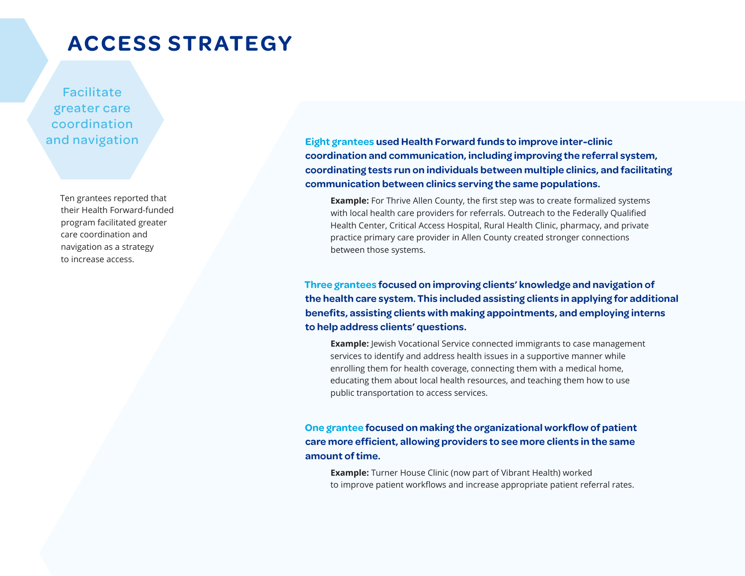# ACCESS STRATEGY

## Facilitate greater care coordination and navigation

Ten grantees reported that their Health Forward-funded program facilitated greater care coordination and navigation as a strategy to increase access.

**Eight grantees used Health Forward funds to improve inter-clinic coordination and communication, including improving the referral system, coordinating tests run on individuals between multiple clinics, and facilitating communication between clinics serving the same populations.**

> **Example:** For Thrive Allen County, the first step was to create formalized systems with local health care providers for referrals. Outreach to the Federally Qualified Health Center, Critical Access Hospital, Rural Health Clinic, pharmacy, and private practice primary care provider in Allen County created stronger connections between those systems.

**Three grantees focused on improving clients' knowledge and navigation of the health care system. This included assisting clients in applying for additional benefits, assisting clients with making appointments, and employing interns to help address clients' questions.**

> **Example:** Jewish Vocational Service connected immigrants to case management services to identify and address health issues in a supportive manner while enrolling them for health coverage, connecting them with a medical home, educating them about local health resources, and teaching them how to use public transportation to access services.

**One grantee focused on making the organizational workflow of patient care more efficient, allowing providers to see more clients in the same amount of time.**

> **Example:** Turner House Clinic (now part of Vibrant Health) worked to improve patient workflows and increase appropriate patient referral rates.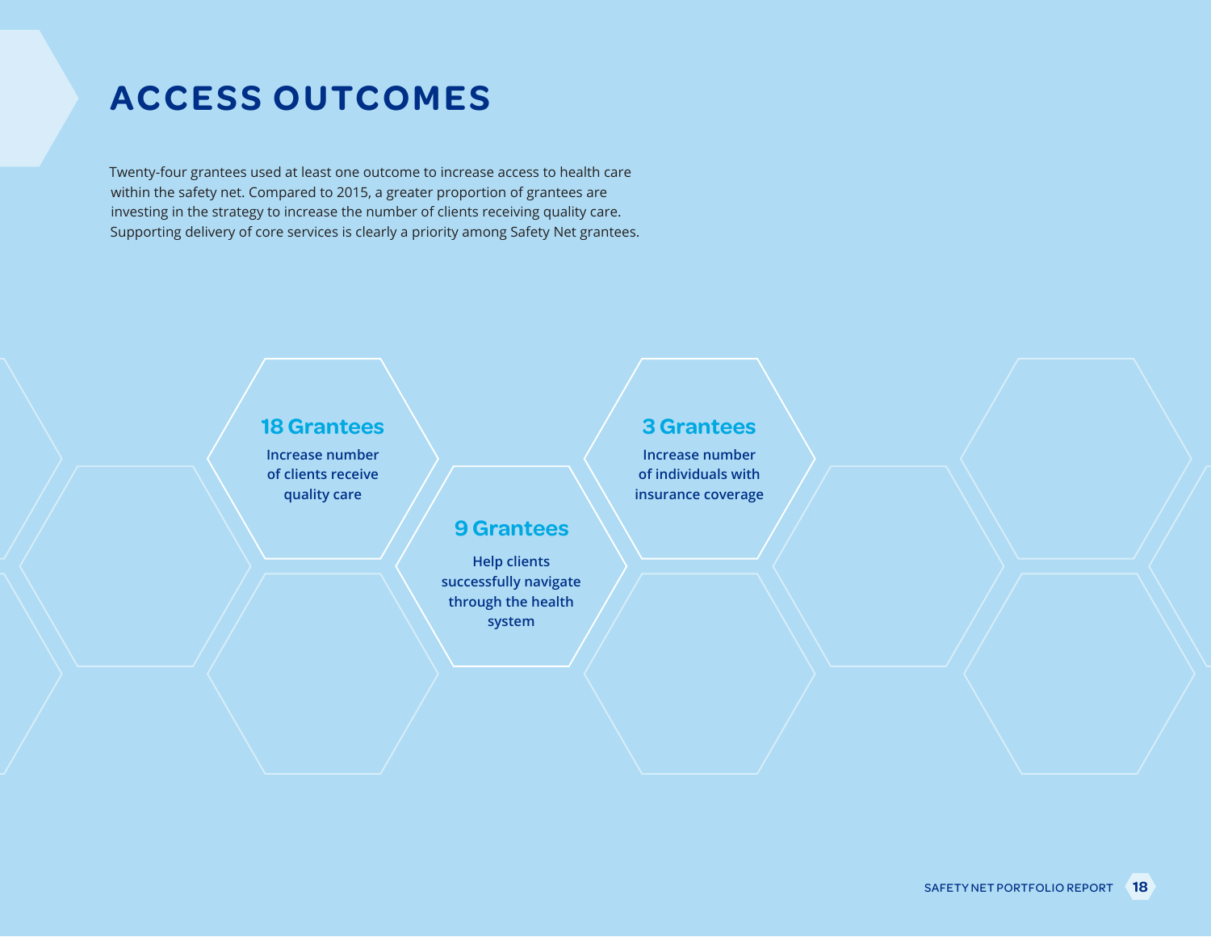# ACCESS OUTCOMES

Twenty-four grantees used at least one outcome to increase access to health care within the safety net. Compared to 2015, a greater proportion of grantees are investing in the strategy to increase the number of clients receiving quality care. Supporting delivery of core services is clearly a priority among Safety Net grantees.

**18 Grantees**

Increase number of clients receive quality care

**9 Grantees**

Help clients successfully navigate through the health system

**3 Grantees**

Increase number of individuals with insurance coverage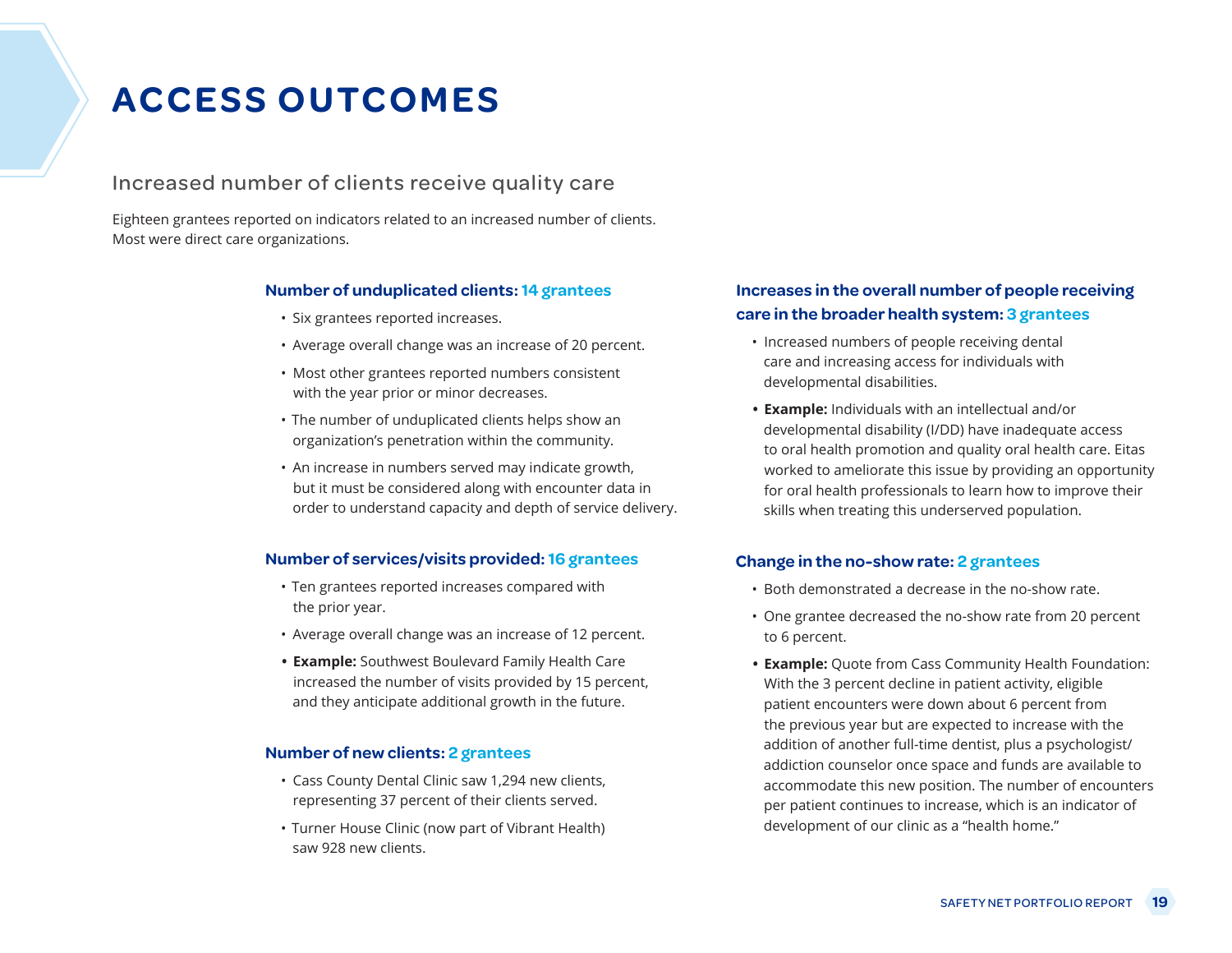# ACCESS OUTCOMES

## Increased number of clients receive quality care

Eighteen grantees reported on indicators related to an increased number of clients. Most were direct care organizations.

### Number of unduplicated clients: 14 grantees

- Six grantees reported increases.
- Average overall change was an increase of 20 percent.
- Most other grantees reported numbers consistent with the year prior or minor decreases.
- The number of unduplicated clients helps show an organization's penetration within the community.
- An increase in numbers served may indicate growth, but it must be considered along with encounter data in order to understand capacity and depth of service delivery.

### Number of services/visits provided: 16 grantees

- Ten grantees reported increases compared with the prior year.
- Average overall change was an increase of 12 percent.
- **Example:** Southwest Boulevard Family Health Care increased the number of visits provided by 15 percent, and they anticipate additional growth in the future.

### Number of new clients: 2 grantees

- Cass County Dental Clinic saw 1,294 new clients, representing 37 percent of their clients served.
- Turner House Clinic (now part of Vibrant Health) saw 928 new clients.

### Increases in the overall number of people receiving care in the broader health system: 3 grantees

- Increased numbers of people receiving dental care and increasing access for individuals with developmental disabilities.
- **Example:** Individuals with an intellectual and/or developmental disability (I/DD) have inadequate access to oral health promotion and quality oral health care. Eitas worked to ameliorate this issue by providing an opportunity for oral health professionals to learn how to improve their skills when treating this underserved population.

### Change in the no-show rate: 2 grantees

- Both demonstrated a decrease in the no-show rate.
- One grantee decreased the no-show rate from 20 percent to 6 percent.
- **Example:** Quote from Cass Community Health Foundation: With the 3 percent decline in patient activity, eligible patient encounters were down about 6 percent from the previous year but are expected to increase with the addition of another full-time dentist, plus a psychologist/addiction counselor once space and funds are available to accommodate this new position. The number of encounters per patient continues to increase, which is an indicator of development of our clinic as a "health home."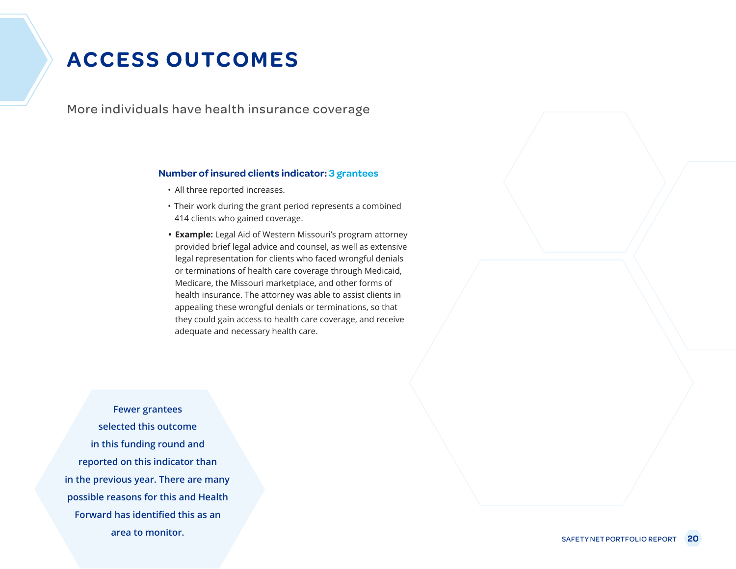# ACCESS OUTCOMES

More individuals have health insurance coverage

**Number of insured clients indicator: 3 grantees**

- All three reported increases.
- Their work during the grant period represents a combined 414 clients who gained coverage.
- **Example:** Legal Aid of Western Missouri's program attorney provided brief legal advice and counsel, as well as extensive legal representation for clients who faced wrongful denials or terminations of health care coverage through Medicaid, Medicare, the Missouri marketplace, and other forms of health insurance. The attorney was able to assist clients in appealing these wrongful denials or terminations, so that they could gain access to health care coverage, and receive adequate and necessary health care.

**Fewer grantees selected this outcome in this funding round and reported on this indicator than in the previous year. There are many possible reasons for this and Health Forward has identified this as an area to monitor.**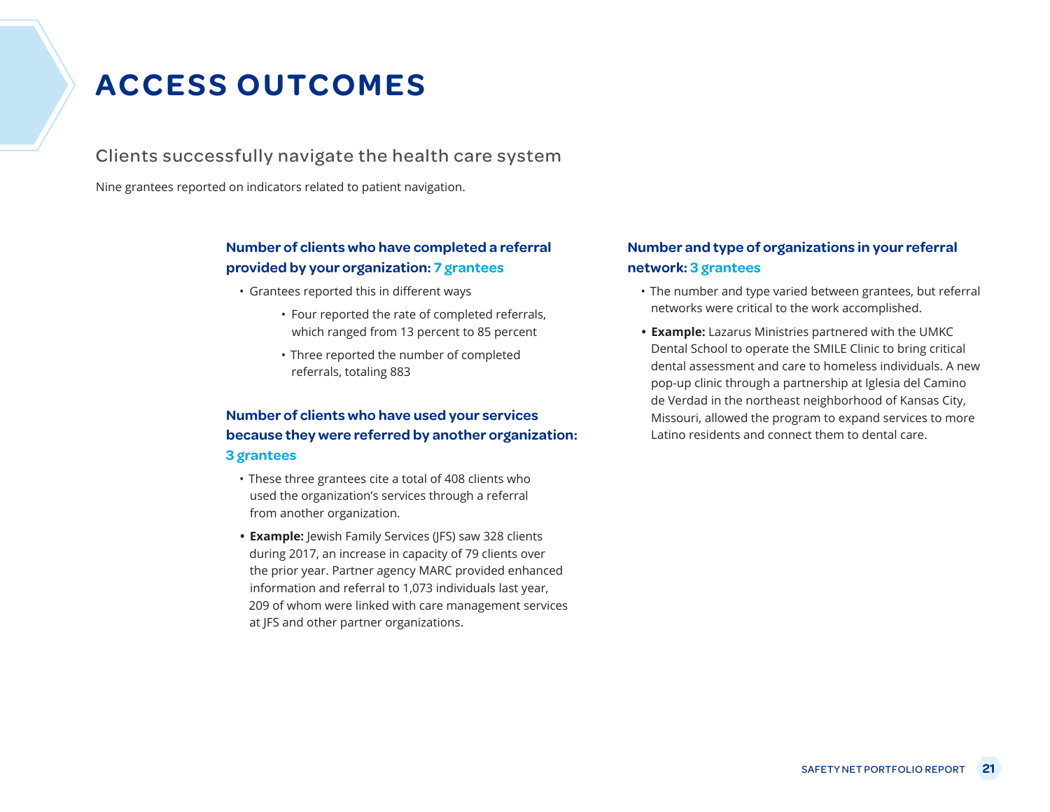# ACCESS OUTCOMES

## Clients successfully navigate the health care system

Nine grantees reported on indicators related to patient navigation.

### Number of clients who have completed a referral provided by your organization: 7 grantees

- Grantees reported this in different ways
  - Four reported the rate of completed referrals, which ranged from 13 percent to 85 percent
  - Three reported the number of completed referrals, totaling 883

### Number of clients who have used your services because they were referred by another organization: 3 grantees

- These three grantees cite a total of 408 clients who used the organization's services through a referral from another organization.
- **Example:** Jewish Family Services (JFS) saw 328 clients during 2017, an increase in capacity of 79 clients over the prior year. Partner agency MARC provided enhanced information and referral to 1,073 individuals last year, 209 of whom were linked with care management services at JFS and other partner organizations.

### Number and type of organizations in your referral network: 3 grantees

- The number and type varied between grantees, but referral networks were critical to the work accomplished.
- **Example:** Lazarus Ministries partnered with the UMKC Dental School to operate the SMILE Clinic to bring critical dental assessment and care to homeless individuals. A new pop-up clinic through a partnership at Iglesia del Camino de Verdad in the northeast neighborhood of Kansas City, Missouri, allowed the program to expand services to more Latino residents and connect them to dental care.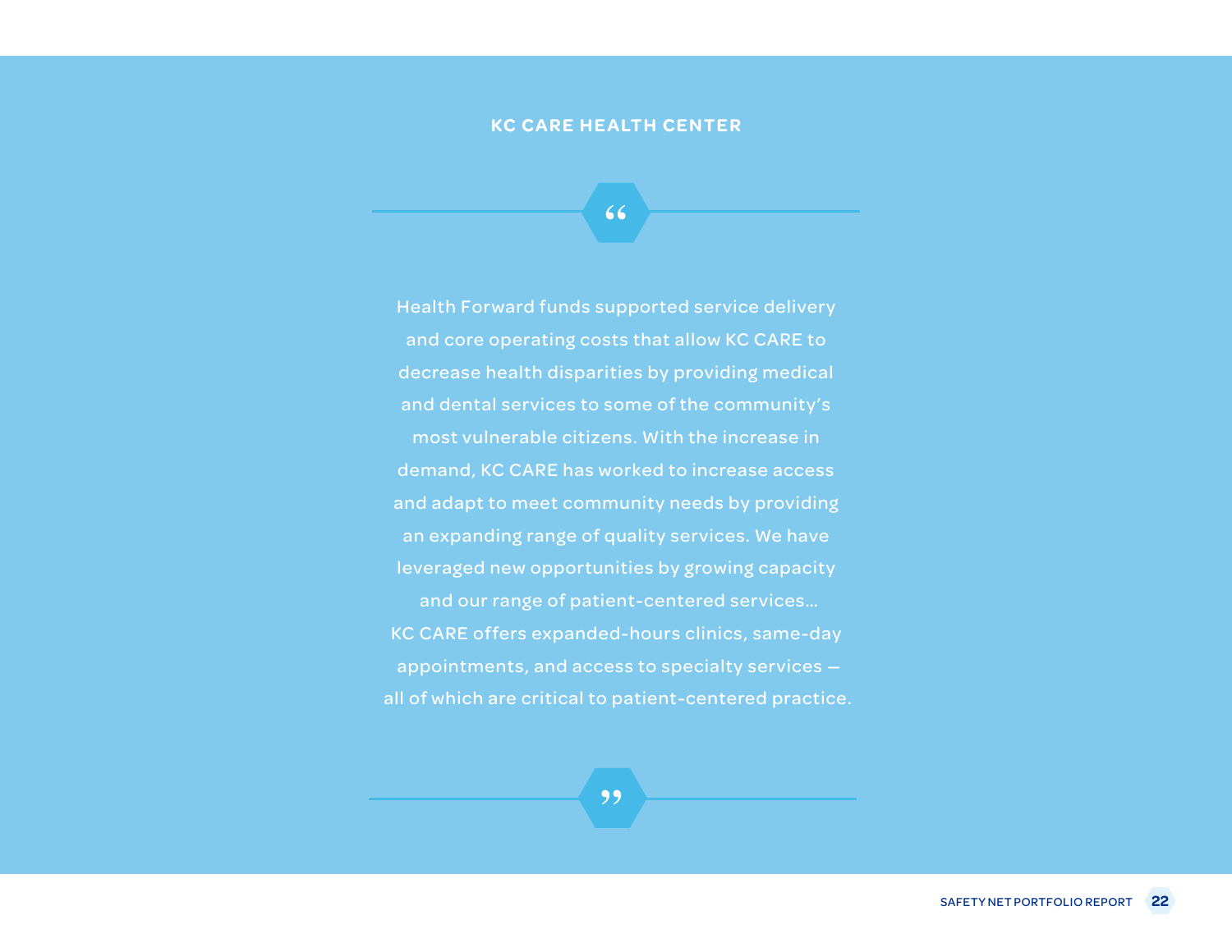## KC CARE HEALTH CENTER

> Health Forward funds supported service delivery and core operating costs that allow KC CARE to decrease health disparities by providing medical and dental services to some of the community's most vulnerable citizens. With the increase in demand, KC CARE has worked to increase access and adapt to meet community needs by providing an expanding range of quality services. We have leveraged new opportunities by growing capacity and our range of patient-centered services… KC CARE offers expanded-hours clinics, same-day appointments, and access to specialty services — all of which are critical to patient-centered practice.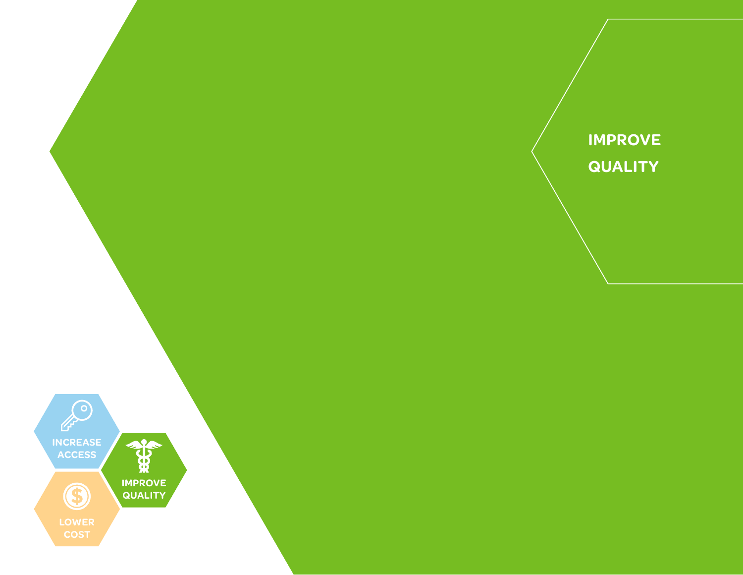# IMPROVE QUALITY

INCREASE ACCESS

IMPROVE QUALITY

LOWER COST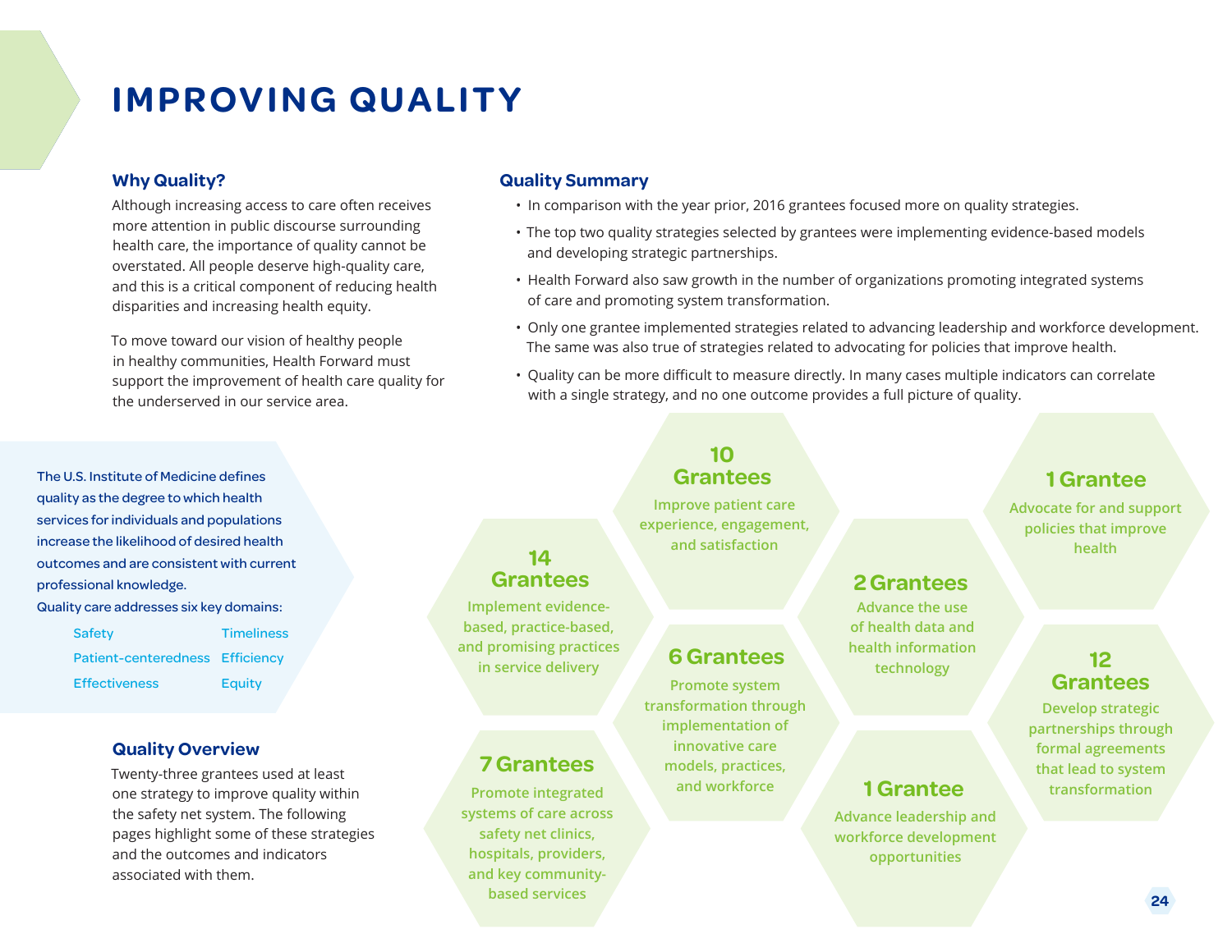# IMPROVING QUALITY

## Why Quality?

Although increasing access to care often receives more attention in public discourse surrounding health care, the importance of quality cannot be overstated. All people deserve high-quality care, and this is a critical component of reducing health disparities and increasing health equity.

To move toward our vision of healthy people in healthy communities, Health Forward must support the improvement of health care quality for the underserved in our service area.

## Quality Summary

- In comparison with the year prior, 2016 grantees focused more on quality strategies.
- The top two quality strategies selected by grantees were implementing evidence-based models and developing strategic partnerships.
- Health Forward also saw growth in the number of organizations promoting integrated systems of care and promoting system transformation.
- Only one grantee implemented strategies related to advancing leadership and workforce development. The same was also true of strategies related to advocating for policies that improve health.
- Quality can be more difficult to measure directly. In many cases multiple indicators can correlate with a single strategy, and no one outcome provides a full picture of quality.

The U.S. Institute of Medicine defines quality as the degree to which health services for individuals and populations increase the likelihood of desired health outcomes and are consistent with current professional knowledge.

Quality care addresses six key domains:

| | |
|---|---|
| Safety | Timeliness |
| Patient-centeredness | Efficiency |
| Effectiveness | Equity |

## Quality Overview

Twenty-three grantees used at least one strategy to improve quality within the safety net system. The following pages highlight some of these strategies and the outcomes and indicators associated with them.

**14 Grantees**
Implement evidence-based, practice-based, and promising practices in service delivery

**7 Grantees**
Promote integrated systems of care across safety net clinics, hospitals, providers, and key community-based services

**10 Grantees**
Improve patient care experience, engagement, and satisfaction

**6 Grantees**
Promote system transformation through implementation of innovative care models, practices, and workforce

**2 Grantees**
Advance the use of health data and health information technology

**1 Grantee**
Advance leadership and workforce development opportunities

**1 Grantee**
Advocate for and support policies that improve health

**12 Grantees**
Develop strategic partnerships through formal agreements that lead to system transformation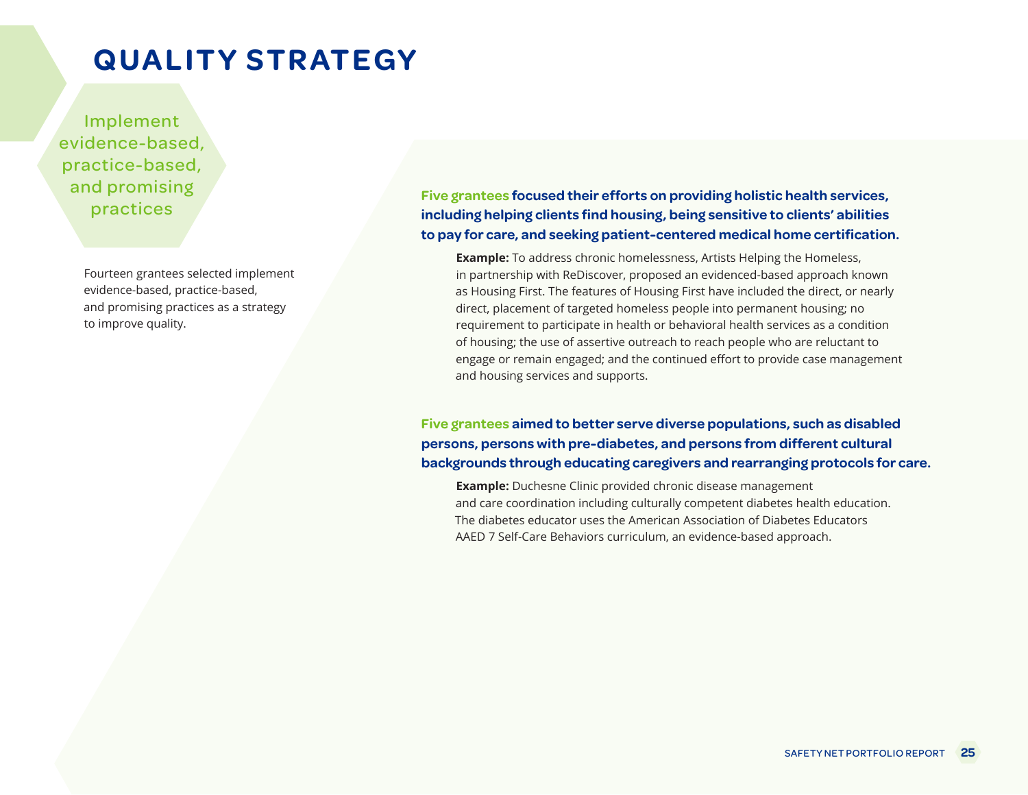# QUALITY STRATEGY

## Implement evidence-based, practice-based, and promising practices

Fourteen grantees selected implement evidence-based, practice-based, and promising practices as a strategy to improve quality.

**Five grantees focused their efforts on providing holistic health services, including helping clients find housing, being sensitive to clients' abilities to pay for care, and seeking patient-centered medical home certification.**

**Example:** To address chronic homelessness, Artists Helping the Homeless, in partnership with ReDiscover, proposed an evidenced-based approach known as Housing First. The features of Housing First have included the direct, or nearly direct, placement of targeted homeless people into permanent housing; no requirement to participate in health or behavioral health services as a condition of housing; the use of assertive outreach to reach people who are reluctant to engage or remain engaged; and the continued effort to provide case management and housing services and supports.

**Five grantees aimed to better serve diverse populations, such as disabled persons, persons with pre-diabetes, and persons from different cultural backgrounds through educating caregivers and rearranging protocols for care.**

**Example:** Duchesne Clinic provided chronic disease management and care coordination including culturally competent diabetes health education. The diabetes educator uses the American Association of Diabetes Educators AAED 7 Self-Care Behaviors curriculum, an evidence-based approach.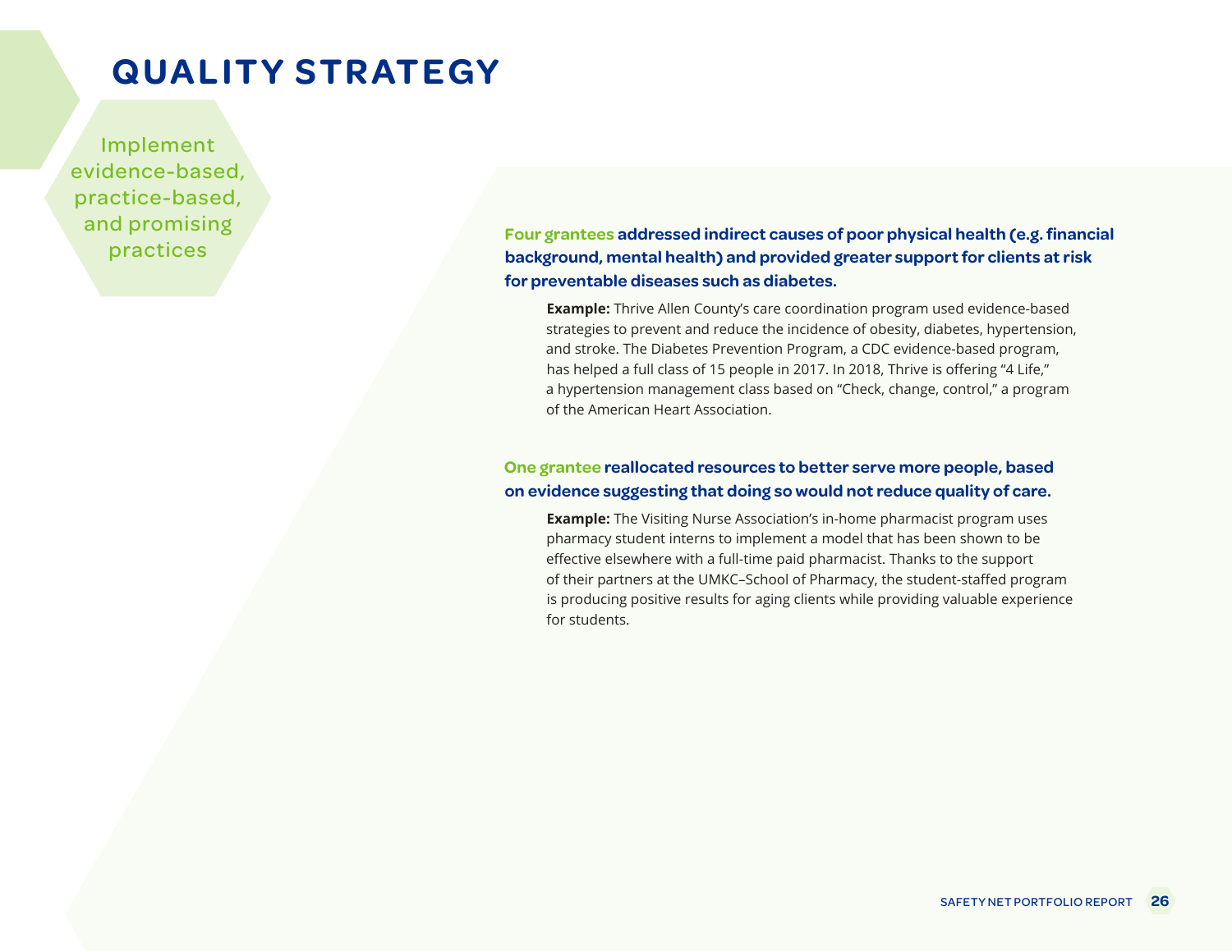# QUALITY STRATEGY

Implement evidence-based, practice-based, and promising practices

**Four grantees addressed indirect causes of poor physical health (e.g. financial background, mental health) and provided greater support for clients at risk for preventable diseases such as diabetes.**

> **Example:** Thrive Allen County's care coordination program used evidence-based strategies to prevent and reduce the incidence of obesity, diabetes, hypertension, and stroke. The Diabetes Prevention Program, a CDC evidence-based program, has helped a full class of 15 people in 2017. In 2018, Thrive is offering "4 Life," a hypertension management class based on "Check, change, control," a program of the American Heart Association.

**One grantee reallocated resources to better serve more people, based on evidence suggesting that doing so would not reduce quality of care.**

> **Example:** The Visiting Nurse Association's in-home pharmacist program uses pharmacy student interns to implement a model that has been shown to be effective elsewhere with a full-time paid pharmacist. Thanks to the support of their partners at the UMKC–School of Pharmacy, the student-staffed program is producing positive results for aging clients while providing valuable experience for students.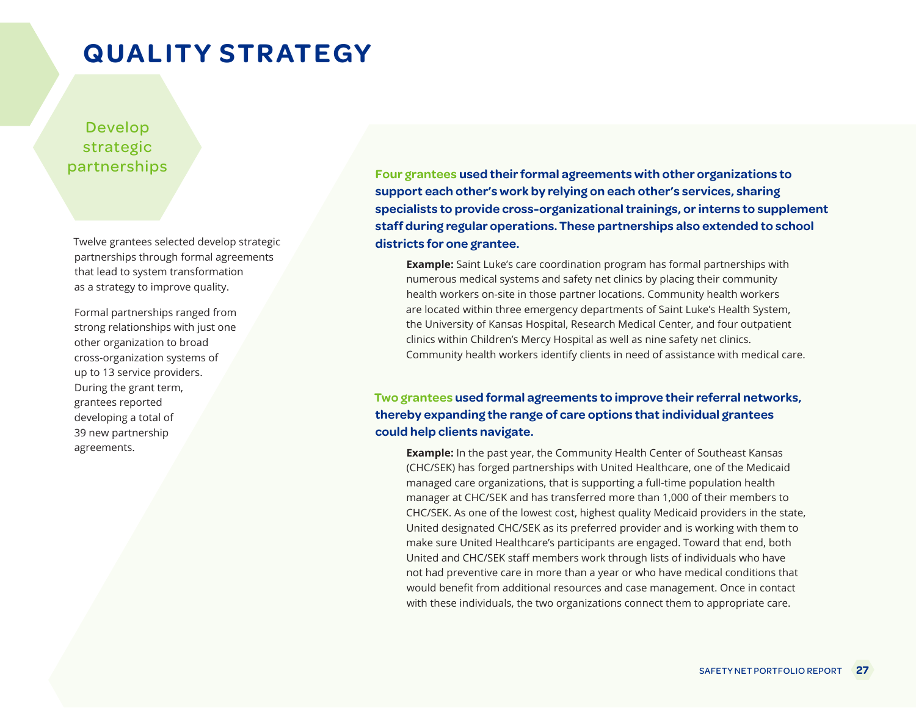# QUALITY STRATEGY

## Develop strategic partnerships

Twelve grantees selected develop strategic partnerships through formal agreements that lead to system transformation as a strategy to improve quality.

Formal partnerships ranged from strong relationships with just one other organization to broad cross-organization systems of up to 13 service providers. During the grant term, grantees reported developing a total of 39 new partnership agreements.

**Four grantees used their formal agreements with other organizations to support each other's work by relying on each other's services, sharing specialists to provide cross-organizational trainings, or interns to supplement staff during regular operations. These partnerships also extended to school districts for one grantee.**

**Example:** Saint Luke's care coordination program has formal partnerships with numerous medical systems and safety net clinics by placing their community health workers on-site in those partner locations. Community health workers are located within three emergency departments of Saint Luke's Health System, the University of Kansas Hospital, Research Medical Center, and four outpatient clinics within Children's Mercy Hospital as well as nine safety net clinics. Community health workers identify clients in need of assistance with medical care.

**Two grantees used formal agreements to improve their referral networks, thereby expanding the range of care options that individual grantees could help clients navigate.**

**Example:** In the past year, the Community Health Center of Southeast Kansas (CHC/SEK) has forged partnerships with United Healthcare, one of the Medicaid managed care organizations, that is supporting a full-time population health manager at CHC/SEK and has transferred more than 1,000 of their members to CHC/SEK. As one of the lowest cost, highest quality Medicaid providers in the state, United designated CHC/SEK as its preferred provider and is working with them to make sure United Healthcare's participants are engaged. Toward that end, both United and CHC/SEK staff members work through lists of individuals who have not had preventive care in more than a year or who have medical conditions that would benefit from additional resources and case management. Once in contact with these individuals, the two organizations connect them to appropriate care.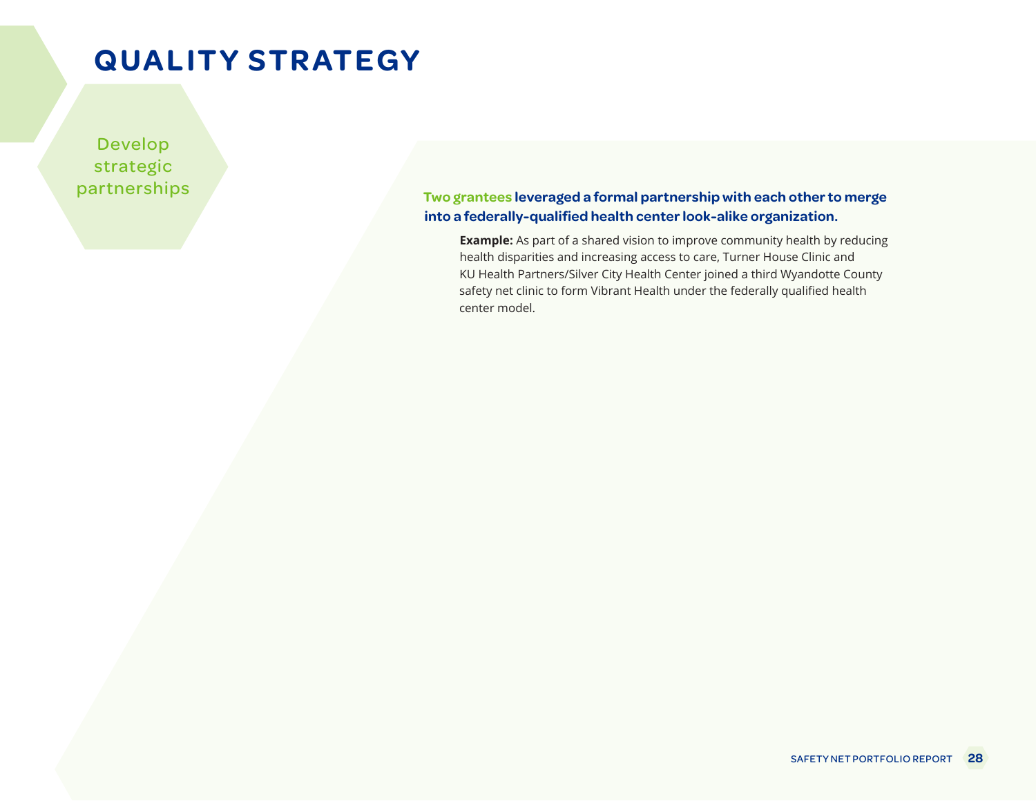# QUALITY STRATEGY

Develop strategic partnerships

**Two grantees leveraged a formal partnership with each other to merge into a federally-qualified health center look-alike organization.**

**Example:** As part of a shared vision to improve community health by reducing health disparities and increasing access to care, Turner House Clinic and KU Health Partners/Silver City Health Center joined a third Wyandotte County safety net clinic to form Vibrant Health under the federally qualified health center model.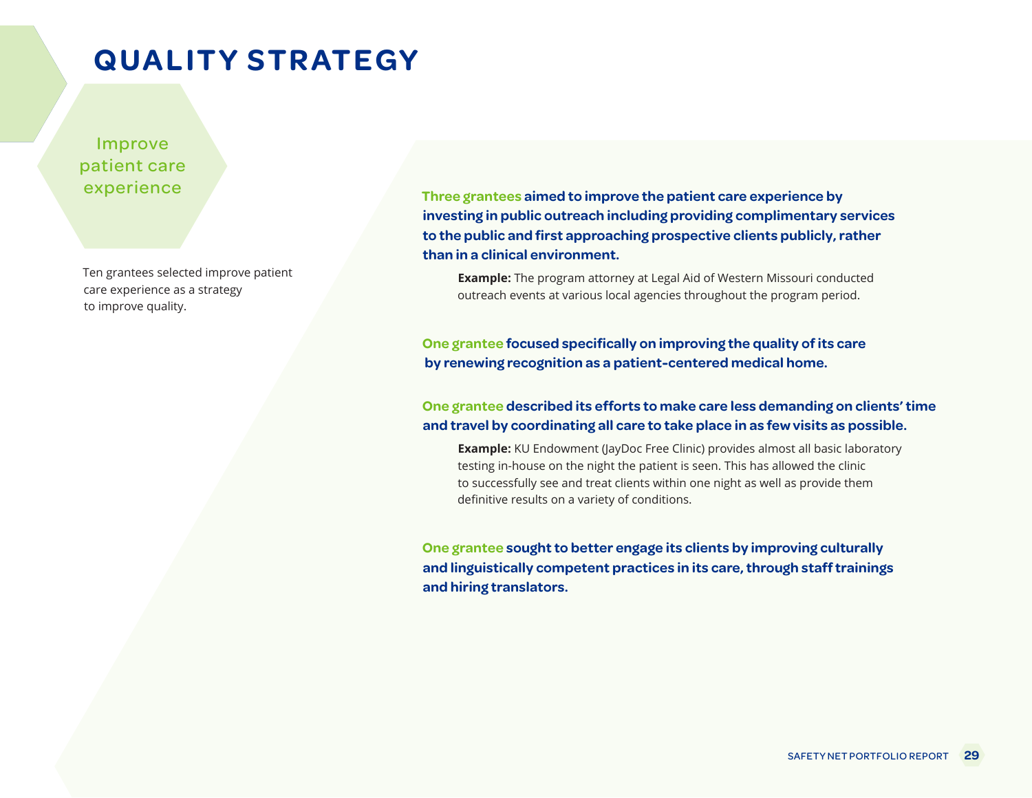# QUALITY STRATEGY

## Improve patient care experience

Ten grantees selected improve patient care experience as a strategy to improve quality.

**Three grantees aimed to improve the patient care experience by investing in public outreach including providing complimentary services to the public and first approaching prospective clients publicly, rather than in a clinical environment.**

> **Example:** The program attorney at Legal Aid of Western Missouri conducted outreach events at various local agencies throughout the program period.

**One grantee focused specifically on improving the quality of its care by renewing recognition as a patient-centered medical home.**

**One grantee described its efforts to make care less demanding on clients' time and travel by coordinating all care to take place in as few visits as possible.**

> **Example:** KU Endowment (JayDoc Free Clinic) provides almost all basic laboratory testing in-house on the night the patient is seen. This has allowed the clinic to successfully see and treat clients within one night as well as provide them definitive results on a variety of conditions.

**One grantee sought to better engage its clients by improving culturally and linguistically competent practices in its care, through staff trainings and hiring translators.**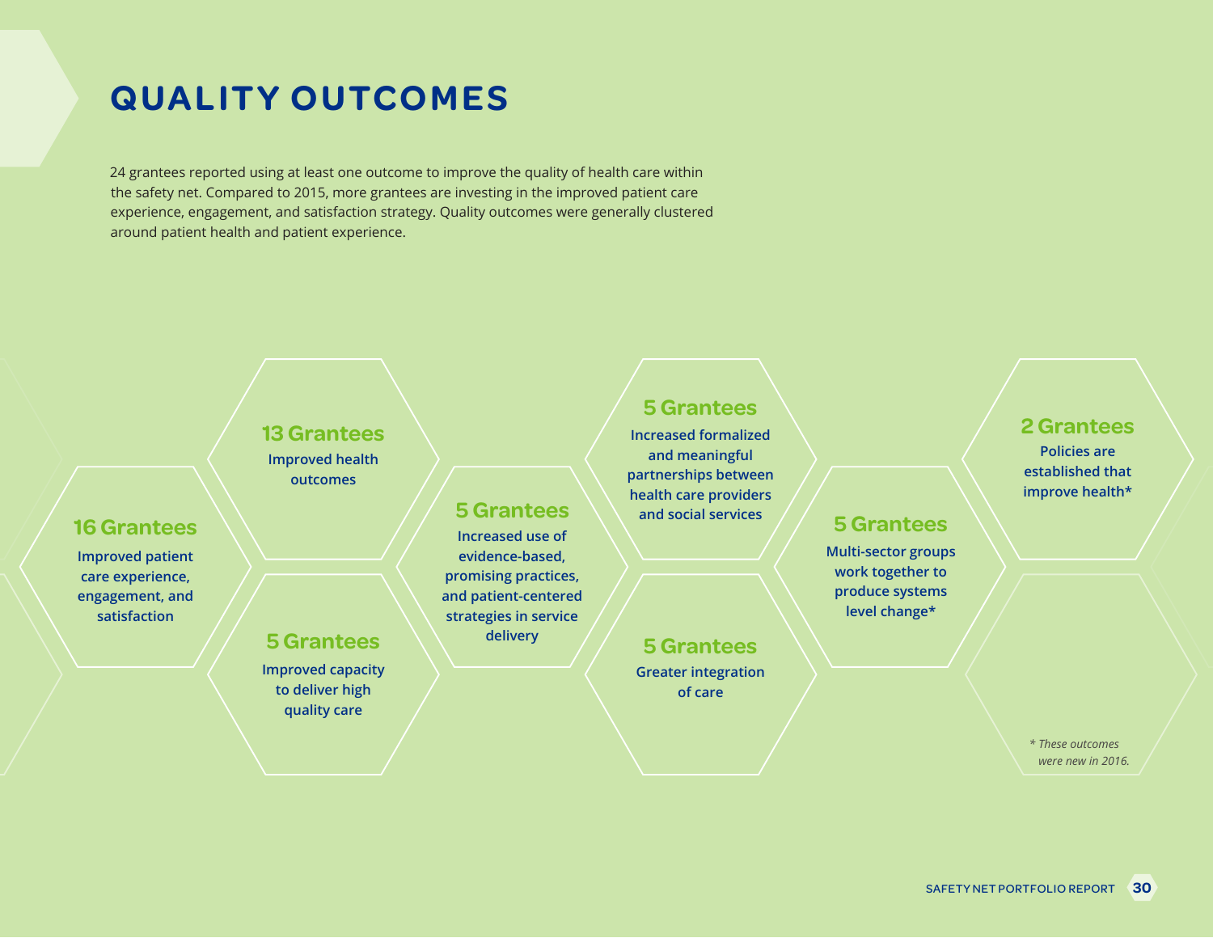# QUALITY OUTCOMES

24 grantees reported using at least one outcome to improve the quality of health care within the safety net. Compared to 2015, more grantees are investing in the improved patient care experience, engagement, and satisfaction strategy. Quality outcomes were generally clustered around patient health and patient experience.

**16 Grantees**
Improved patient care experience, engagement, and satisfaction

**13 Grantees**
Improved health outcomes

**5 Grantees**
Improved capacity to deliver high quality care

**5 Grantees**
Increased use of evidence-based, promising practices, and patient-centered strategies in service delivery

**5 Grantees**
Increased formalized and meaningful partnerships between health care providers and social services

**5 Grantees**
Greater integration of care

**5 Grantees**
Multi-sector groups work together to produce systems level change*

**2 Grantees**
Policies are established that improve health*

*\* These outcomes were new in 2016.*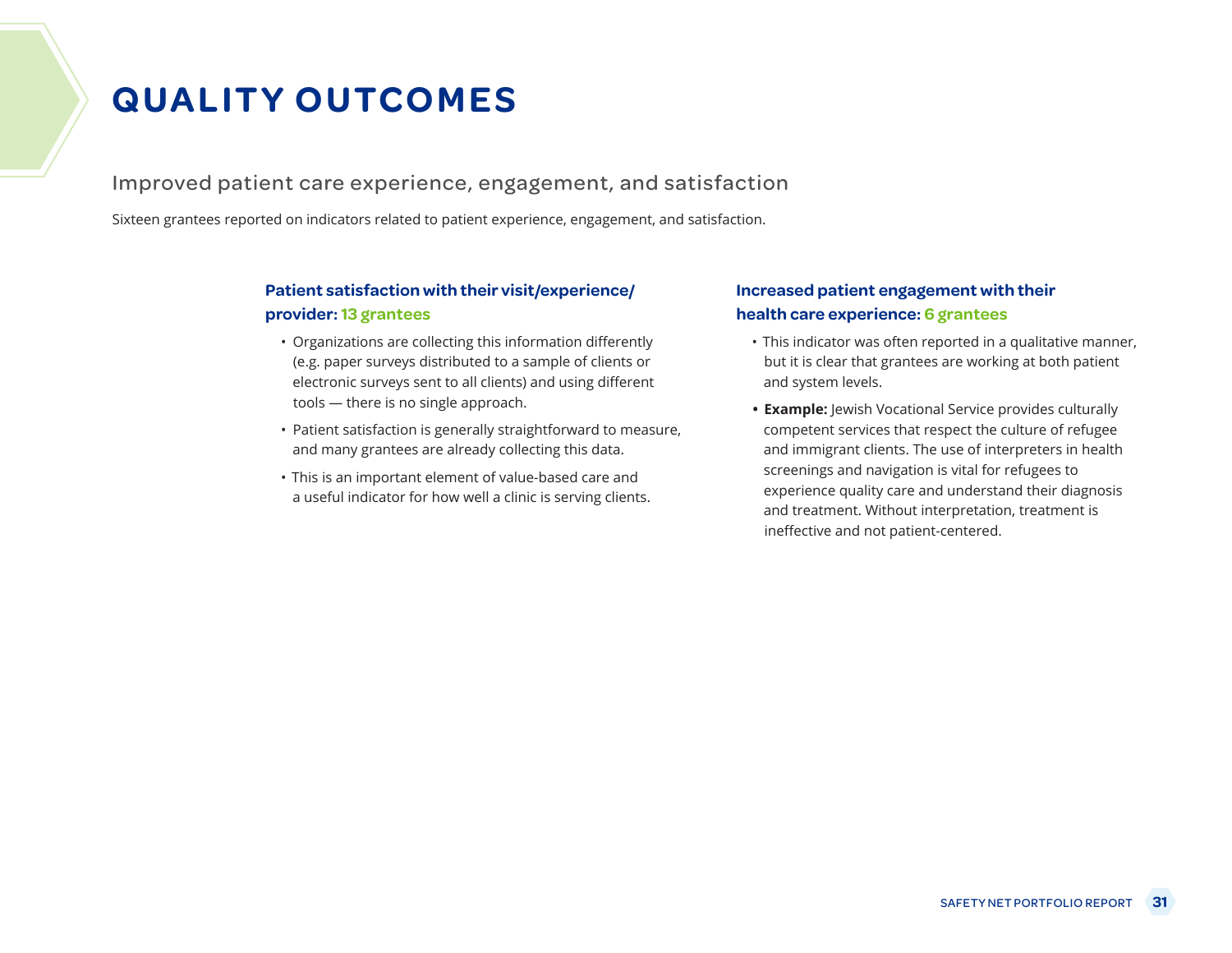# QUALITY OUTCOMES

## Improved patient care experience, engagement, and satisfaction

Sixteen grantees reported on indicators related to patient experience, engagement, and satisfaction.

### Patient satisfaction with their visit/experience/provider: 13 grantees

- Organizations are collecting this information differently (e.g. paper surveys distributed to a sample of clients or electronic surveys sent to all clients) and using different tools — there is no single approach.
- Patient satisfaction is generally straightforward to measure, and many grantees are already collecting this data.
- This is an important element of value-based care and a useful indicator for how well a clinic is serving clients.

### Increased patient engagement with their health care experience: 6 grantees

- This indicator was often reported in a qualitative manner, but it is clear that grantees are working at both patient and system levels.
- **Example:** Jewish Vocational Service provides culturally competent services that respect the culture of refugee and immigrant clients. The use of interpreters in health screenings and navigation is vital for refugees to experience quality care and understand their diagnosis and treatment. Without interpretation, treatment is ineffective and not patient-centered.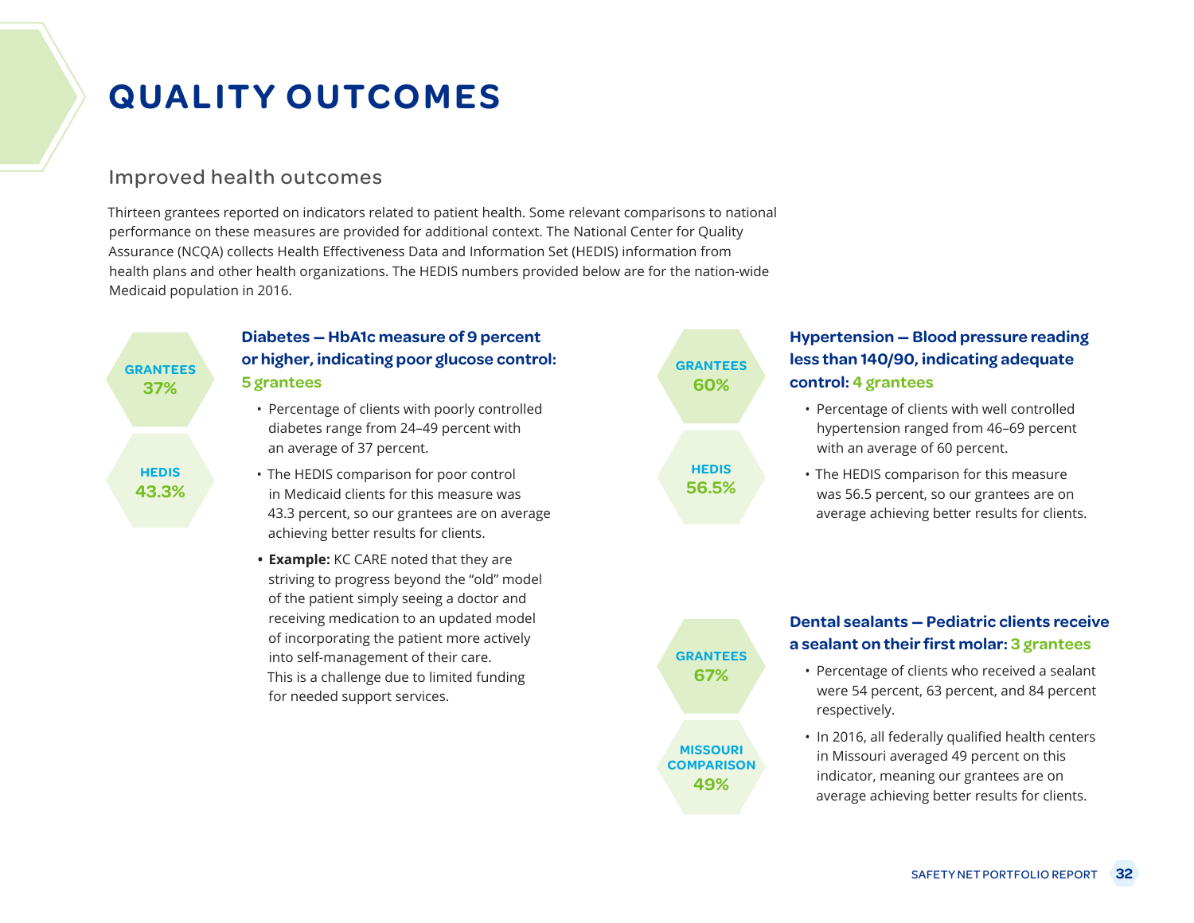# QUALITY OUTCOMES

## Improved health outcomes

Thirteen grantees reported on indicators related to patient health. Some relevant comparisons to national performance on these measures are provided for additional context. The National Center for Quality Assurance (NCQA) collects Health Effectiveness Data and Information Set (HEDIS) information from health plans and other health organizations. The HEDIS numbers provided below are for the nation-wide Medicaid population in 2016.

**GRANTEES** 37%

**HEDIS** 43.3%

### Diabetes — HbA1c measure of 9 percent or higher, indicating poor glucose control: 5 grantees

- Percentage of clients with poorly controlled diabetes range from 24–49 percent with an average of 37 percent.
- The HEDIS comparison for poor control in Medicaid clients for this measure was 43.3 percent, so our grantees are on average achieving better results for clients.
- **Example:** KC CARE noted that they are striving to progress beyond the "old" model of the patient simply seeing a doctor and receiving medication to an updated model of incorporating the patient more actively into self-management of their care. This is a challenge due to limited funding for needed support services.

**GRANTEES** 60%

**HEDIS** 56.5%

### Hypertension — Blood pressure reading less than 140/90, indicating adequate control: 4 grantees

- Percentage of clients with well controlled hypertension ranged from 46–69 percent with an average of 60 percent.
- The HEDIS comparison for this measure was 56.5 percent, so our grantees are on average achieving better results for clients.

**GRANTEES** 67%

**MISSOURI COMPARISON** 49%

### Dental sealants — Pediatric clients receive a sealant on their first molar: 3 grantees

- Percentage of clients who received a sealant were 54 percent, 63 percent, and 84 percent respectively.
- In 2016, all federally qualified health centers in Missouri averaged 49 percent on this indicator, meaning our grantees are on average achieving better results for clients.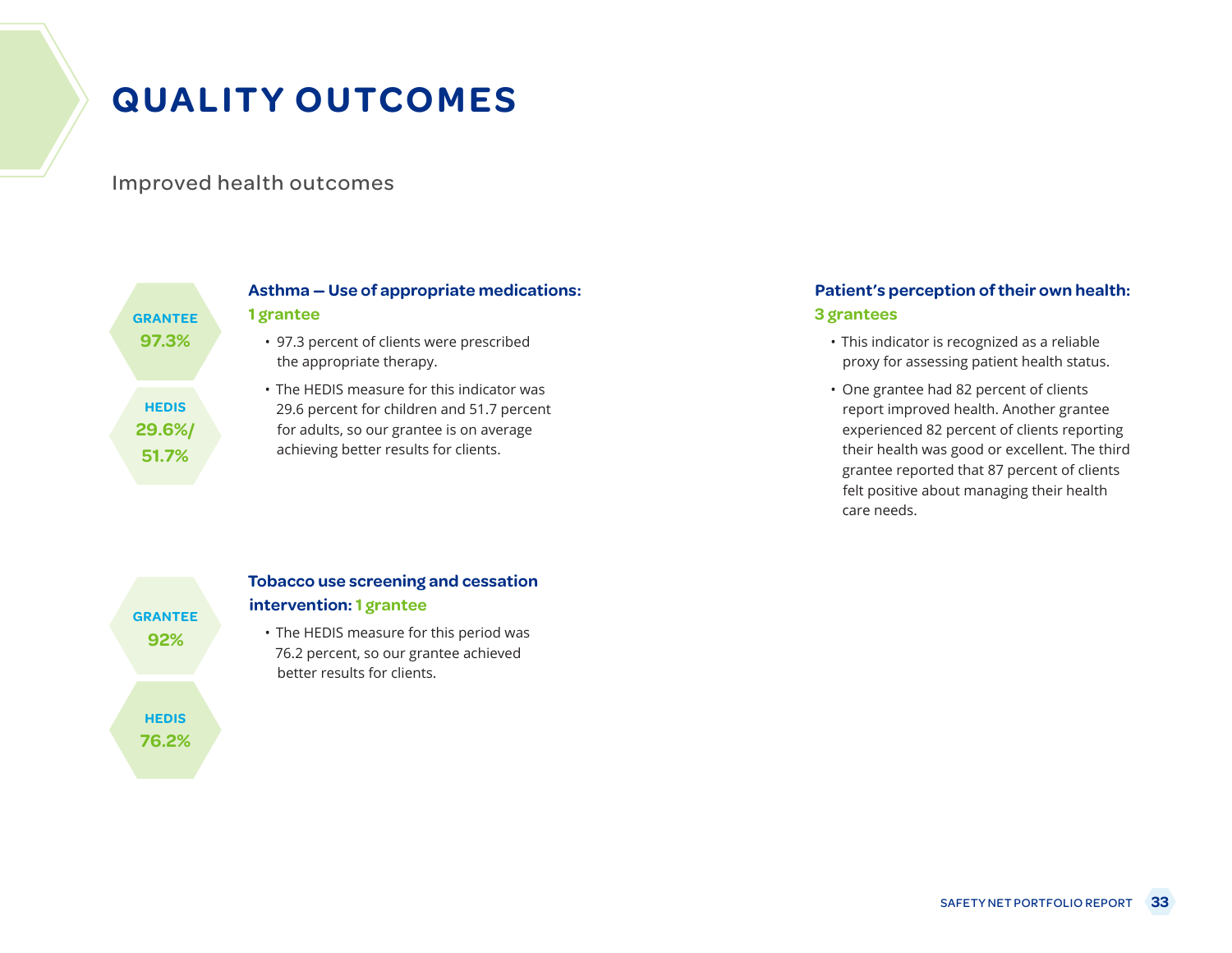# QUALITY OUTCOMES

Improved health outcomes

GRANTEE
97.3%

HEDIS
29.6%/
51.7%

### Asthma — Use of appropriate medications: 1 grantee

- 97.3 percent of clients were prescribed the appropriate therapy.
- The HEDIS measure for this indicator was 29.6 percent for children and 51.7 percent for adults, so our grantee is on average achieving better results for clients.

GRANTEE
92%

HEDIS
76.2%

### Tobacco use screening and cessation intervention: 1 grantee

- The HEDIS measure for this period was 76.2 percent, so our grantee achieved better results for clients.

### Patient's perception of their own health: 3 grantees

- This indicator is recognized as a reliable proxy for assessing patient health status.
- One grantee had 82 percent of clients report improved health. Another grantee experienced 82 percent of clients reporting their health was good or excellent. The third grantee reported that 87 percent of clients felt positive about managing their health care needs.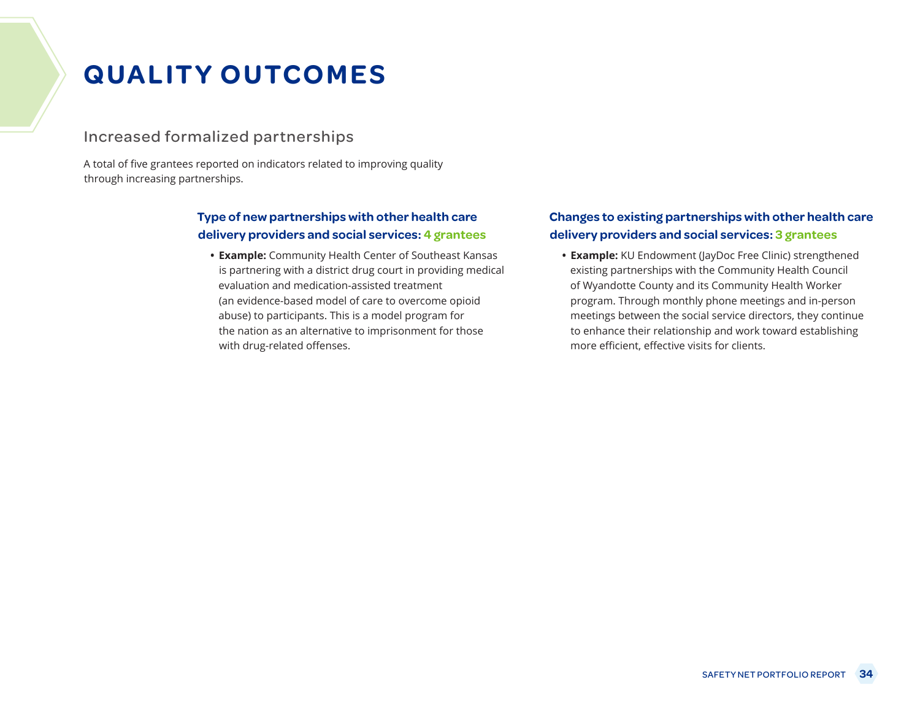# QUALITY OUTCOMES

## Increased formalized partnerships

A total of five grantees reported on indicators related to improving quality through increasing partnerships.

### Type of new partnerships with other health care delivery providers and social services: 4 grantees

- **Example:** Community Health Center of Southeast Kansas is partnering with a district drug court in providing medical evaluation and medication-assisted treatment (an evidence-based model of care to overcome opioid abuse) to participants. This is a model program for the nation as an alternative to imprisonment for those with drug-related offenses.

### Changes to existing partnerships with other health care delivery providers and social services: 3 grantees

- **Example:** KU Endowment (JayDoc Free Clinic) strengthened existing partnerships with the Community Health Council of Wyandotte County and its Community Health Worker program. Through monthly phone meetings and in-person meetings between the social service directors, they continue to enhance their relationship and work toward establishing more efficient, effective visits for clients.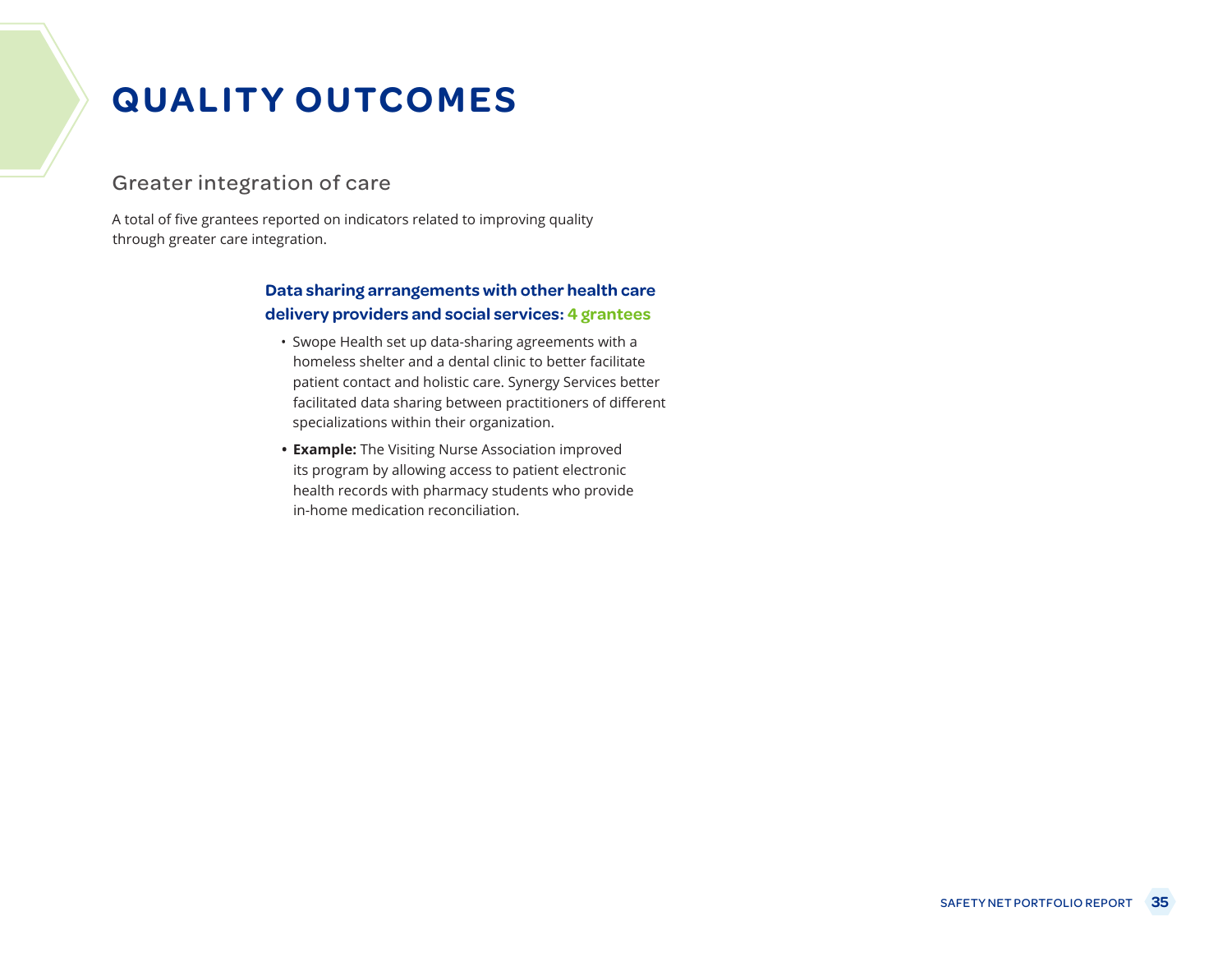# QUALITY OUTCOMES

## Greater integration of care

A total of five grantees reported on indicators related to improving quality through greater care integration.

**Data sharing arrangements with other health care delivery providers and social services: 4 grantees**

- Swope Health set up data-sharing agreements with a homeless shelter and a dental clinic to better facilitate patient contact and holistic care. Synergy Services better facilitated data sharing between practitioners of different specializations within their organization.
- **Example:** The Visiting Nurse Association improved its program by allowing access to patient electronic health records with pharmacy students who provide in-home medication reconciliation.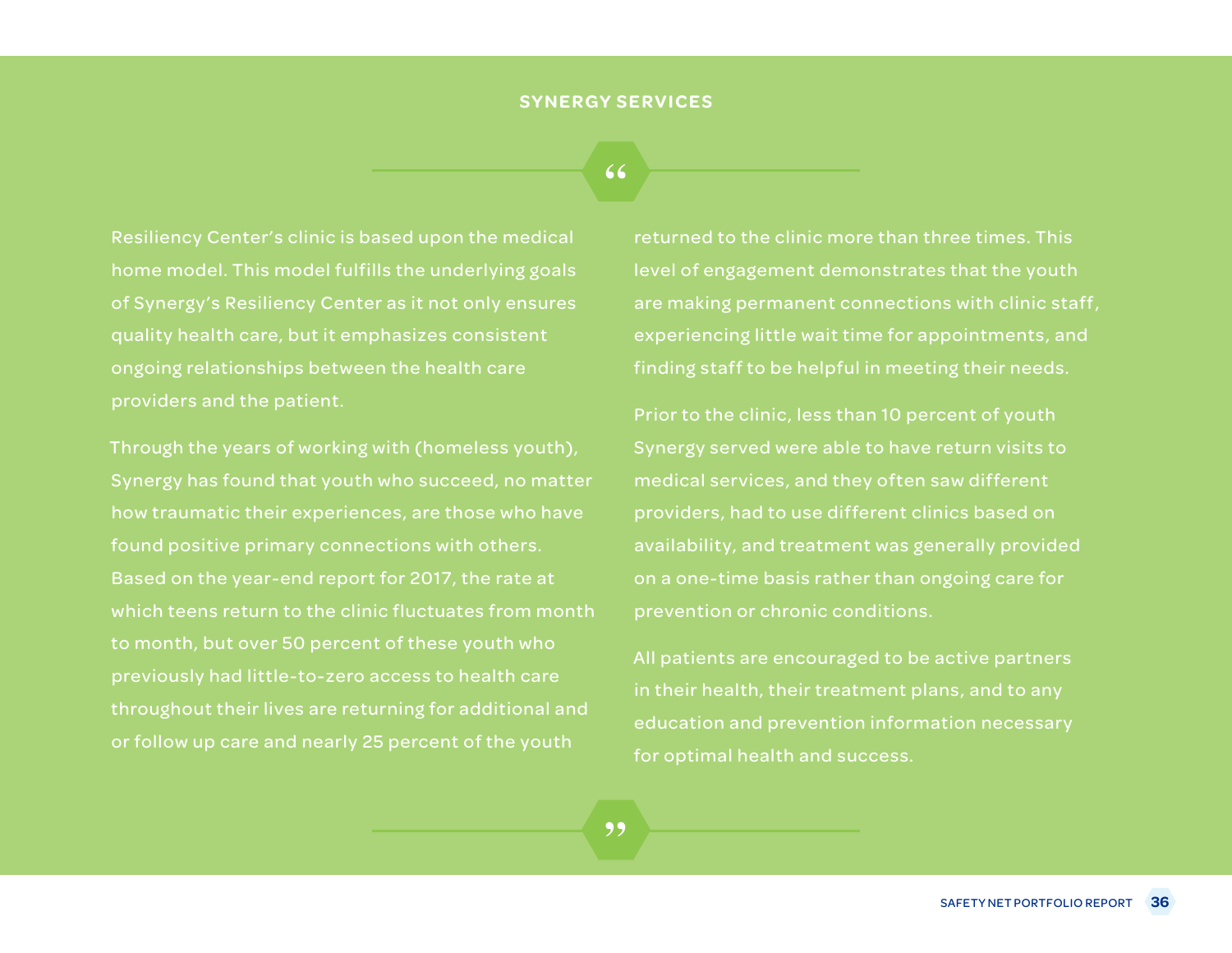## SYNERGY SERVICES

Resiliency Center's clinic is based upon the medical home model. This model fulfills the underlying goals of Synergy's Resiliency Center as it not only ensures quality health care, but it emphasizes consistent ongoing relationships between the health care providers and the patient.

Through the years of working with (homeless youth), Synergy has found that youth who succeed, no matter how traumatic their experiences, are those who have found positive primary connections with others. Based on the year-end report for 2017, the rate at which teens return to the clinic fluctuates from month to month, but over 50 percent of these youth who previously had little-to-zero access to health care throughout their lives are returning for additional and or follow up care and nearly 25 percent of the youth returned to the clinic more than three times. This level of engagement demonstrates that the youth are making permanent connections with clinic staff, experiencing little wait time for appointments, and finding staff to be helpful in meeting their needs.

Prior to the clinic, less than 10 percent of youth Synergy served were able to have return visits to medical services, and they often saw different providers, had to use different clinics based on availability, and treatment was generally provided on a one-time basis rather than ongoing care for prevention or chronic conditions.

All patients are encouraged to be active partners in their health, their treatment plans, and to any education and prevention information necessary for optimal health and success.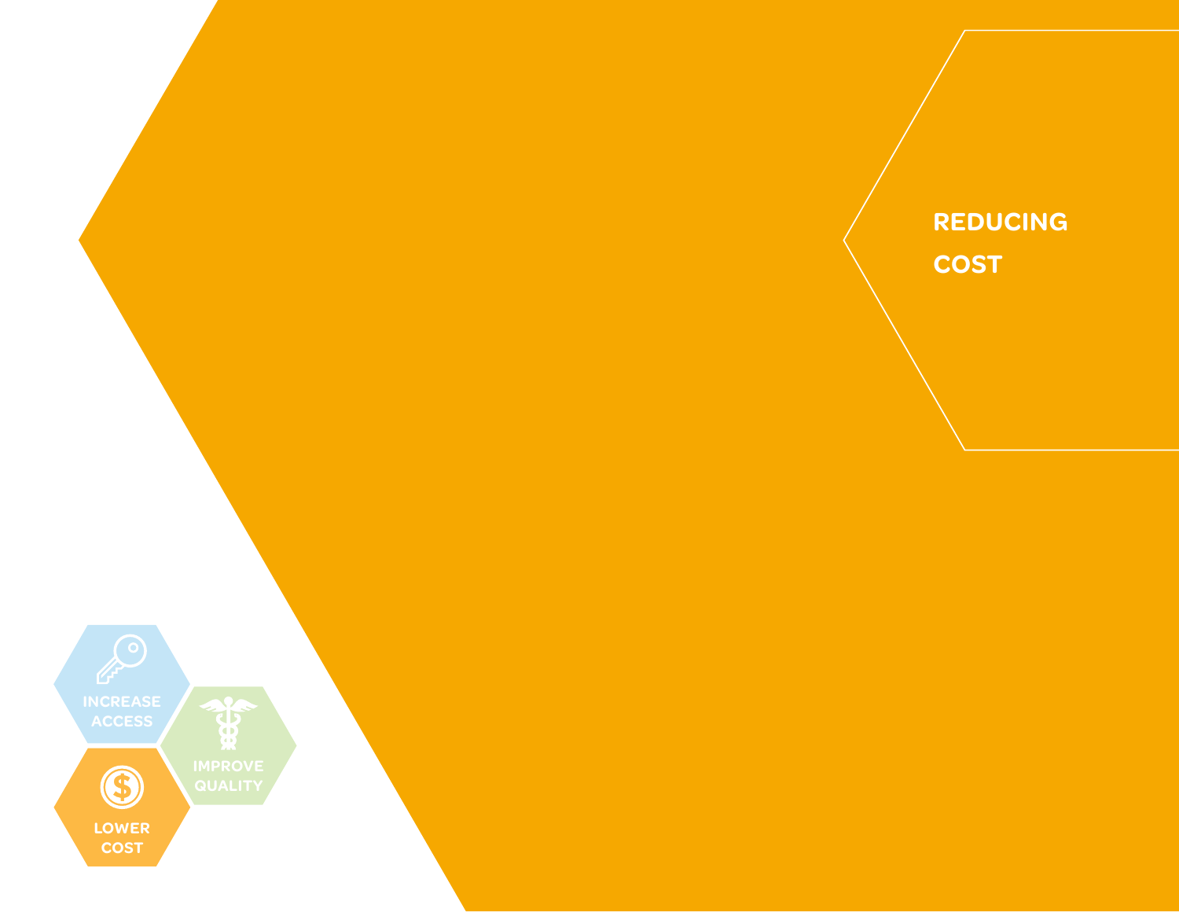# REDUCING COST

INCREASE ACCESS

IMPROVE QUALITY

LOWER COST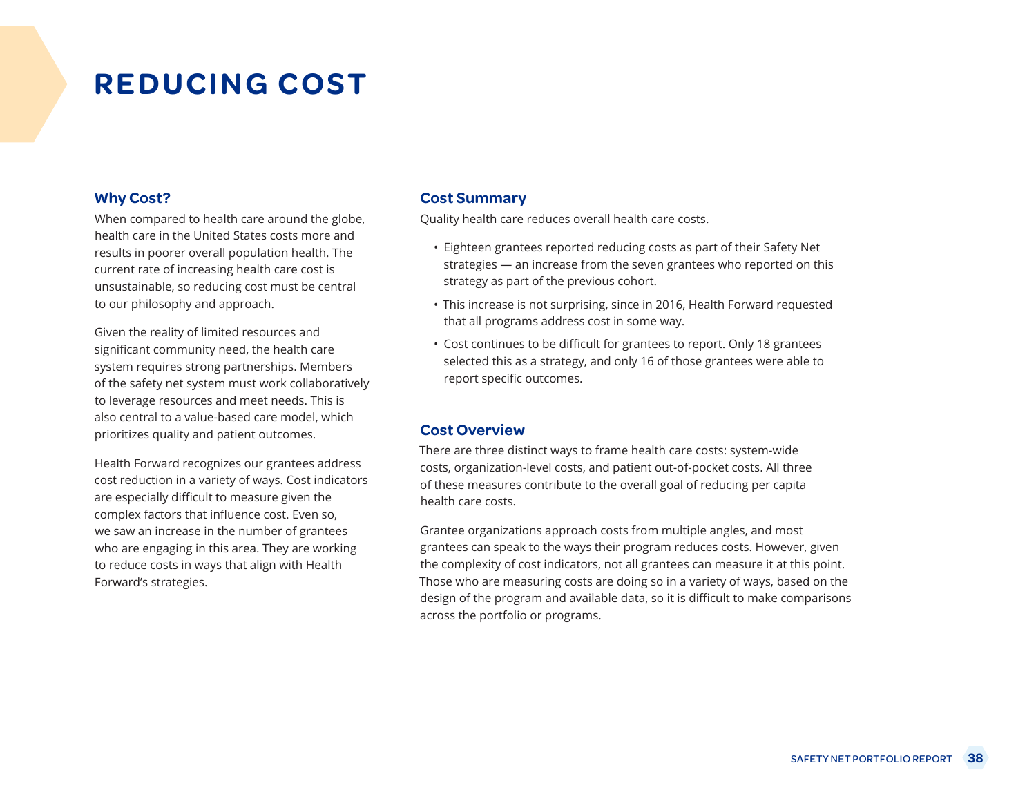# REDUCING COST

## Why Cost?

When compared to health care around the globe, health care in the United States costs more and results in poorer overall population health. The current rate of increasing health care cost is unsustainable, so reducing cost must be central to our philosophy and approach.

Given the reality of limited resources and significant community need, the health care system requires strong partnerships. Members of the safety net system must work collaboratively to leverage resources and meet needs. This is also central to a value-based care model, which prioritizes quality and patient outcomes.

Health Forward recognizes our grantees address cost reduction in a variety of ways. Cost indicators are especially difficult to measure given the complex factors that influence cost. Even so, we saw an increase in the number of grantees who are engaging in this area. They are working to reduce costs in ways that align with Health Forward's strategies.

## Cost Summary

Quality health care reduces overall health care costs.

- Eighteen grantees reported reducing costs as part of their Safety Net strategies — an increase from the seven grantees who reported on this strategy as part of the previous cohort.
- This increase is not surprising, since in 2016, Health Forward requested that all programs address cost in some way.
- Cost continues to be difficult for grantees to report. Only 18 grantees selected this as a strategy, and only 16 of those grantees were able to report specific outcomes.

## Cost Overview

There are three distinct ways to frame health care costs: system-wide costs, organization-level costs, and patient out-of-pocket costs. All three of these measures contribute to the overall goal of reducing per capita health care costs.

Grantee organizations approach costs from multiple angles, and most grantees can speak to the ways their program reduces costs. However, given the complexity of cost indicators, not all grantees can measure it at this point. Those who are measuring costs are doing so in a variety of ways, based on the design of the program and available data, so it is difficult to make comparisons across the portfolio or programs.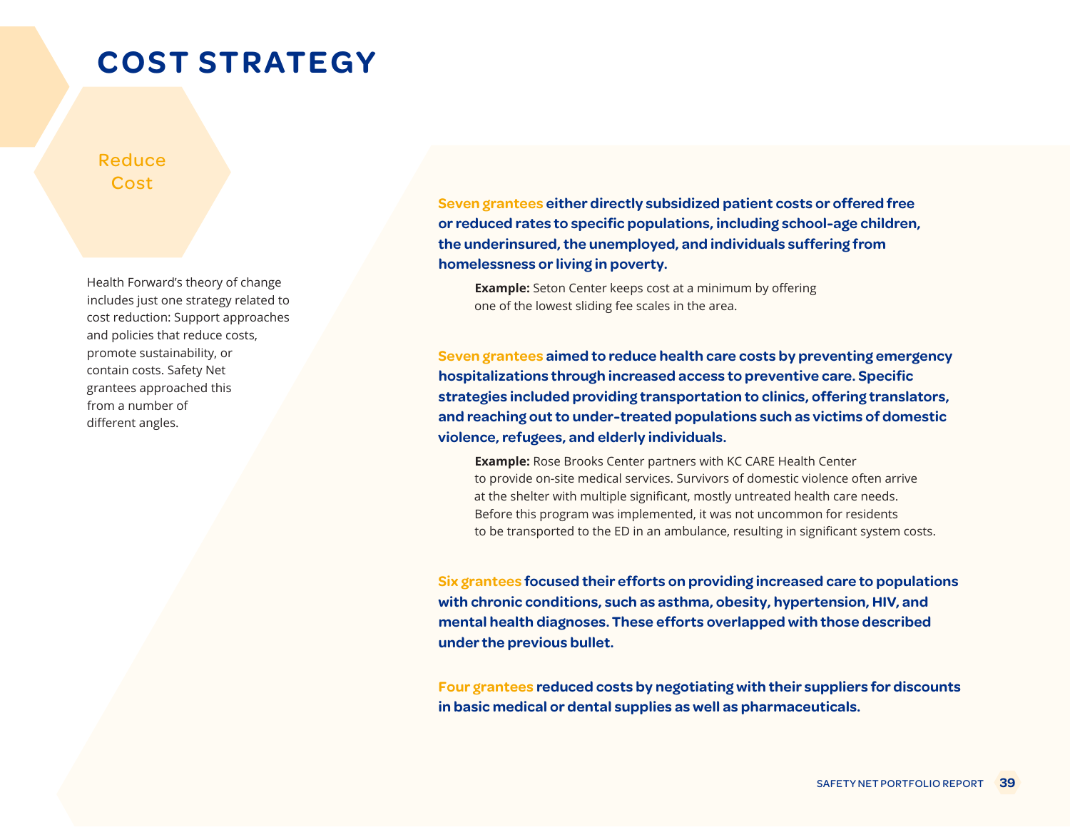# COST STRATEGY

## Reduce Cost

Health Forward's theory of change includes just one strategy related to cost reduction: Support approaches and policies that reduce costs, promote sustainability, or contain costs. Safety Net grantees approached this from a number of different angles.

**Seven grantees either directly subsidized patient costs or offered free or reduced rates to specific populations, including school-age children, the underinsured, the unemployed, and individuals suffering from homelessness or living in poverty.**

> **Example:** Seton Center keeps cost at a minimum by offering one of the lowest sliding fee scales in the area.

**Seven grantees aimed to reduce health care costs by preventing emergency hospitalizations through increased access to preventive care. Specific strategies included providing transportation to clinics, offering translators, and reaching out to under-treated populations such as victims of domestic violence, refugees, and elderly individuals.**

> **Example:** Rose Brooks Center partners with KC CARE Health Center to provide on-site medical services. Survivors of domestic violence often arrive at the shelter with multiple significant, mostly untreated health care needs. Before this program was implemented, it was not uncommon for residents to be transported to the ED in an ambulance, resulting in significant system costs.

**Six grantees focused their efforts on providing increased care to populations with chronic conditions, such as asthma, obesity, hypertension, HIV, and mental health diagnoses. These efforts overlapped with those described under the previous bullet.**

**Four grantees reduced costs by negotiating with their suppliers for discounts in basic medical or dental supplies as well as pharmaceuticals.**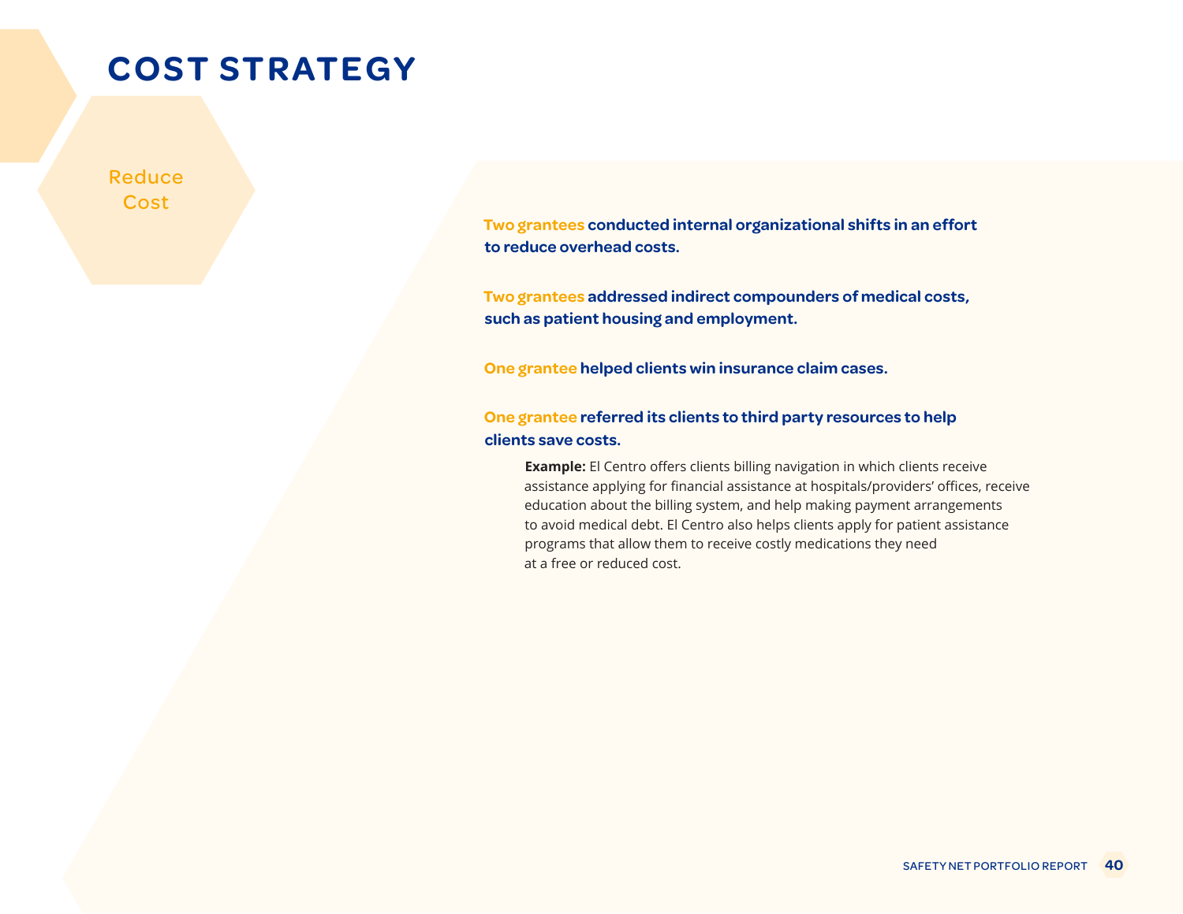# COST STRATEGY

## Reduce Cost

**Two grantees conducted internal organizational shifts in an effort to reduce overhead costs.**

**Two grantees addressed indirect compounders of medical costs, such as patient housing and employment.**

**One grantee helped clients win insurance claim cases.**

**One grantee referred its clients to third party resources to help clients save costs.**

> **Example:** El Centro offers clients billing navigation in which clients receive assistance applying for financial assistance at hospitals/providers' offices, receive education about the billing system, and help making payment arrangements to avoid medical debt. El Centro also helps clients apply for patient assistance programs that allow them to receive costly medications they need at a free or reduced cost.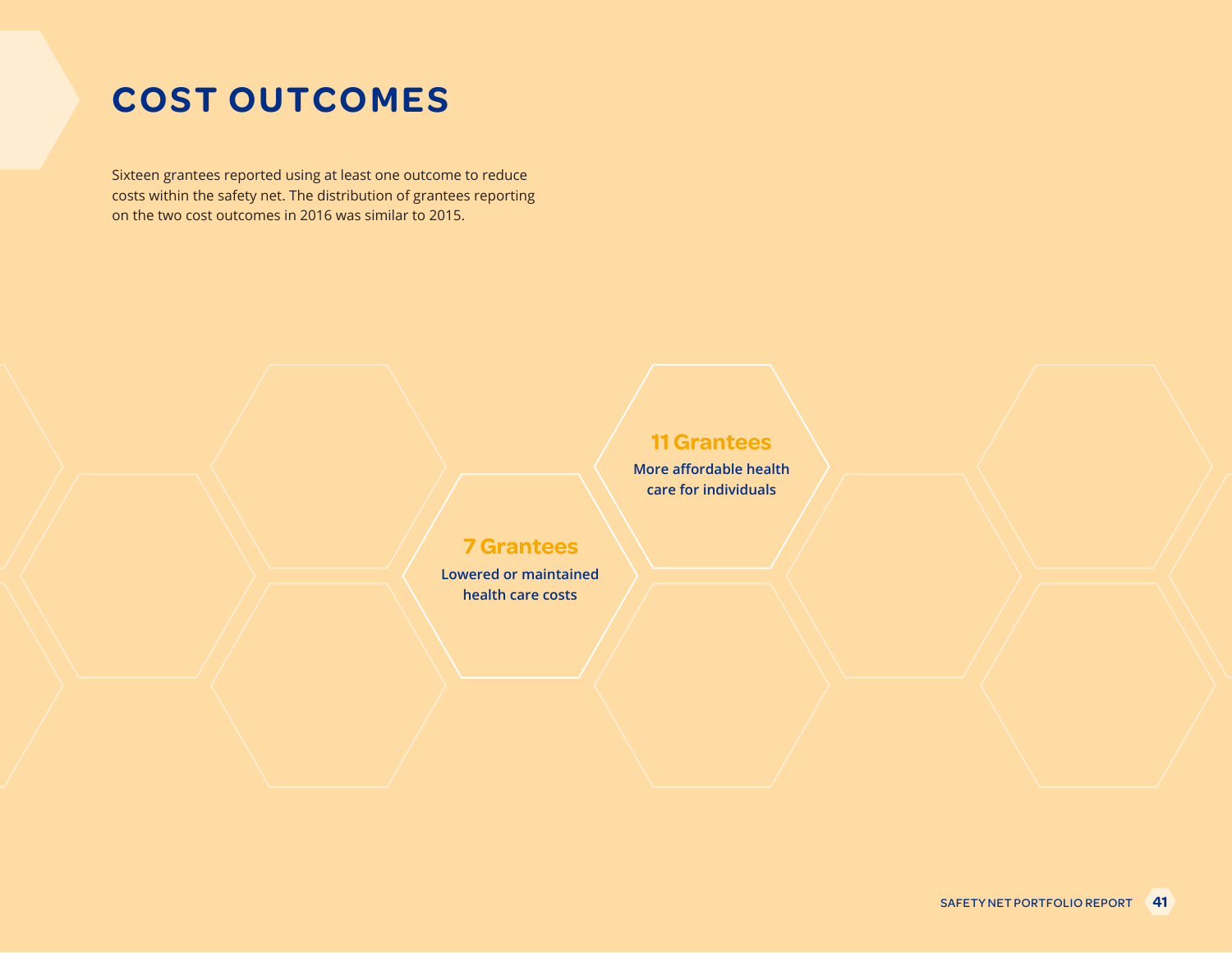# COST OUTCOMES

Sixteen grantees reported using at least one outcome to reduce costs within the safety net. The distribution of grantees reporting on the two cost outcomes in 2016 was similar to 2015.

**11 Grantees**

**More affordable health care for individuals**

**7 Grantees**

**Lowered or maintained health care costs**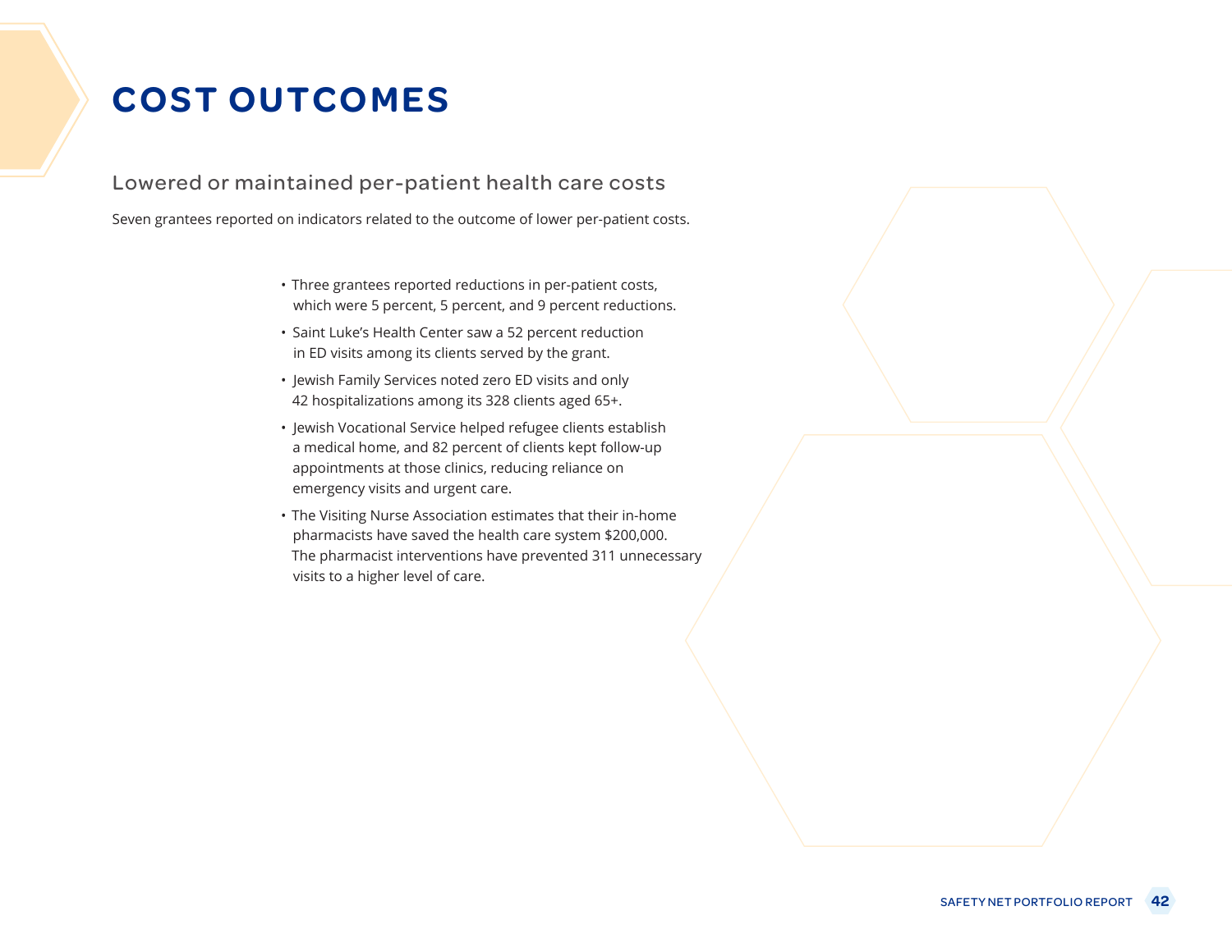# COST OUTCOMES

## Lowered or maintained per-patient health care costs

Seven grantees reported on indicators related to the outcome of lower per-patient costs.

- Three grantees reported reductions in per-patient costs, which were 5 percent, 5 percent, and 9 percent reductions.
- Saint Luke's Health Center saw a 52 percent reduction in ED visits among its clients served by the grant.
- Jewish Family Services noted zero ED visits and only 42 hospitalizations among its 328 clients aged 65+.
- Jewish Vocational Service helped refugee clients establish a medical home, and 82 percent of clients kept follow-up appointments at those clinics, reducing reliance on emergency visits and urgent care.
- The Visiting Nurse Association estimates that their in-home pharmacists have saved the health care system $200,000. The pharmacist interventions have prevented 311 unnecessary visits to a higher level of care.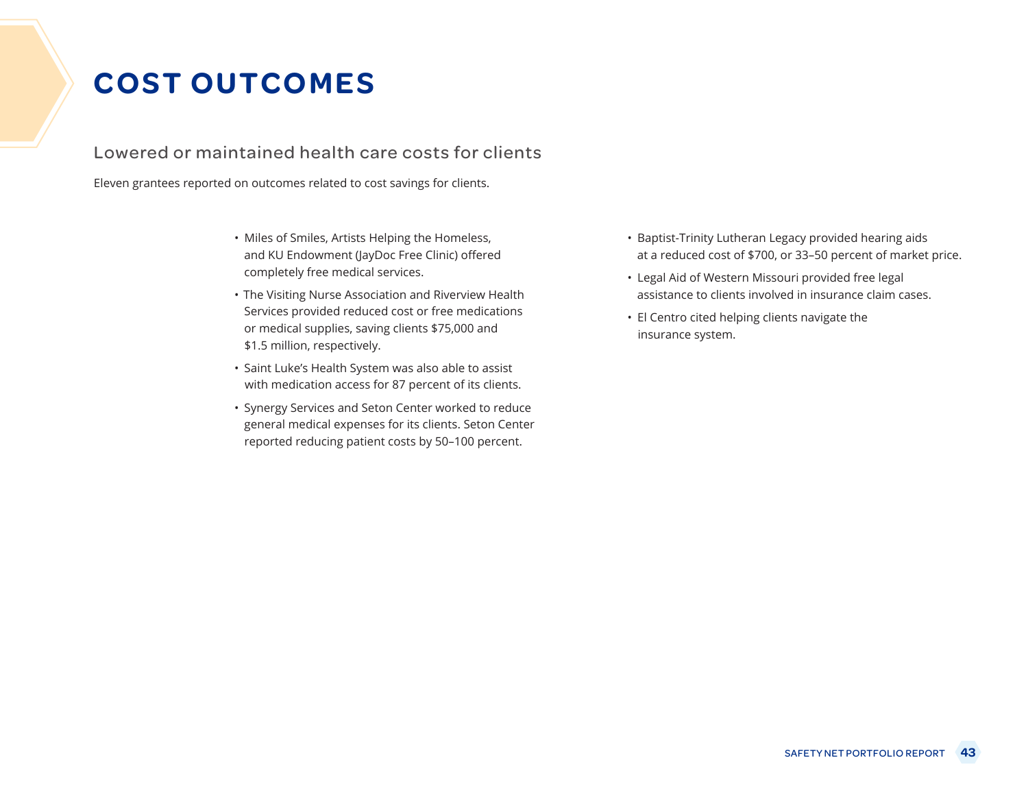# COST OUTCOMES

## Lowered or maintained health care costs for clients

Eleven grantees reported on outcomes related to cost savings for clients.

- Miles of Smiles, Artists Helping the Homeless, and KU Endowment (JayDoc Free Clinic) offered completely free medical services.
- The Visiting Nurse Association and Riverview Health Services provided reduced cost or free medications or medical supplies, saving clients $75,000 and $1.5 million, respectively.
- Saint Luke's Health System was also able to assist with medication access for 87 percent of its clients.
- Synergy Services and Seton Center worked to reduce general medical expenses for its clients. Seton Center reported reducing patient costs by 50–100 percent.
- Baptist-Trinity Lutheran Legacy provided hearing aids at a reduced cost of $700, or 33–50 percent of market price.
- Legal Aid of Western Missouri provided free legal assistance to clients involved in insurance claim cases.
- El Centro cited helping clients navigate the insurance system.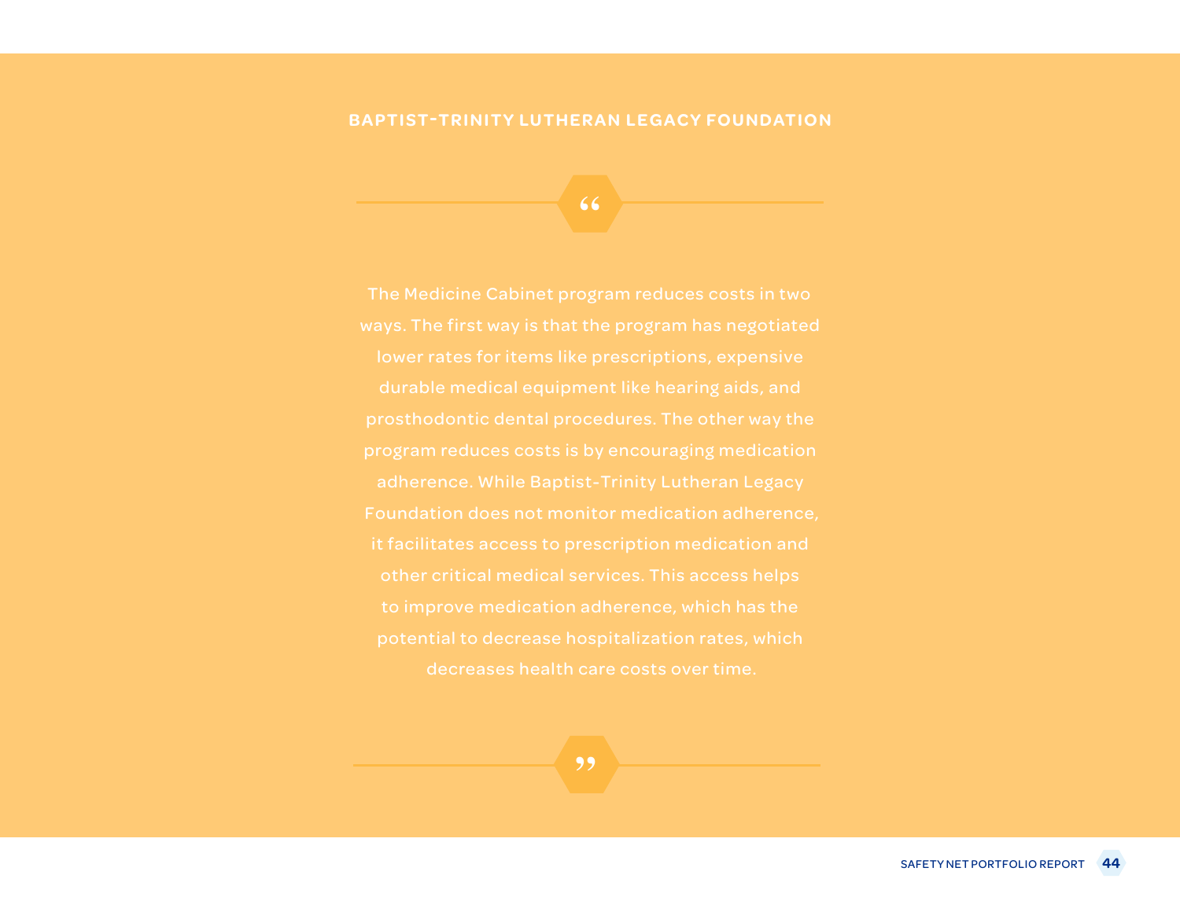**BAPTIST-TRINITY LUTHERAN LEGACY FOUNDATION**

> The Medicine Cabinet program reduces costs in two ways. The first way is that the program has negotiated lower rates for items like prescriptions, expensive durable medical equipment like hearing aids, and prosthodontic dental procedures. The other way the program reduces costs is by encouraging medication adherence. While Baptist-Trinity Lutheran Legacy Foundation does not monitor medication adherence, it facilitates access to prescription medication and other critical medical services. This access helps to improve medication adherence, which has the potential to decrease hospitalization rates, which decreases health care costs over time.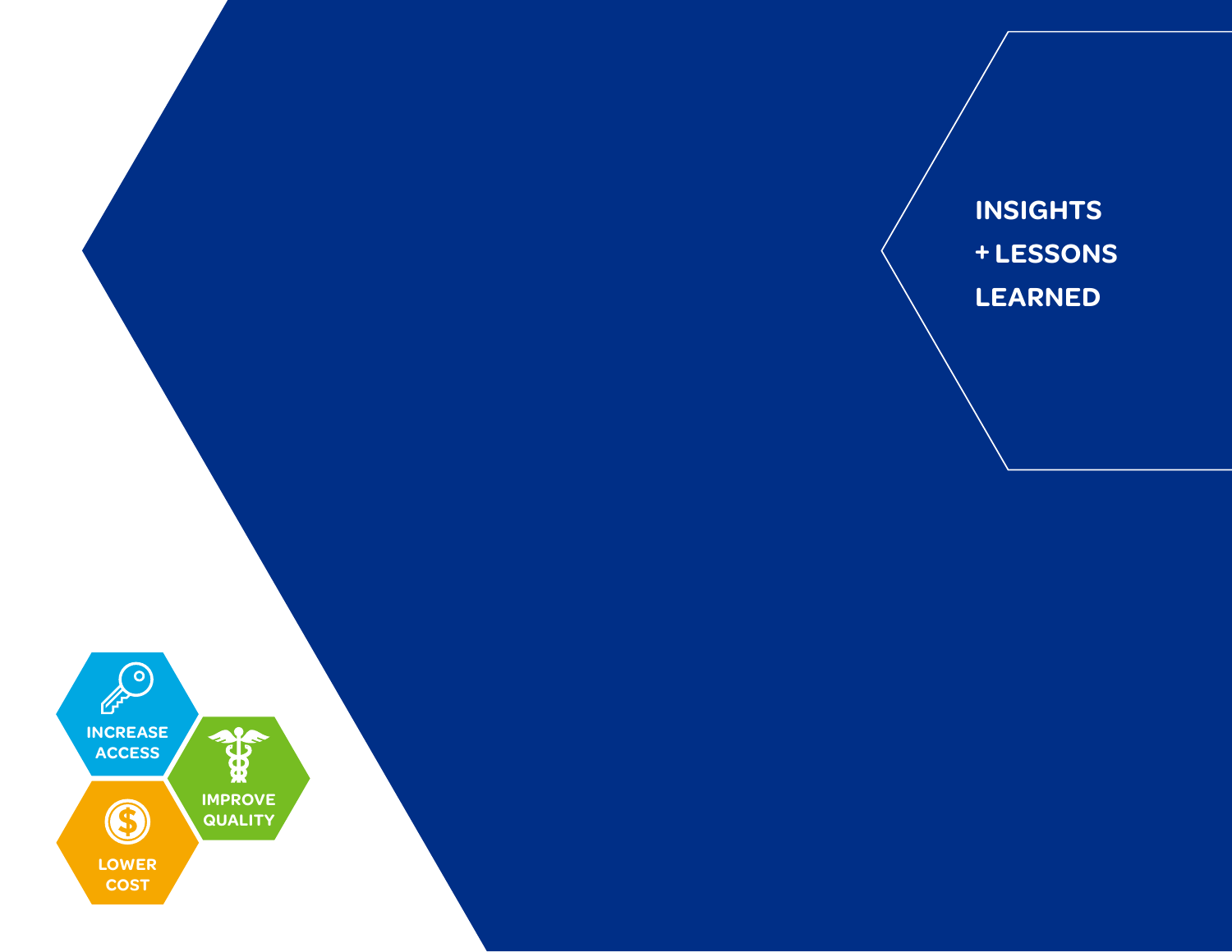# INSIGHTS + LESSONS LEARNED

INCREASE ACCESS

IMPROVE QUALITY

LOWER COST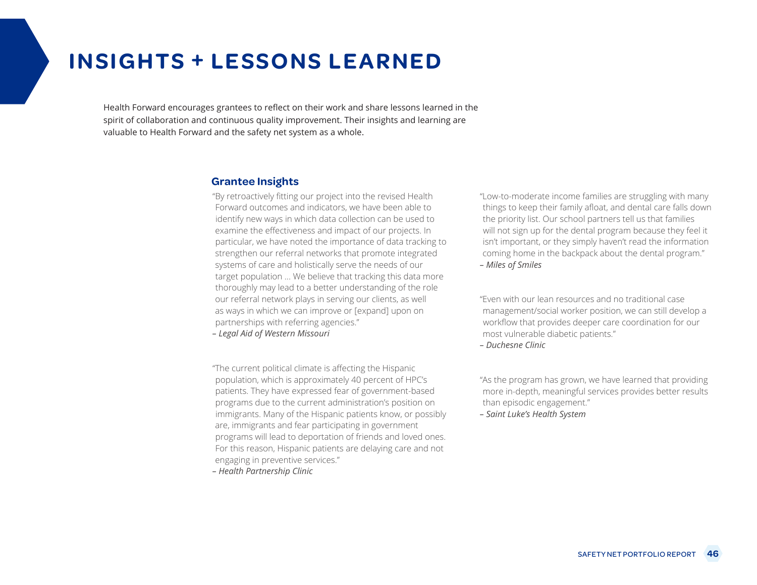# INSIGHTS + LESSONS LEARNED

Health Forward encourages grantees to reflect on their work and share lessons learned in the spirit of collaboration and continuous quality improvement. Their insights and learning are valuable to Health Forward and the safety net system as a whole.

## Grantee Insights

"By retroactively fitting our project into the revised Health Forward outcomes and indicators, we have been able to identify new ways in which data collection can be used to examine the effectiveness and impact of our projects. In particular, we have noted the importance of data tracking to strengthen our referral networks that promote integrated systems of care and holistically serve the needs of our target population ... We believe that tracking this data more thoroughly may lead to a better understanding of the role our referral network plays in serving our clients, as well as ways in which we can improve or [expand] upon on partnerships with referring agencies."
*– Legal Aid of Western Missouri*

"The current political climate is affecting the Hispanic population, which is approximately 40 percent of HPC's patients. They have expressed fear of government-based programs due to the current administration's position on immigrants. Many of the Hispanic patients know, or possibly are, immigrants and fear participating in government programs will lead to deportation of friends and loved ones. For this reason, Hispanic patients are delaying care and not engaging in preventive services."
*– Health Partnership Clinic*

"Low-to-moderate income families are struggling with many things to keep their family afloat, and dental care falls down the priority list. Our school partners tell us that families will not sign up for the dental program because they feel it isn't important, or they simply haven't read the information coming home in the backpack about the dental program."
*– Miles of Smiles*

"Even with our lean resources and no traditional case management/social worker position, we can still develop a workflow that provides deeper care coordination for our most vulnerable diabetic patients."
*– Duchesne Clinic*

"As the program has grown, we have learned that providing more in-depth, meaningful services provides better results than episodic engagement."
*– Saint Luke's Health System*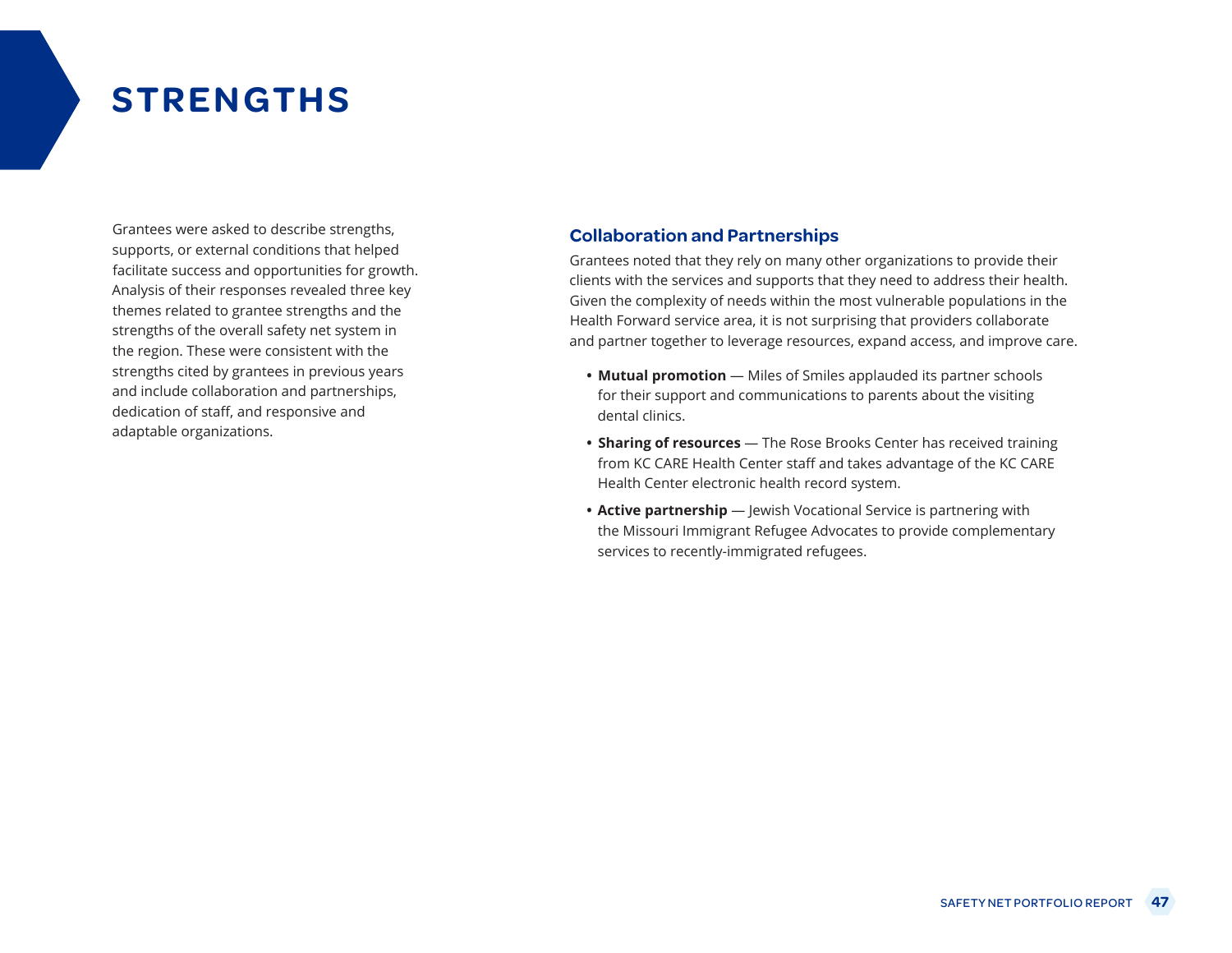# STRENGTHS

Grantees were asked to describe strengths, supports, or external conditions that helped facilitate success and opportunities for growth. Analysis of their responses revealed three key themes related to grantee strengths and the strengths of the overall safety net system in the region. These were consistent with the strengths cited by grantees in previous years and include collaboration and partnerships, dedication of staff, and responsive and adaptable organizations.

## Collaboration and Partnerships

Grantees noted that they rely on many other organizations to provide their clients with the services and supports that they need to address their health. Given the complexity of needs within the most vulnerable populations in the Health Forward service area, it is not surprising that providers collaborate and partner together to leverage resources, expand access, and improve care.

- **Mutual promotion** — Miles of Smiles applauded its partner schools for their support and communications to parents about the visiting dental clinics.
- **Sharing of resources** — The Rose Brooks Center has received training from KC CARE Health Center staff and takes advantage of the KC CARE Health Center electronic health record system.
- **Active partnership** — Jewish Vocational Service is partnering with the Missouri Immigrant Refugee Advocates to provide complementary services to recently-immigrated refugees.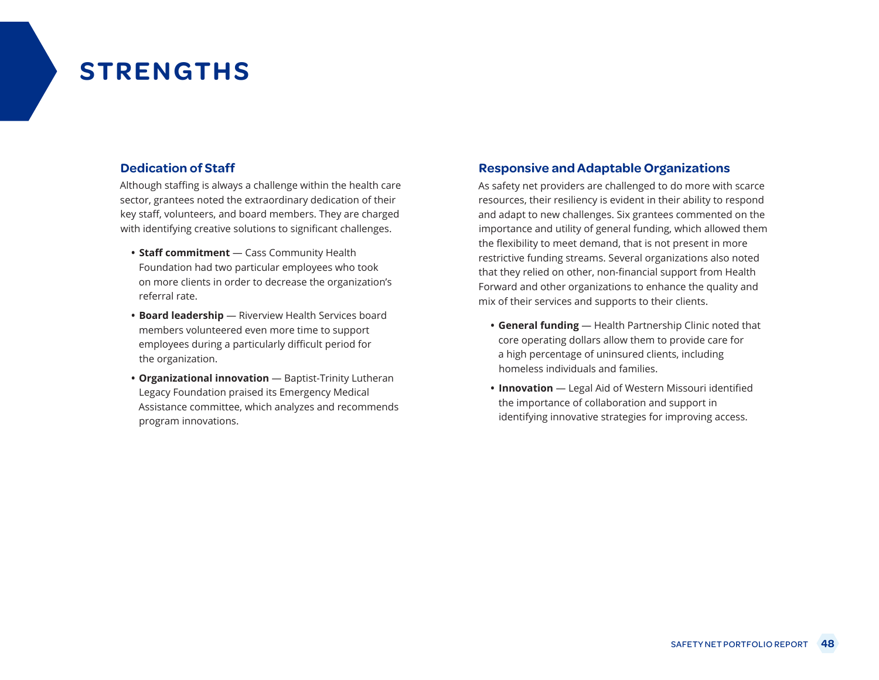# STRENGTHS

## Dedication of Staff

Although staffing is always a challenge within the health care sector, grantees noted the extraordinary dedication of their key staff, volunteers, and board members. They are charged with identifying creative solutions to significant challenges.

- **Staff commitment** — Cass Community Health Foundation had two particular employees who took on more clients in order to decrease the organization's referral rate.
- **Board leadership** — Riverview Health Services board members volunteered even more time to support employees during a particularly difficult period for the organization.
- **Organizational innovation** — Baptist-Trinity Lutheran Legacy Foundation praised its Emergency Medical Assistance committee, which analyzes and recommends program innovations.

## Responsive and Adaptable Organizations

As safety net providers are challenged to do more with scarce resources, their resiliency is evident in their ability to respond and adapt to new challenges. Six grantees commented on the importance and utility of general funding, which allowed them the flexibility to meet demand, that is not present in more restrictive funding streams. Several organizations also noted that they relied on other, non-financial support from Health Forward and other organizations to enhance the quality and mix of their services and supports to their clients.

- **General funding** — Health Partnership Clinic noted that core operating dollars allow them to provide care for a high percentage of uninsured clients, including homeless individuals and families.
- **Innovation** — Legal Aid of Western Missouri identified the importance of collaboration and support in identifying innovative strategies for improving access.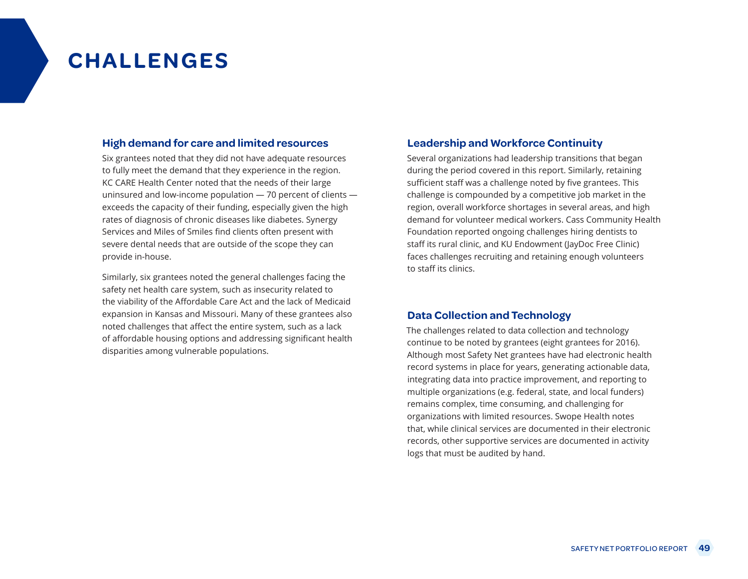# CHALLENGES

### High demand for care and limited resources

Six grantees noted that they did not have adequate resources to fully meet the demand that they experience in the region. KC CARE Health Center noted that the needs of their large uninsured and low-income population — 70 percent of clients — exceeds the capacity of their funding, especially given the high rates of diagnosis of chronic diseases like diabetes. Synergy Services and Miles of Smiles find clients often present with severe dental needs that are outside of the scope they can provide in-house.

Similarly, six grantees noted the general challenges facing the safety net health care system, such as insecurity related to the viability of the Affordable Care Act and the lack of Medicaid expansion in Kansas and Missouri. Many of these grantees also noted challenges that affect the entire system, such as a lack of affordable housing options and addressing significant health disparities among vulnerable populations.

### Leadership and Workforce Continuity

Several organizations had leadership transitions that began during the period covered in this report. Similarly, retaining sufficient staff was a challenge noted by five grantees. This challenge is compounded by a competitive job market in the region, overall workforce shortages in several areas, and high demand for volunteer medical workers. Cass Community Health Foundation reported ongoing challenges hiring dentists to staff its rural clinic, and KU Endowment (JayDoc Free Clinic) faces challenges recruiting and retaining enough volunteers to staff its clinics.

### Data Collection and Technology

The challenges related to data collection and technology continue to be noted by grantees (eight grantees for 2016). Although most Safety Net grantees have had electronic health record systems in place for years, generating actionable data, integrating data into practice improvement, and reporting to multiple organizations (e.g. federal, state, and local funders) remains complex, time consuming, and challenging for organizations with limited resources. Swope Health notes that, while clinical services are documented in their electronic records, other supportive services are documented in activity logs that must be audited by hand.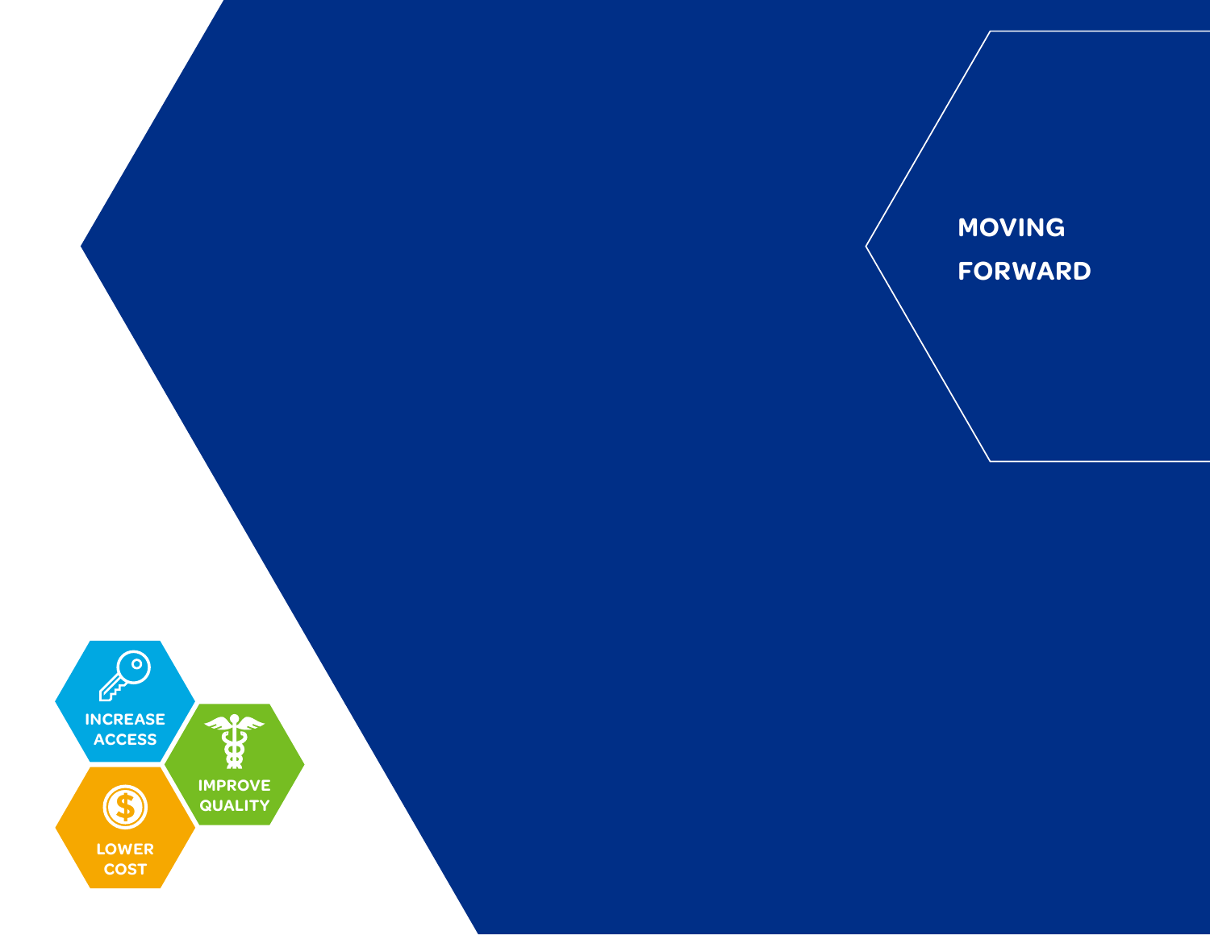# MOVING FORWARD

INCREASE ACCESS

IMPROVE QUALITY

LOWER COST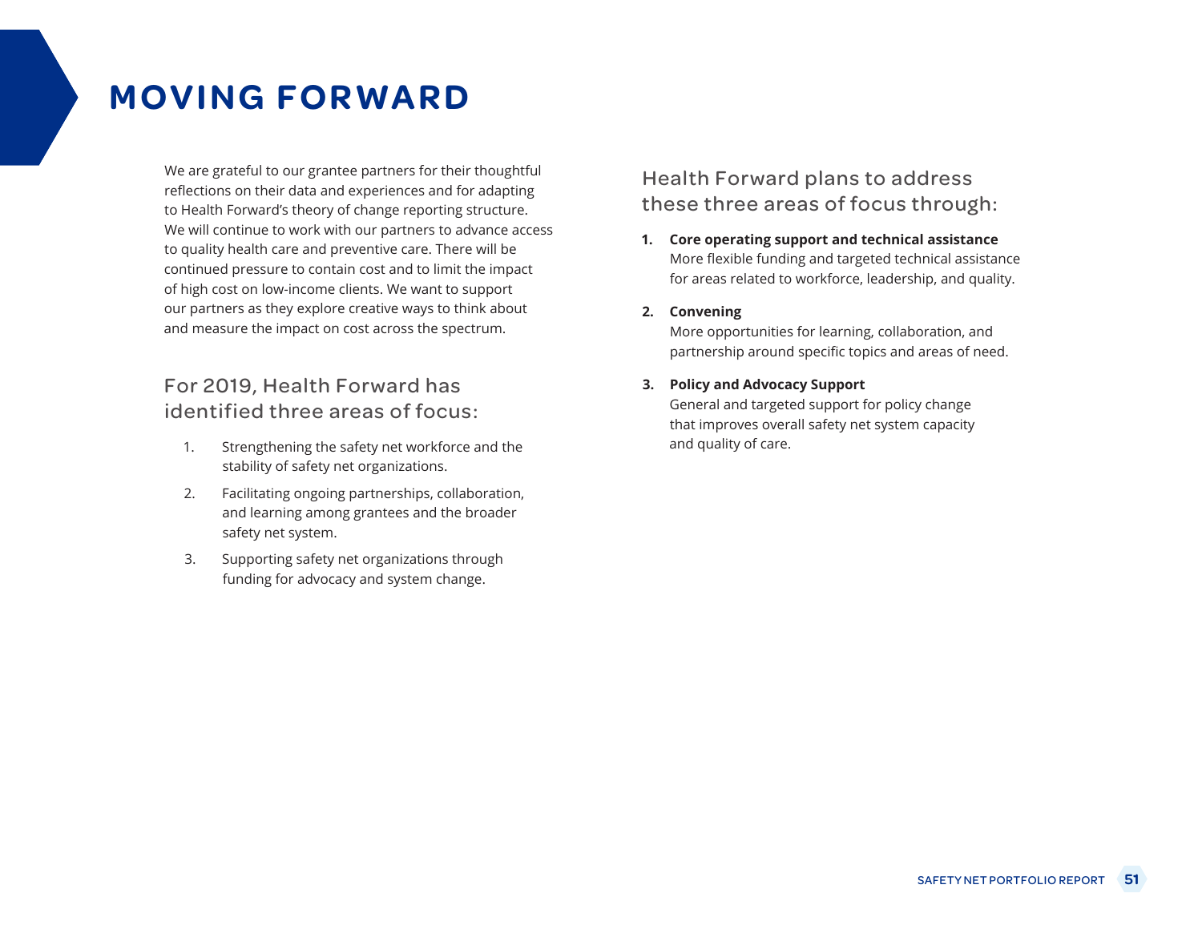# MOVING FORWARD

We are grateful to our grantee partners for their thoughtful reflections on their data and experiences and for adapting to Health Forward's theory of change reporting structure. We will continue to work with our partners to advance access to quality health care and preventive care. There will be continued pressure to contain cost and to limit the impact of high cost on low-income clients. We want to support our partners as they explore creative ways to think about and measure the impact on cost across the spectrum.

## For 2019, Health Forward has identified three areas of focus:

1. Strengthening the safety net workforce and the stability of safety net organizations.
2. Facilitating ongoing partnerships, collaboration, and learning among grantees and the broader safety net system.
3. Supporting safety net organizations through funding for advocacy and system change.

## Health Forward plans to address these three areas of focus through:

1. **Core operating support and technical assistance**
   More flexible funding and targeted technical assistance for areas related to workforce, leadership, and quality.
2. **Convening**
   More opportunities for learning, collaboration, and partnership around specific topics and areas of need.
3. **Policy and Advocacy Support**
   General and targeted support for policy change that improves overall safety net system capacity and quality of care.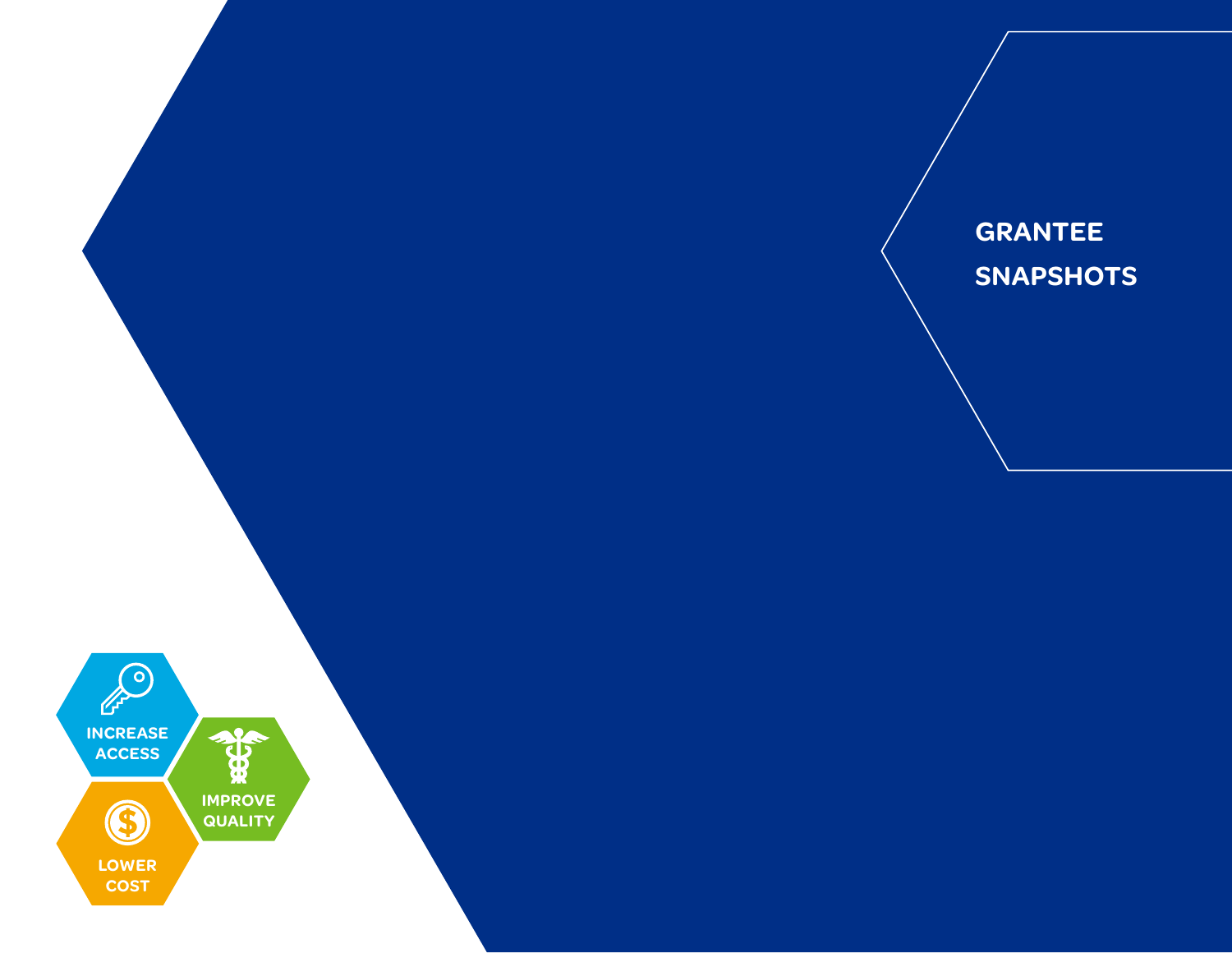# GRANTEE SNAPSHOTS

INCREASE ACCESS

IMPROVE QUALITY

LOWER COST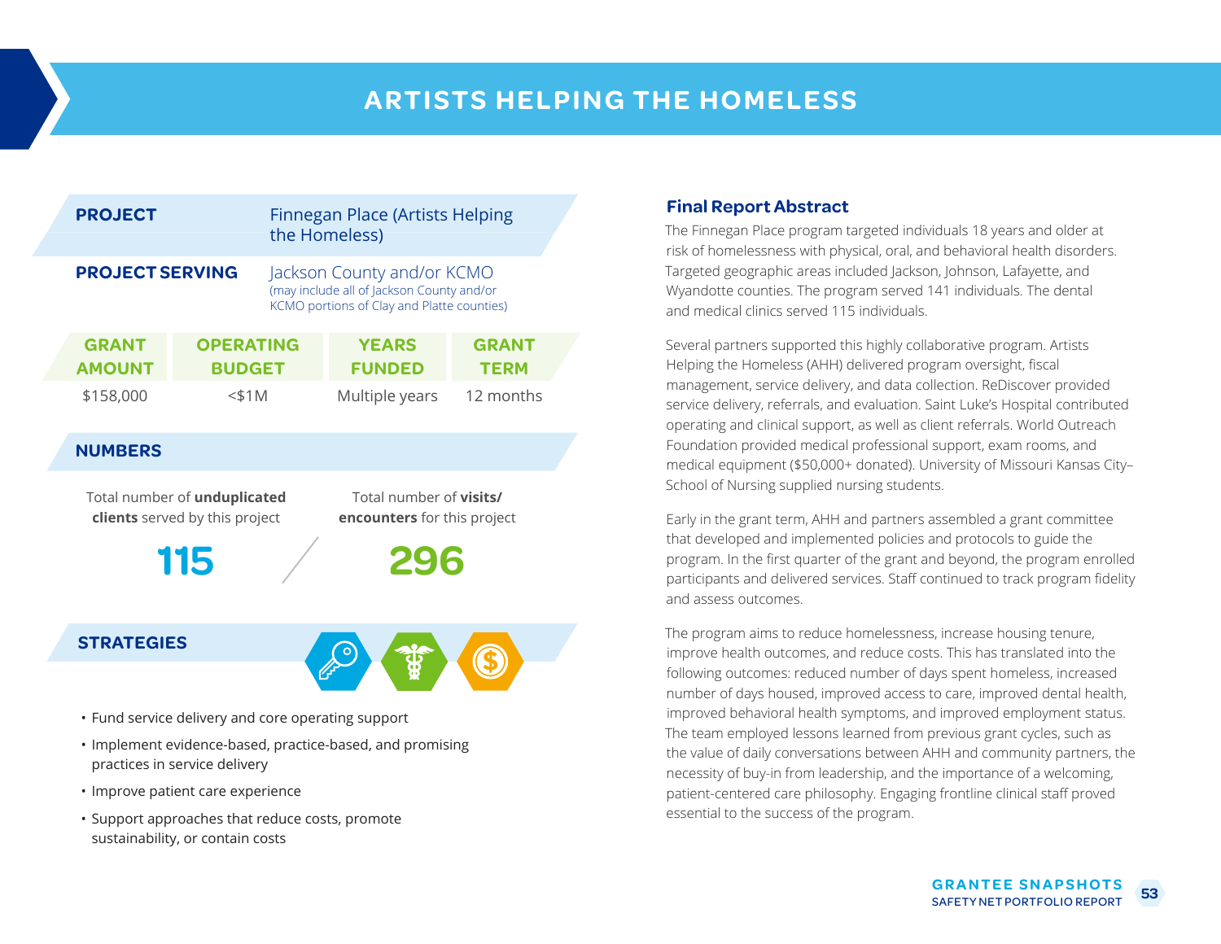# ARTISTS HELPING THE HOMELESS

| | |
|---|---|
| **PROJECT** | Finnegan Place (Artists Helping the Homeless) |
| **PROJECT SERVING** | Jackson County and/or KCMO (may include all of Jackson County and/or KCMO portions of Clay and Platte counties) |

| GRANT AMOUNT | OPERATING BUDGET | YEARS FUNDED | GRANT TERM |
|---|---|---|---|
| $158,000 | <$1M | Multiple years | 12 months |

## NUMBERS

| Total number of **unduplicated clients** served by this project | Total number of **visits/ encounters** for this project |
|---|---|
| 115 | 296 |

## STRATEGIES

- Fund service delivery and core operating support
- Implement evidence-based, practice-based, and promising practices in service delivery
- Improve patient care experience
- Support approaches that reduce costs, promote sustainability, or contain costs

## Final Report Abstract

The Finnegan Place program targeted individuals 18 years and older at risk of homelessness with physical, oral, and behavioral health disorders. Targeted geographic areas included Jackson, Johnson, Lafayette, and Wyandotte counties. The program served 141 individuals. The dental and medical clinics served 115 individuals.

Several partners supported this highly collaborative program. Artists Helping the Homeless (AHH) delivered program oversight, fiscal management, service delivery, and data collection. ReDiscover provided service delivery, referrals, and evaluation. Saint Luke's Hospital contributed operating and clinical support, as well as client referrals. World Outreach Foundation provided medical professional support, exam rooms, and medical equipment ($50,000+ donated). University of Missouri Kansas City–School of Nursing supplied nursing students.

Early in the grant term, AHH and partners assembled a grant committee that developed and implemented policies and protocols to guide the program. In the first quarter of the grant and beyond, the program enrolled participants and delivered services. Staff continued to track program fidelity and assess outcomes.

The program aims to reduce homelessness, increase housing tenure, improve health outcomes, and reduce costs. This has translated into the following outcomes: reduced number of days spent homeless, increased number of days housed, improved access to care, improved dental health, improved behavioral health symptoms, and improved employment status. The team employed lessons learned from previous grant cycles, such as the value of daily conversations between AHH and community partners, the necessity of buy-in from leadership, and the importance of a welcoming, patient-centered care philosophy. Engaging frontline clinical staff proved essential to the success of the program.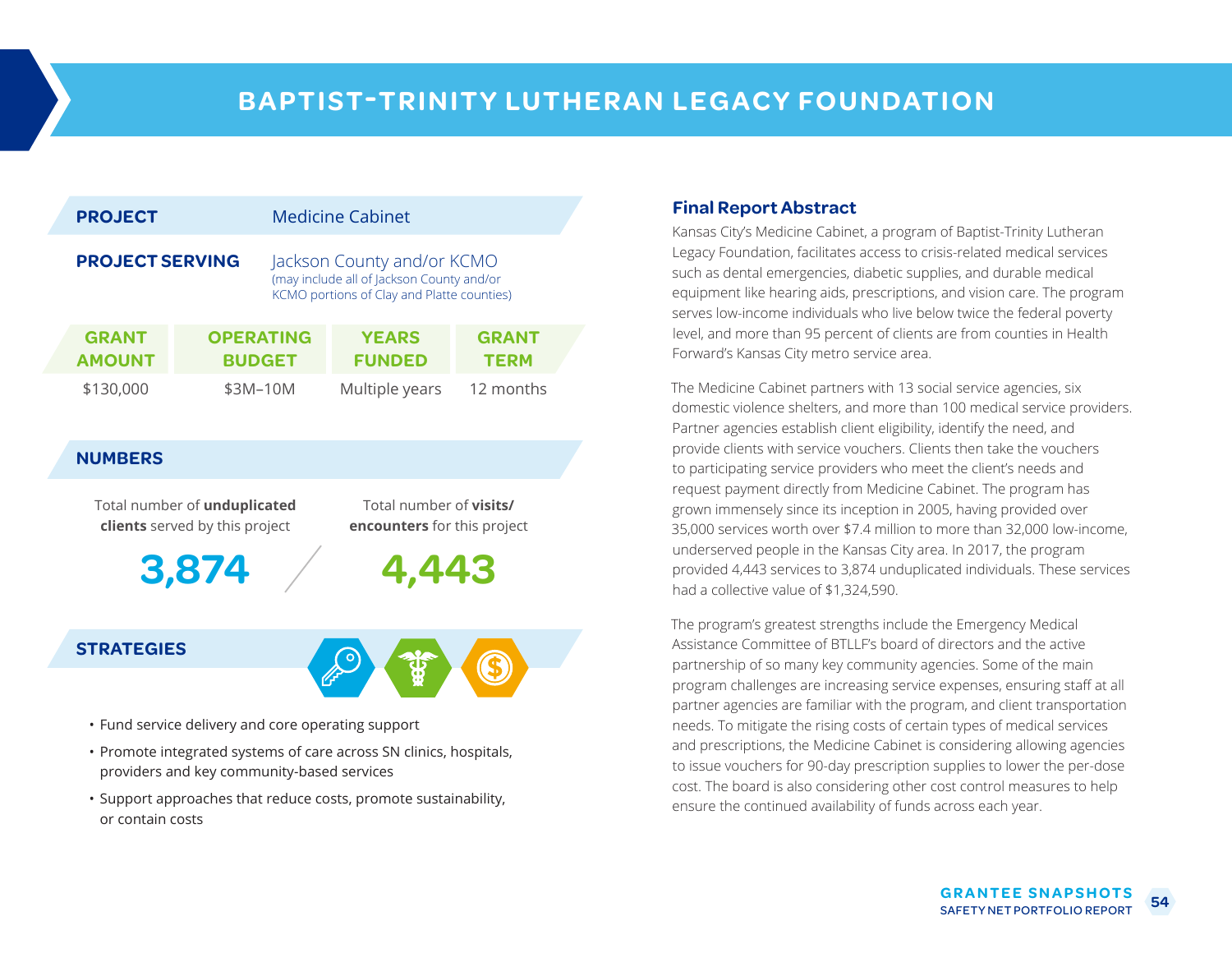# BAPTIST-TRINITY LUTHERAN LEGACY FOUNDATION

**PROJECT** Medicine Cabinet

**PROJECT SERVING** Jackson County and/or KCMO
(may include all of Jackson County and/or KCMO portions of Clay and Platte counties)

| GRANT AMOUNT | OPERATING BUDGET | YEARS FUNDED | GRANT TERM |
|---|---|---|---|
| $130,000 | $3M–10M | Multiple years | 12 months |

## NUMBERS

| Total number of **unduplicated clients** served by this project | Total number of **visits/encounters** for this project |
|---|---|
| 3,874 | 4,443 |

## STRATEGIES

- Fund service delivery and core operating support
- Promote integrated systems of care across SN clinics, hospitals, providers and key community-based services
- Support approaches that reduce costs, promote sustainability, or contain costs

## Final Report Abstract

Kansas City's Medicine Cabinet, a program of Baptist-Trinity Lutheran Legacy Foundation, facilitates access to crisis-related medical services such as dental emergencies, diabetic supplies, and durable medical equipment like hearing aids, prescriptions, and vision care. The program serves low-income individuals who live below twice the federal poverty level, and more than 95 percent of clients are from counties in Health Forward's Kansas City metro service area.

The Medicine Cabinet partners with 13 social service agencies, six domestic violence shelters, and more than 100 medical service providers. Partner agencies establish client eligibility, identify the need, and provide clients with service vouchers. Clients then take the vouchers to participating service providers who meet the client's needs and request payment directly from Medicine Cabinet. The program has grown immensely since its inception in 2005, having provided over 35,000 services worth over $7.4 million to more than 32,000 low-income, underserved people in the Kansas City area. In 2017, the program provided 4,443 services to 3,874 unduplicated individuals. These services had a collective value of $1,324,590.

The program's greatest strengths include the Emergency Medical Assistance Committee of BTLLF's board of directors and the active partnership of so many key community agencies. Some of the main program challenges are increasing service expenses, ensuring staff at all partner agencies are familiar with the program, and client transportation needs. To mitigate the rising costs of certain types of medical services and prescriptions, the Medicine Cabinet is considering allowing agencies to issue vouchers for 90-day prescription supplies to lower the per-dose cost. The board is also considering other cost control measures to help ensure the continued availability of funds across each year.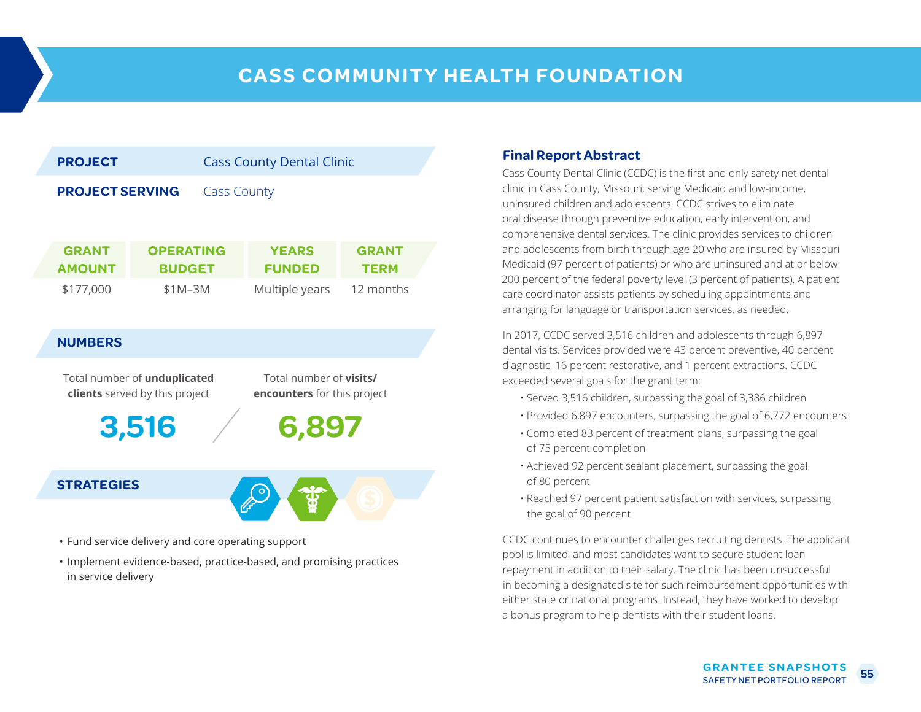# CASS COMMUNITY HEALTH FOUNDATION

| | |
|---|---|
| **PROJECT** | Cass County Dental Clinic |
| **PROJECT SERVING** | Cass County |

| GRANT AMOUNT | OPERATING BUDGET | YEARS FUNDED | GRANT TERM |
|---|---|---|---|
| $177,000 | $1M–3M | Multiple years | 12 months |

## NUMBERS

| Total number of **unduplicated clients** served by this project | Total number of **visits/encounters** for this project |
|---|---|
| 3,516 | 6,897 |

## STRATEGIES

- Fund service delivery and core operating support
- Implement evidence-based, practice-based, and promising practices in service delivery

## Final Report Abstract

Cass County Dental Clinic (CCDC) is the first and only safety net dental clinic in Cass County, Missouri, serving Medicaid and low-income, uninsured children and adolescents. CCDC strives to eliminate oral disease through preventive education, early intervention, and comprehensive dental services. The clinic provides services to children and adolescents from birth through age 20 who are insured by Missouri Medicaid (97 percent of patients) or who are uninsured and at or below 200 percent of the federal poverty level (3 percent of patients). A patient care coordinator assists patients by scheduling appointments and arranging for language or transportation services, as needed.

In 2017, CCDC served 3,516 children and adolescents through 6,897 dental visits. Services provided were 43 percent preventive, 40 percent diagnostic, 16 percent restorative, and 1 percent extractions. CCDC exceeded several goals for the grant term:

- Served 3,516 children, surpassing the goal of 3,386 children
- Provided 6,897 encounters, surpassing the goal of 6,772 encounters
- Completed 83 percent of treatment plans, surpassing the goal of 75 percent completion
- Achieved 92 percent sealant placement, surpassing the goal of 80 percent
- Reached 97 percent patient satisfaction with services, surpassing the goal of 90 percent

CCDC continues to encounter challenges recruiting dentists. The applicant pool is limited, and most candidates want to secure student loan repayment in addition to their salary. The clinic has been unsuccessful in becoming a designated site for such reimbursement opportunities with either state or national programs. Instead, they have worked to develop a bonus program to help dentists with their student loans.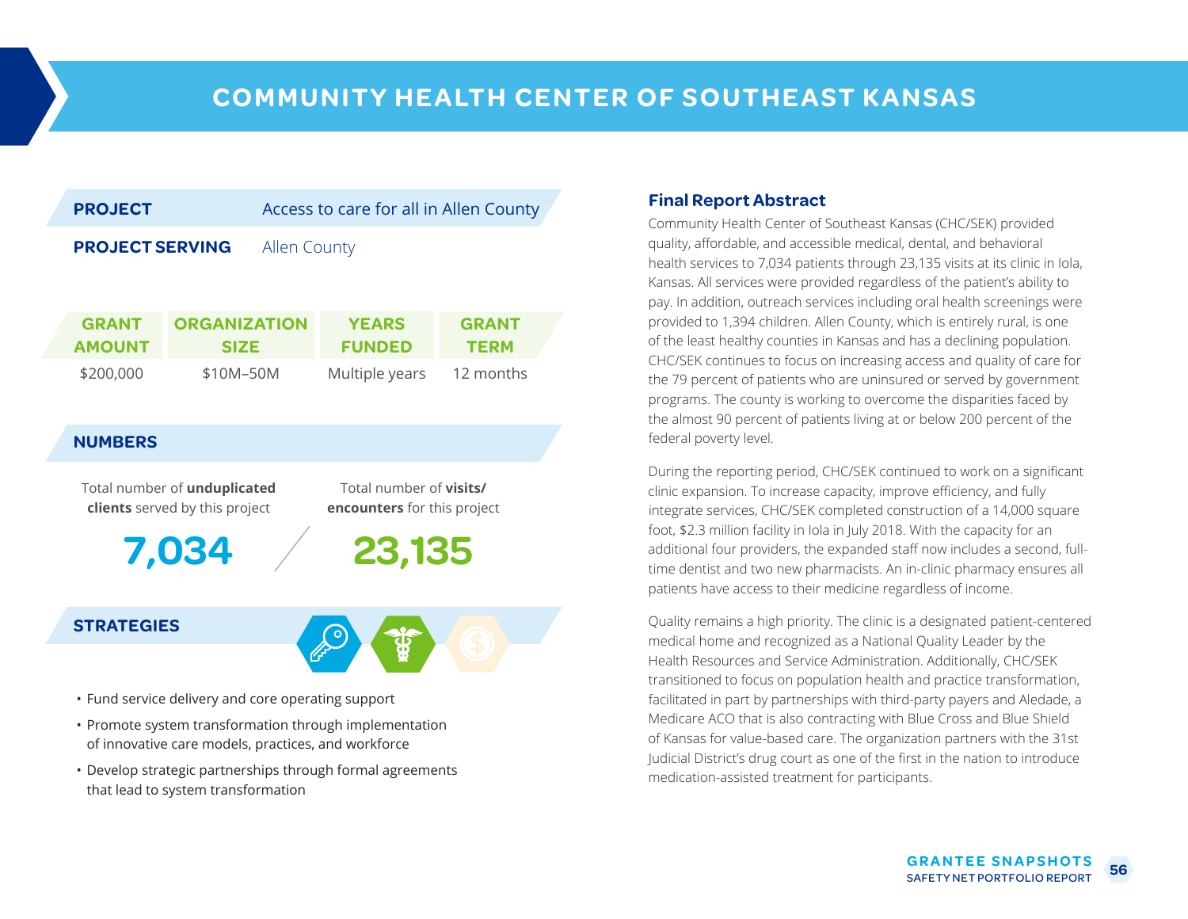# COMMUNITY HEALTH CENTER OF SOUTHEAST KANSAS

**PROJECT** Access to care for all in Allen County

**PROJECT SERVING** Allen County

| GRANT AMOUNT | ORGANIZATION SIZE | YEARS FUNDED | GRANT TERM |
|---|---|---|---|
| $200,000 | $10M–50M | Multiple years | 12 months |

## NUMBERS

Total number of **unduplicated clients** served by this project

**7,034**

Total number of **visits/encounters** for this project

**23,135**

## STRATEGIES

- Fund service delivery and core operating support
- Promote system transformation through implementation of innovative care models, practices, and workforce
- Develop strategic partnerships through formal agreements that lead to system transformation

### Final Report Abstract

Community Health Center of Southeast Kansas (CHC/SEK) provided quality, affordable, and accessible medical, dental, and behavioral health services to 7,034 patients through 23,135 visits at its clinic in Iola, Kansas. All services were provided regardless of the patient's ability to pay. In addition, outreach services including oral health screenings were provided to 1,394 children. Allen County, which is entirely rural, is one of the least healthy counties in Kansas and has a declining population. CHC/SEK continues to focus on increasing access and quality of care for the 79 percent of patients who are uninsured or served by government programs. The county is working to overcome the disparities faced by the almost 90 percent of patients living at or below 200 percent of the federal poverty level.

During the reporting period, CHC/SEK continued to work on a significant clinic expansion. To increase capacity, improve efficiency, and fully integrate services, CHC/SEK completed construction of a 14,000 square foot, $2.3 million facility in Iola in July 2018. With the capacity for an additional four providers, the expanded staff now includes a second, full-time dentist and two new pharmacists. An in-clinic pharmacy ensures all patients have access to their medicine regardless of income.

Quality remains a high priority. The clinic is a designated patient-centered medical home and recognized as a National Quality Leader by the Health Resources and Service Administration. Additionally, CHC/SEK transitioned to focus on population health and practice transformation, facilitated in part by partnerships with third-party payers and Aledade, a Medicare ACO that is also contracting with Blue Cross and Blue Shield of Kansas for value-based care. The organization partners with the 31st Judicial District's drug court as one of the first in the nation to introduce medication-assisted treatment for participants.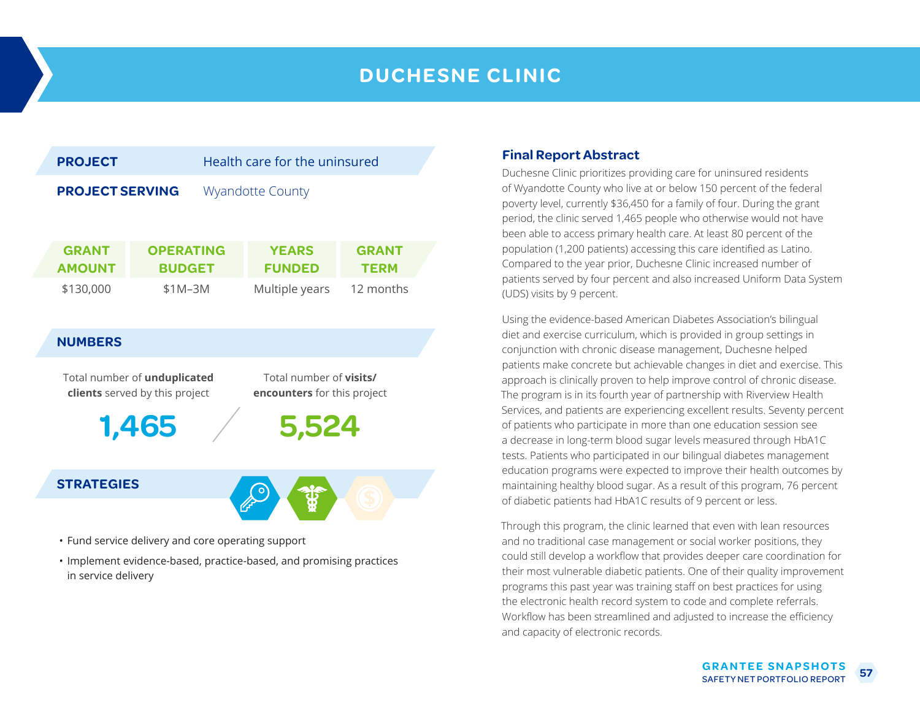# DUCHESNE CLINIC

**PROJECT** Health care for the uninsured

**PROJECT SERVING** Wyandotte County

| GRANT AMOUNT | OPERATING BUDGET | YEARS FUNDED | GRANT TERM |
|---|---|---|---|
| $130,000 | $1M–3M | Multiple years | 12 months |

## NUMBERS

Total number of **unduplicated clients** served by this project

**1,465**

Total number of **visits/ encounters** for this project

**5,524**

## STRATEGIES

- Fund service delivery and core operating support
- Implement evidence-based, practice-based, and promising practices in service delivery

## Final Report Abstract

Duchesne Clinic prioritizes providing care for uninsured residents of Wyandotte County who live at or below 150 percent of the federal poverty level, currently $36,450 for a family of four. During the grant period, the clinic served 1,465 people who otherwise would not have been able to access primary health care. At least 80 percent of the population (1,200 patients) accessing this care identified as Latino. Compared to the year prior, Duchesne Clinic increased number of patients served by four percent and also increased Uniform Data System (UDS) visits by 9 percent.

Using the evidence-based American Diabetes Association's bilingual diet and exercise curriculum, which is provided in group settings in conjunction with chronic disease management, Duchesne helped patients make concrete but achievable changes in diet and exercise. This approach is clinically proven to help improve control of chronic disease. The program is in its fourth year of partnership with Riverview Health Services, and patients are experiencing excellent results. Seventy percent of patients who participate in more than one education session see a decrease in long-term blood sugar levels measured through HbA1C tests. Patients who participated in our bilingual diabetes management education programs were expected to improve their health outcomes by maintaining healthy blood sugar. As a result of this program, 76 percent of diabetic patients had HbA1C results of 9 percent or less.

Through this program, the clinic learned that even with lean resources and no traditional case management or social worker positions, they could still develop a workflow that provides deeper care coordination for their most vulnerable diabetic patients. One of their quality improvement programs this past year was training staff on best practices for using the electronic health record system to code and complete referrals. Workflow has been streamlined and adjusted to increase the efficiency and capacity of electronic records.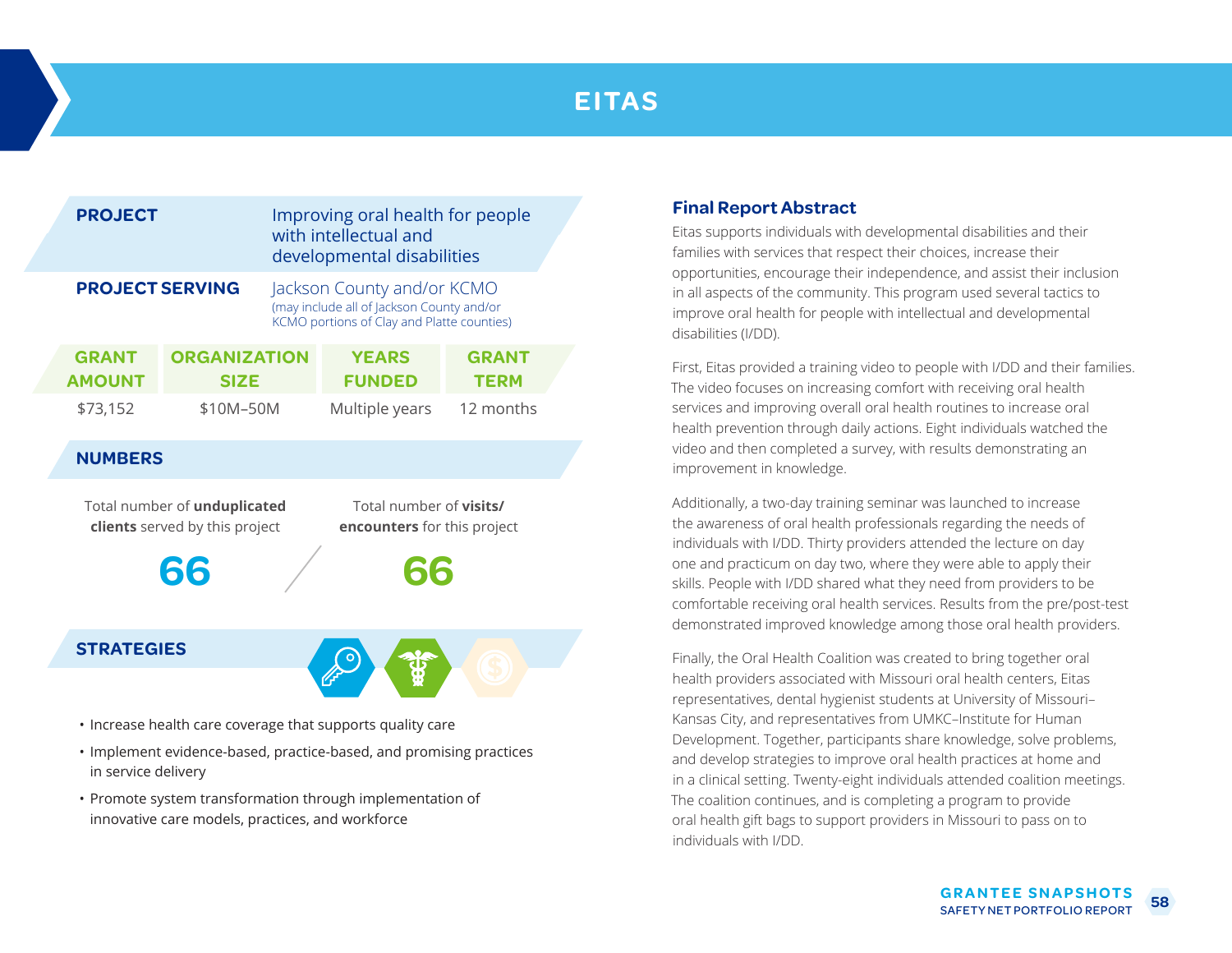# EITAS

**PROJECT** Improving oral health for people with intellectual and developmental disabilities

**PROJECT SERVING** Jackson County and/or KCMO
(may include all of Jackson County and/or KCMO portions of Clay and Platte counties)

| GRANT AMOUNT | ORGANIZATION SIZE | YEARS FUNDED | GRANT TERM |
|---|---|---|---|
| $73,152 | $10M–50M | Multiple years | 12 months |

## NUMBERS

Total number of **unduplicated clients** served by this project

**66**

Total number of **visits/ encounters** for this project

**66**

## STRATEGIES

- Increase health care coverage that supports quality care
- Implement evidence-based, practice-based, and promising practices in service delivery
- Promote system transformation through implementation of innovative care models, practices, and workforce

### Final Report Abstract

Eitas supports individuals with developmental disabilities and their families with services that respect their choices, increase their opportunities, encourage their independence, and assist their inclusion in all aspects of the community. This program used several tactics to improve oral health for people with intellectual and developmental disabilities (I/DD).

First, Eitas provided a training video to people with I/DD and their families. The video focuses on increasing comfort with receiving oral health services and improving overall oral health routines to increase oral health prevention through daily actions. Eight individuals watched the video and then completed a survey, with results demonstrating an improvement in knowledge.

Additionally, a two-day training seminar was launched to increase the awareness of oral health professionals regarding the needs of individuals with I/DD. Thirty providers attended the lecture on day one and practicum on day two, where they were able to apply their skills. People with I/DD shared what they need from providers to be comfortable receiving oral health services. Results from the pre/post-test demonstrated improved knowledge among those oral health providers.

Finally, the Oral Health Coalition was created to bring together oral health providers associated with Missouri oral health centers, Eitas representatives, dental hygienist students at University of Missouri–Kansas City, and representatives from UMKC–Institute for Human Development. Together, participants share knowledge, solve problems, and develop strategies to improve oral health practices at home and in a clinical setting. Twenty-eight individuals attended coalition meetings. The coalition continues, and is completing a program to provide oral health gift bags to support providers in Missouri to pass on to individuals with I/DD.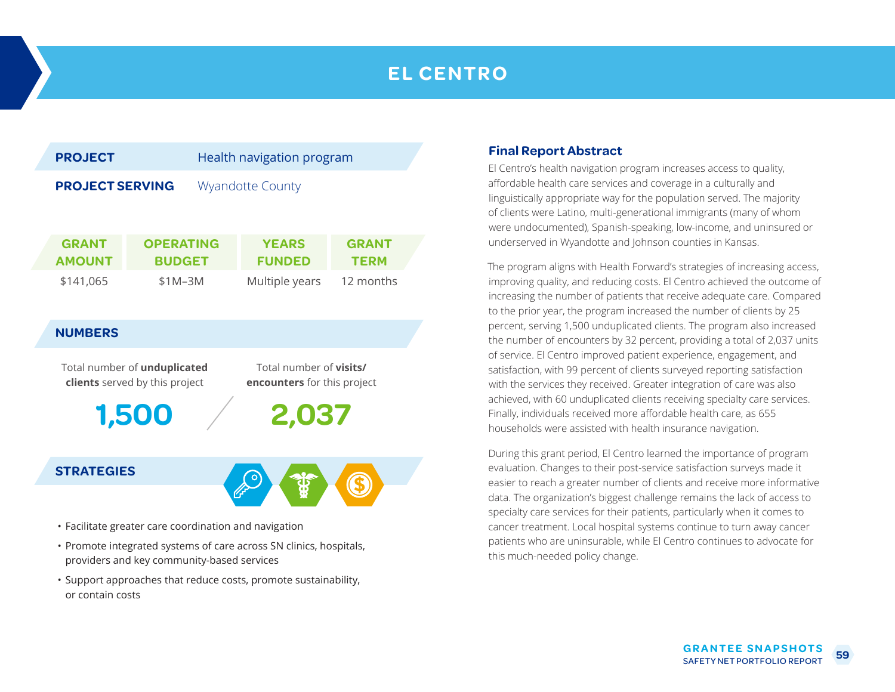# EL CENTRO

| | |
|---|---|
| **PROJECT** | Health navigation program |
| **PROJECT SERVING** | Wyandotte County |

| GRANT AMOUNT | OPERATING BUDGET | YEARS FUNDED | GRANT TERM |
|---|---|---|---|
| $141,065 | $1M–3M | Multiple years | 12 months |

## NUMBERS

Total number of **unduplicated clients** served by this project

**1,500**

Total number of **visits/encounters** for this project

**2,037**

## STRATEGIES

- Facilitate greater care coordination and navigation
- Promote integrated systems of care across SN clinics, hospitals, providers and key community-based services
- Support approaches that reduce costs, promote sustainability, or contain costs

## Final Report Abstract

El Centro's health navigation program increases access to quality, affordable health care services and coverage in a culturally and linguistically appropriate way for the population served. The majority of clients were Latino, multi-generational immigrants (many of whom were undocumented), Spanish-speaking, low-income, and uninsured or underserved in Wyandotte and Johnson counties in Kansas.

The program aligns with Health Forward's strategies of increasing access, improving quality, and reducing costs. El Centro achieved the outcome of increasing the number of patients that receive adequate care. Compared to the prior year, the program increased the number of clients by 25 percent, serving 1,500 unduplicated clients. The program also increased the number of encounters by 32 percent, providing a total of 2,037 units of service. El Centro improved patient experience, engagement, and satisfaction, with 99 percent of clients surveyed reporting satisfaction with the services they received. Greater integration of care was also achieved, with 60 unduplicated clients receiving specialty care services. Finally, individuals received more affordable health care, as 655 households were assisted with health insurance navigation.

During this grant period, El Centro learned the importance of program evaluation. Changes to their post-service satisfaction surveys made it easier to reach a greater number of clients and receive more informative data. The organization's biggest challenge remains the lack of access to specialty care services for their patients, particularly when it comes to cancer treatment. Local hospital systems continue to turn away cancer patients who are uninsurable, while El Centro continues to advocate for this much-needed policy change.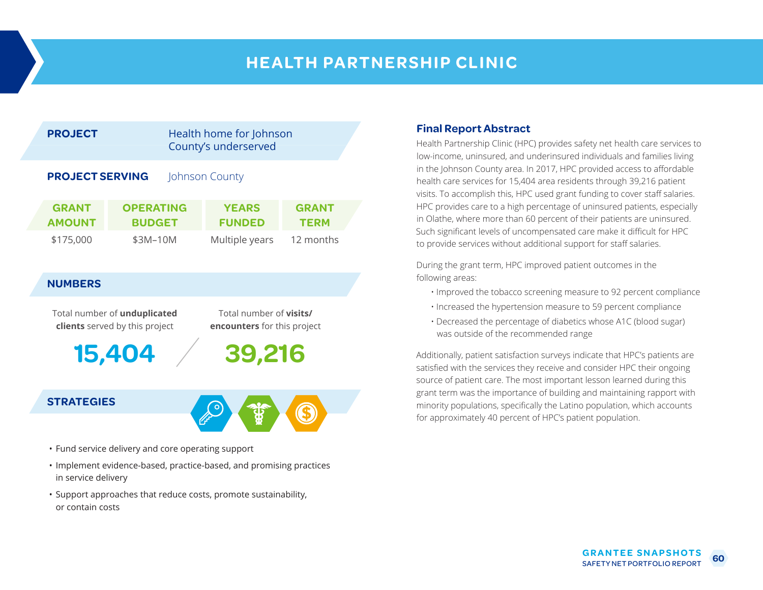# HEALTH PARTNERSHIP CLINIC

**PROJECT** Health home for Johnson County's underserved

**PROJECT SERVING** Johnson County

| GRANT AMOUNT | OPERATING BUDGET | YEARS FUNDED | GRANT TERM |
|---|---|---|---|
| $175,000 | $3M–10M | Multiple years | 12 months |

## NUMBERS

Total number of **unduplicated clients** served by this project

**15,404**

Total number of **visits/encounters** for this project

**39,216**

## STRATEGIES

- Fund service delivery and core operating support
- Implement evidence-based, practice-based, and promising practices in service delivery
- Support approaches that reduce costs, promote sustainability, or contain costs

## Final Report Abstract

Health Partnership Clinic (HPC) provides safety net health care services to low-income, uninsured, and underinsured individuals and families living in the Johnson County area. In 2017, HPC provided access to affordable health care services for 15,404 area residents through 39,216 patient visits. To accomplish this, HPC used grant funding to cover staff salaries. HPC provides care to a high percentage of uninsured patients, especially in Olathe, where more than 60 percent of their patients are uninsured. Such significant levels of uncompensated care make it difficult for HPC to provide services without additional support for staff salaries.

During the grant term, HPC improved patient outcomes in the following areas:

- Improved the tobacco screening measure to 92 percent compliance
- Increased the hypertension measure to 59 percent compliance
- Decreased the percentage of diabetics whose A1C (blood sugar) was outside of the recommended range

Additionally, patient satisfaction surveys indicate that HPC's patients are satisfied with the services they receive and consider HPC their ongoing source of patient care. The most important lesson learned during this grant term was the importance of building and maintaining rapport with minority populations, specifically the Latino population, which accounts for approximately 40 percent of HPC's patient population.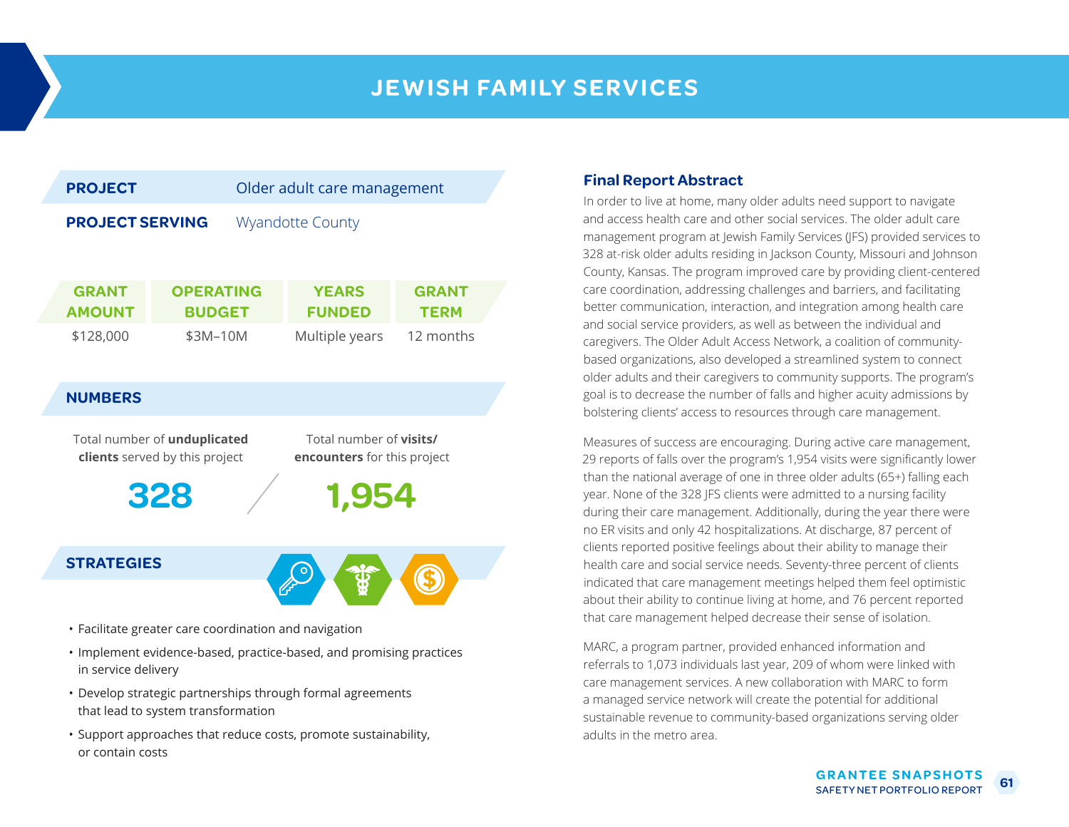# JEWISH FAMILY SERVICES

**PROJECT** Older adult care management

**PROJECT SERVING** Wyandotte County

| GRANT AMOUNT | OPERATING BUDGET | YEARS FUNDED | GRANT TERM |
|---|---|---|---|
| $128,000 | $3M–10M | Multiple years | 12 months |

## NUMBERS

| Total number of **unduplicated clients** served by this project | Total number of **visits/encounters** for this project |
|---|---|
| 328 | 1,954 |

## STRATEGIES

- Facilitate greater care coordination and navigation
- Implement evidence-based, practice-based, and promising practices in service delivery
- Develop strategic partnerships through formal agreements that lead to system transformation
- Support approaches that reduce costs, promote sustainability, or contain costs

## Final Report Abstract

In order to live at home, many older adults need support to navigate and access health care and other social services. The older adult care management program at Jewish Family Services (JFS) provided services to 328 at-risk older adults residing in Jackson County, Missouri and Johnson County, Kansas. The program improved care by providing client-centered care coordination, addressing challenges and barriers, and facilitating better communication, interaction, and integration among health care and social service providers, as well as between the individual and caregivers. The Older Adult Access Network, a coalition of community-based organizations, also developed a streamlined system to connect older adults and their caregivers to community supports. The program's goal is to decrease the number of falls and higher acuity admissions by bolstering clients' access to resources through care management.

Measures of success are encouraging. During active care management, 29 reports of falls over the program's 1,954 visits were significantly lower than the national average of one in three older adults (65+) falling each year. None of the 328 JFS clients were admitted to a nursing facility during their care management. Additionally, during the year there were no ER visits and only 42 hospitalizations. At discharge, 87 percent of clients reported positive feelings about their ability to manage their health care and social service needs. Seventy-three percent of clients indicated that care management meetings helped them feel optimistic about their ability to continue living at home, and 76 percent reported that care management helped decrease their sense of isolation.

MARC, a program partner, provided enhanced information and referrals to 1,073 individuals last year, 209 of whom were linked with care management services. A new collaboration with MARC to form a managed service network will create the potential for additional sustainable revenue to community-based organizations serving older adults in the metro area.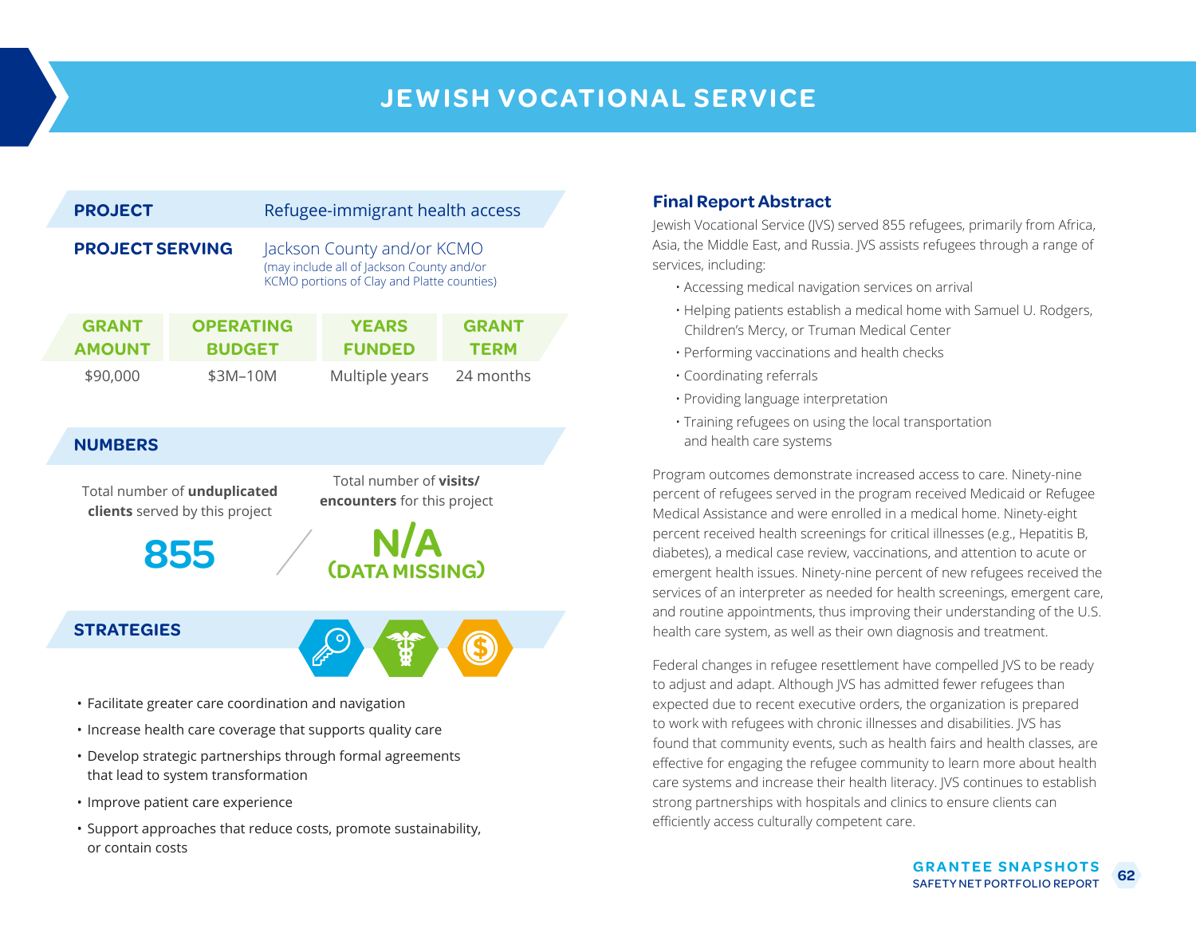# JEWISH VOCATIONAL SERVICE

**PROJECT** Refugee-immigrant health access

**PROJECT SERVING** Jackson County and/or KCMO
(may include all of Jackson County and/or KCMO portions of Clay and Platte counties)

| GRANT AMOUNT | OPERATING BUDGET | YEARS FUNDED | GRANT TERM |
|---|---|---|---|
| $90,000 | $3M–10M | Multiple years | 24 months |

## NUMBERS

Total number of **unduplicated clients** served by this project

**855**

Total number of **visits/encounters** for this project

**N/A (DATA MISSING)**

## STRATEGIES

- Facilitate greater care coordination and navigation
- Increase health care coverage that supports quality care
- Develop strategic partnerships through formal agreements that lead to system transformation
- Improve patient care experience
- Support approaches that reduce costs, promote sustainability, or contain costs

## Final Report Abstract

Jewish Vocational Service (JVS) served 855 refugees, primarily from Africa, Asia, the Middle East, and Russia. JVS assists refugees through a range of services, including:

- Accessing medical navigation services on arrival
- Helping patients establish a medical home with Samuel U. Rodgers, Children's Mercy, or Truman Medical Center
- Performing vaccinations and health checks
- Coordinating referrals
- Providing language interpretation
- Training refugees on using the local transportation and health care systems

Program outcomes demonstrate increased access to care. Ninety-nine percent of refugees served in the program received Medicaid or Refugee Medical Assistance and were enrolled in a medical home. Ninety-eight percent received health screenings for critical illnesses (e.g., Hepatitis B, diabetes), a medical case review, vaccinations, and attention to acute or emergent health issues. Ninety-nine percent of new refugees received the services of an interpreter as needed for health screenings, emergent care, and routine appointments, thus improving their understanding of the U.S. health care system, as well as their own diagnosis and treatment.

Federal changes in refugee resettlement have compelled JVS to be ready to adjust and adapt. Although JVS has admitted fewer refugees than expected due to recent executive orders, the organization is prepared to work with refugees with chronic illnesses and disabilities. JVS has found that community events, such as health fairs and health classes, are effective for engaging the refugee community to learn more about health care systems and increase their health literacy. JVS continues to establish strong partnerships with hospitals and clinics to ensure clients can efficiently access culturally competent care.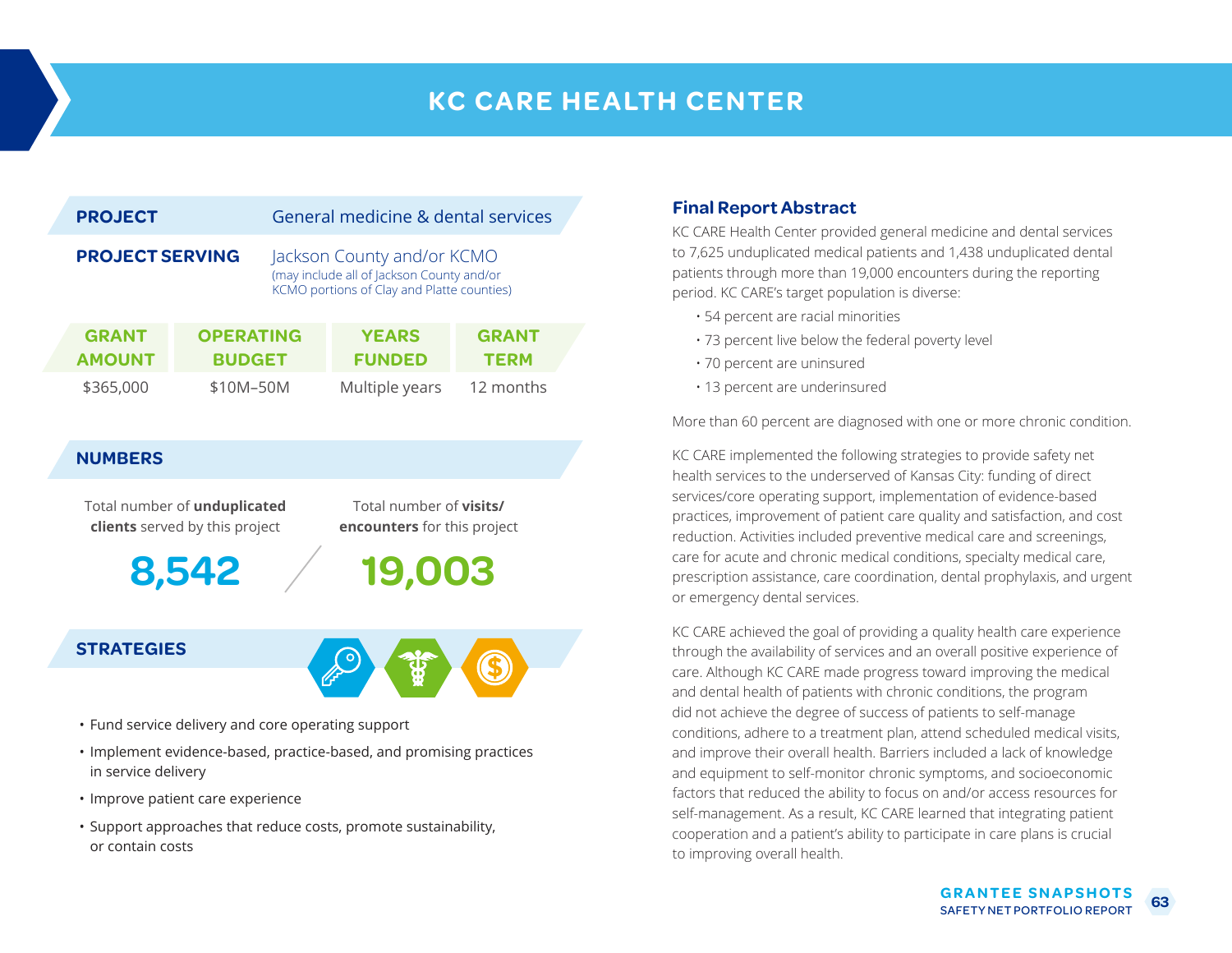# KC CARE HEALTH CENTER

**PROJECT** General medicine & dental services

**PROJECT SERVING** Jackson County and/or KCMO
(may include all of Jackson County and/or KCMO portions of Clay and Platte counties)

| GRANT AMOUNT | OPERATING BUDGET | YEARS FUNDED | GRANT TERM |
|---|---|---|---|
| $365,000 | $10M–50M | Multiple years | 12 months |

## NUMBERS

Total number of **unduplicated clients** served by this project

**8,542**

Total number of **visits/encounters** for this project

**19,003**

## STRATEGIES

- Fund service delivery and core operating support
- Implement evidence-based, practice-based, and promising practices in service delivery
- Improve patient care experience
- Support approaches that reduce costs, promote sustainability, or contain costs

## Final Report Abstract

KC CARE Health Center provided general medicine and dental services to 7,625 unduplicated medical patients and 1,438 unduplicated dental patients through more than 19,000 encounters during the reporting period. KC CARE's target population is diverse:

- 54 percent are racial minorities
- 73 percent live below the federal poverty level
- 70 percent are uninsured
- 13 percent are underinsured

More than 60 percent are diagnosed with one or more chronic condition.

KC CARE implemented the following strategies to provide safety net health services to the underserved of Kansas City: funding of direct services/core operating support, implementation of evidence-based practices, improvement of patient care quality and satisfaction, and cost reduction. Activities included preventive medical care and screenings, care for acute and chronic medical conditions, specialty medical care, prescription assistance, care coordination, dental prophylaxis, and urgent or emergency dental services.

KC CARE achieved the goal of providing a quality health care experience through the availability of services and an overall positive experience of care. Although KC CARE made progress toward improving the medical and dental health of patients with chronic conditions, the program did not achieve the degree of success of patients to self-manage conditions, adhere to a treatment plan, attend scheduled medical visits, and improve their overall health. Barriers included a lack of knowledge and equipment to self-monitor chronic symptoms, and socioeconomic factors that reduced the ability to focus on and/or access resources for self-management. As a result, KC CARE learned that integrating patient cooperation and a patient's ability to participate in care plans is crucial to improving overall health.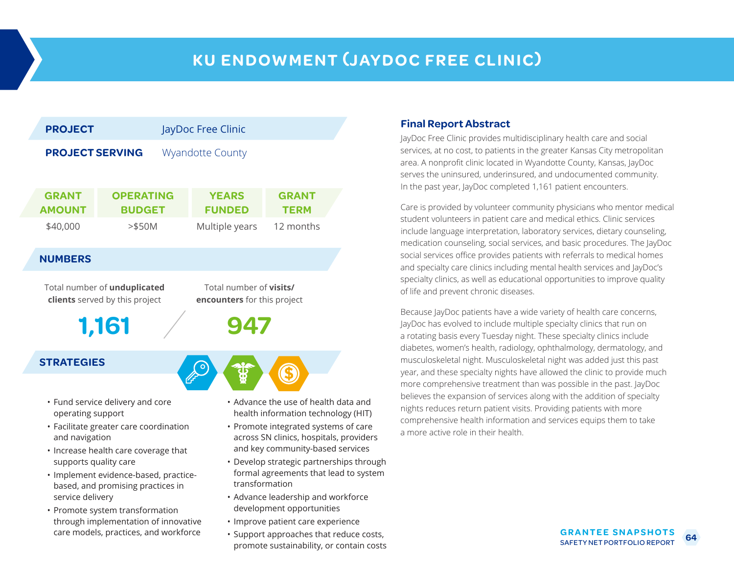# KU ENDOWMENT (JAYDOC FREE CLINIC)

**PROJECT** JayDoc Free Clinic

**PROJECT SERVING** Wyandotte County

| GRANT AMOUNT | OPERATING BUDGET | YEARS FUNDED | GRANT TERM |
|---|---|---|---|
| $40,000 | >$50M | Multiple years | 12 months |

## NUMBERS

Total number of **unduplicated clients** served by this project

**1,161**

Total number of **visits/ encounters** for this project

**947**

## STRATEGIES

- Fund service delivery and core operating support
- Facilitate greater care coordination and navigation
- Increase health care coverage that supports quality care
- Implement evidence-based, practice-based, and promising practices in service delivery
- Promote system transformation through implementation of innovative care models, practices, and workforce
- Advance the use of health data and health information technology (HIT)
- Promote integrated systems of care across SN clinics, hospitals, providers and key community-based services
- Develop strategic partnerships through formal agreements that lead to system transformation
- Advance leadership and workforce development opportunities
- Improve patient care experience
- Support approaches that reduce costs, promote sustainability, or contain costs

## Final Report Abstract

JayDoc Free Clinic provides multidisciplinary health care and social services, at no cost, to patients in the greater Kansas City metropolitan area. A nonprofit clinic located in Wyandotte County, Kansas, JayDoc serves the uninsured, underinsured, and undocumented community. In the past year, JayDoc completed 1,161 patient encounters.

Care is provided by volunteer community physicians who mentor medical student volunteers in patient care and medical ethics. Clinic services include language interpretation, laboratory services, dietary counseling, medication counseling, social services, and basic procedures. The JayDoc social services office provides patients with referrals to medical homes and specialty care clinics including mental health services and JayDoc's specialty clinics, as well as educational opportunities to improve quality of life and prevent chronic diseases.

Because JayDoc patients have a wide variety of health care concerns, JayDoc has evolved to include multiple specialty clinics that run on a rotating basis every Tuesday night. These specialty clinics include diabetes, women's health, radiology, ophthalmology, dermatology, and musculoskeletal night. Musculoskeletal night was added just this past year, and these specialty nights have allowed the clinic to provide much more comprehensive treatment than was possible in the past. JayDoc believes the expansion of services along with the addition of specialty nights reduces return patient visits. Providing patients with more comprehensive health information and services equips them to take a more active role in their health.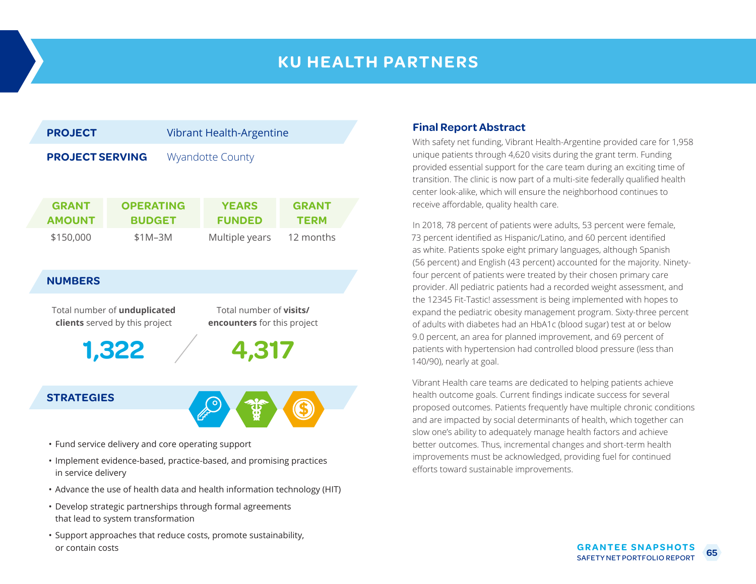# KU HEALTH PARTNERS

| | |
|---|---|
| **PROJECT** | Vibrant Health-Argentine |
| **PROJECT SERVING** | Wyandotte County |

| GRANT AMOUNT | OPERATING BUDGET | YEARS FUNDED | GRANT TERM |
|---|---|---|---|
| $150,000 | $1M–3M | Multiple years | 12 months |

## NUMBERS

| Total number of **unduplicated clients** served by this project | Total number of **visits/ encounters** for this project |
|---|---|
| 1,322 | 4,317 |

## STRATEGIES

- Fund service delivery and core operating support
- Implement evidence-based, practice-based, and promising practices in service delivery
- Advance the use of health data and health information technology (HIT)
- Develop strategic partnerships through formal agreements that lead to system transformation
- Support approaches that reduce costs, promote sustainability, or contain costs

## Final Report Abstract

With safety net funding, Vibrant Health-Argentine provided care for 1,958 unique patients through 4,620 visits during the grant term. Funding provided essential support for the care team during an exciting time of transition. The clinic is now part of a multi-site federally qualified health center look-alike, which will ensure the neighborhood continues to receive affordable, quality health care.

In 2018, 78 percent of patients were adults, 53 percent were female, 73 percent identified as Hispanic/Latino, and 60 percent identified as white. Patients spoke eight primary languages, although Spanish (56 percent) and English (43 percent) accounted for the majority. Ninety-four percent of patients were treated by their chosen primary care provider. All pediatric patients had a recorded weight assessment, and the 12345 Fit-Tastic! assessment is being implemented with hopes to expand the pediatric obesity management program. Sixty-three percent of adults with diabetes had an HbA1c (blood sugar) test at or below 9.0 percent, an area for planned improvement, and 69 percent of patients with hypertension had controlled blood pressure (less than 140/90), nearly at goal.

Vibrant Health care teams are dedicated to helping patients achieve health outcome goals. Current findings indicate success for several proposed outcomes. Patients frequently have multiple chronic conditions and are impacted by social determinants of health, which together can slow one's ability to adequately manage health factors and achieve better outcomes. Thus, incremental changes and short-term health improvements must be acknowledged, providing fuel for continued efforts toward sustainable improvements.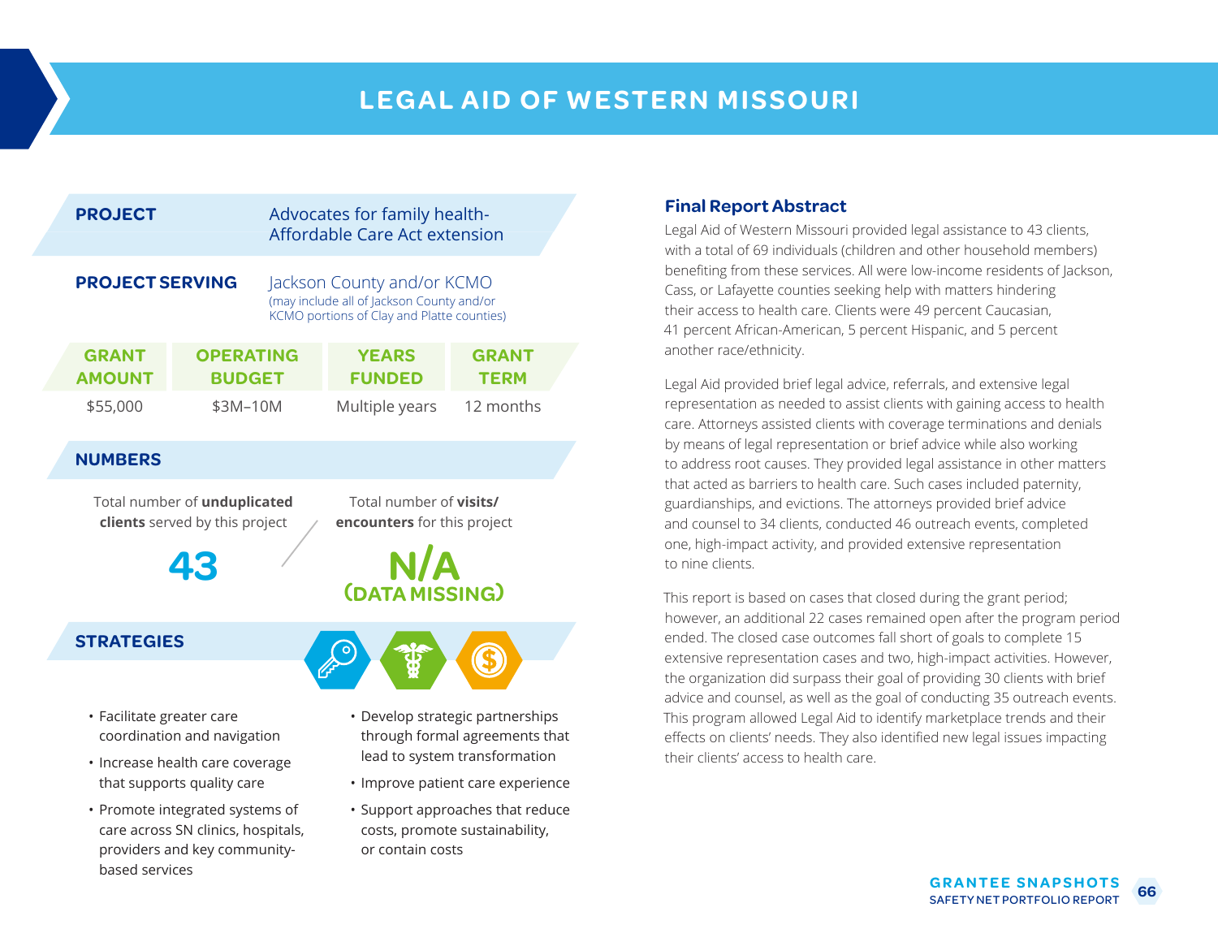# LEGAL AID OF WESTERN MISSOURI

**PROJECT** Advocates for family health-Affordable Care Act extension

**PROJECT SERVING** Jackson County and/or KCMO
(may include all of Jackson County and/or KCMO portions of Clay and Platte counties)

| GRANT AMOUNT | OPERATING BUDGET | YEARS FUNDED | GRANT TERM |
|---|---|---|---|
| $55,000 | $3M–10M | Multiple years | 12 months |

## NUMBERS

Total number of **unduplicated clients** served by this project

**43**

Total number of **visits/ encounters** for this project

**N/A (DATA MISSING)**

## STRATEGIES

- Facilitate greater care coordination and navigation
- Increase health care coverage that supports quality care
- Promote integrated systems of care across SN clinics, hospitals, providers and key community-based services
- Develop strategic partnerships through formal agreements that lead to system transformation
- Improve patient care experience
- Support approaches that reduce costs, promote sustainability, or contain costs

## Final Report Abstract

Legal Aid of Western Missouri provided legal assistance to 43 clients, with a total of 69 individuals (children and other household members) benefiting from these services. All were low-income residents of Jackson, Cass, or Lafayette counties seeking help with matters hindering their access to health care. Clients were 49 percent Caucasian, 41 percent African-American, 5 percent Hispanic, and 5 percent another race/ethnicity.

Legal Aid provided brief legal advice, referrals, and extensive legal representation as needed to assist clients with gaining access to health care. Attorneys assisted clients with coverage terminations and denials by means of legal representation or brief advice while also working to address root causes. They provided legal assistance in other matters that acted as barriers to health care. Such cases included paternity, guardianships, and evictions. The attorneys provided brief advice and counsel to 34 clients, conducted 46 outreach events, completed one, high-impact activity, and provided extensive representation to nine clients.

This report is based on cases that closed during the grant period; however, an additional 22 cases remained open after the program period ended. The closed case outcomes fall short of goals to complete 15 extensive representation cases and two, high-impact activities. However, the organization did surpass their goal of providing 30 clients with brief advice and counsel, as well as the goal of conducting 35 outreach events. This program allowed Legal Aid to identify marketplace trends and their effects on clients' needs. They also identified new legal issues impacting their clients' access to health care.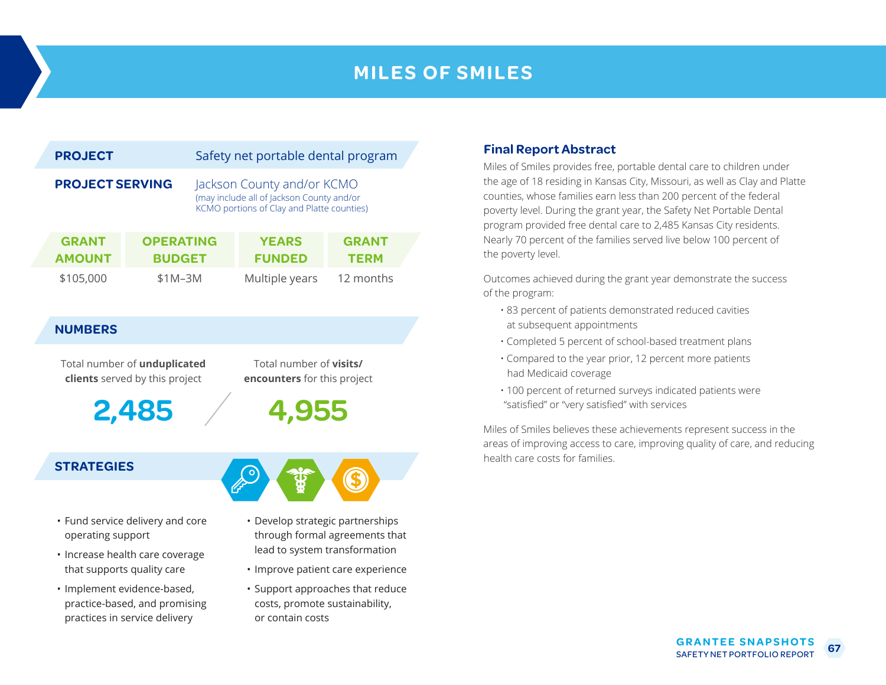# MILES OF SMILES

| | |
|---|---|
| **PROJECT** | Safety net portable dental program |
| **PROJECT SERVING** | Jackson County and/or KCMO (may include all of Jackson County and/or KCMO portions of Clay and Platte counties) |

| GRANT AMOUNT | OPERATING BUDGET | YEARS FUNDED | GRANT TERM |
|---|---|---|---|
| $105,000 | $1M–3M | Multiple years | 12 months |

## NUMBERS

Total number of **unduplicated clients** served by this project: **2,485**

Total number of **visits/encounters** for this project: **4,955**

## STRATEGIES

- Fund service delivery and core operating support
- Increase health care coverage that supports quality care
- Implement evidence-based, practice-based, and promising practices in service delivery
- Develop strategic partnerships through formal agreements that lead to system transformation
- Improve patient care experience
- Support approaches that reduce costs, promote sustainability, or contain costs

## Final Report Abstract

Miles of Smiles provides free, portable dental care to children under the age of 18 residing in Kansas City, Missouri, as well as Clay and Platte counties, whose families earn less than 200 percent of the federal poverty level. During the grant year, the Safety Net Portable Dental program provided free dental care to 2,485 Kansas City residents. Nearly 70 percent of the families served live below 100 percent of the poverty level.

Outcomes achieved during the grant year demonstrate the success of the program:

- 83 percent of patients demonstrated reduced cavities at subsequent appointments
- Completed 5 percent of school-based treatment plans
- Compared to the year prior, 12 percent more patients had Medicaid coverage
- 100 percent of returned surveys indicated patients were "satisfied" or "very satisfied" with services

Miles of Smiles believes these achievements represent success in the areas of improving access to care, improving quality of care, and reducing health care costs for families.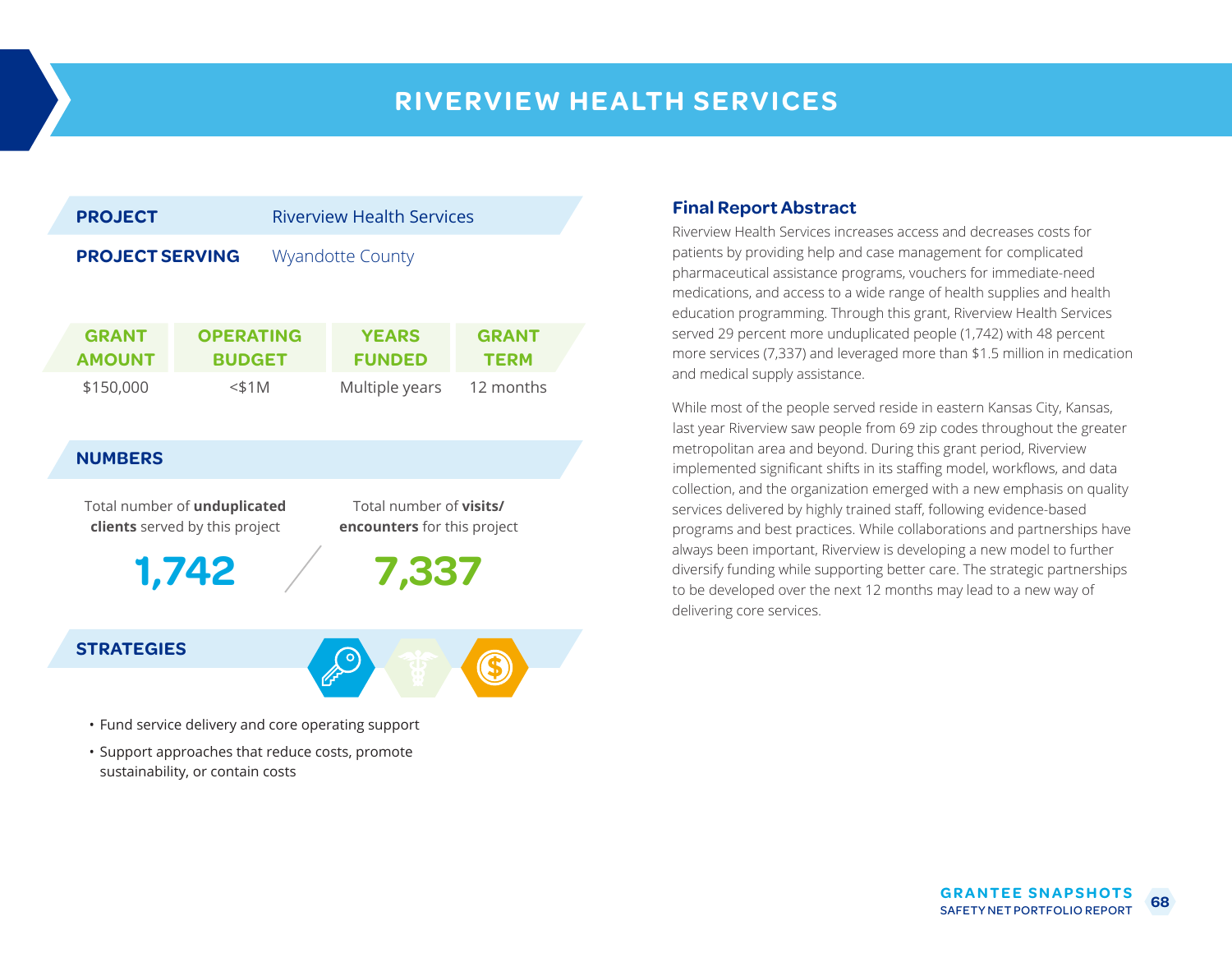# RIVERVIEW HEALTH SERVICES

**PROJECT** Riverview Health Services

**PROJECT SERVING** Wyandotte County

| GRANT AMOUNT | OPERATING BUDGET | YEARS FUNDED | GRANT TERM |
|---|---|---|---|
| $150,000 | <$1M | Multiple years | 12 months |

## NUMBERS

Total number of **unduplicated clients** served by this project

**1,742**

Total number of **visits/ encounters** for this project

**7,337**

## STRATEGIES

- Fund service delivery and core operating support
- Support approaches that reduce costs, promote sustainability, or contain costs

## Final Report Abstract

Riverview Health Services increases access and decreases costs for patients by providing help and case management for complicated pharmaceutical assistance programs, vouchers for immediate-need medications, and access to a wide range of health supplies and health education programming. Through this grant, Riverview Health Services served 29 percent more unduplicated people (1,742) with 48 percent more services (7,337) and leveraged more than $1.5 million in medication and medical supply assistance.

While most of the people served reside in eastern Kansas City, Kansas, last year Riverview saw people from 69 zip codes throughout the greater metropolitan area and beyond. During this grant period, Riverview implemented significant shifts in its staffing model, workflows, and data collection, and the organization emerged with a new emphasis on quality services delivered by highly trained staff, following evidence-based programs and best practices. While collaborations and partnerships have always been important, Riverview is developing a new model to further diversify funding while supporting better care. The strategic partnerships to be developed over the next 12 months may lead to a new way of delivering core services.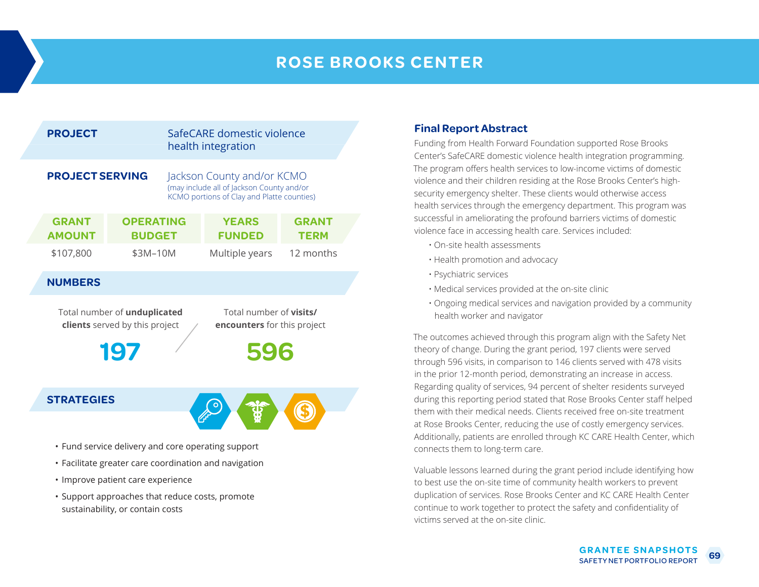# ROSE BROOKS CENTER

**PROJECT** SafeCARE domestic violence health integration

**PROJECT SERVING** Jackson County and/or KCMO
(may include all of Jackson County and/or KCMO portions of Clay and Platte counties)

| GRANT AMOUNT | OPERATING BUDGET | YEARS FUNDED | GRANT TERM |
| --- | --- | --- | --- |
| $107,800 | $3M–10M | Multiple years | 12 months |

## NUMBERS

Total number of **unduplicated clients** served by this project

**197**

Total number of **visits/encounters** for this project

**596**

## STRATEGIES

- Fund service delivery and core operating support
- Facilitate greater care coordination and navigation
- Improve patient care experience
- Support approaches that reduce costs, promote sustainability, or contain costs

## Final Report Abstract

Funding from Health Forward Foundation supported Rose Brooks Center's SafeCARE domestic violence health integration programming. The program offers health services to low-income victims of domestic violence and their children residing at the Rose Brooks Center's high-security emergency shelter. These clients would otherwise access health services through the emergency department. This program was successful in ameliorating the profound barriers victims of domestic violence face in accessing health care. Services included:

- On-site health assessments
- Health promotion and advocacy
- Psychiatric services
- Medical services provided at the on-site clinic
- Ongoing medical services and navigation provided by a community health worker and navigator

The outcomes achieved through this program align with the Safety Net theory of change. During the grant period, 197 clients were served through 596 visits, in comparison to 146 clients served with 478 visits in the prior 12-month period, demonstrating an increase in access. Regarding quality of services, 94 percent of shelter residents surveyed during this reporting period stated that Rose Brooks Center staff helped them with their medical needs. Clients received free on-site treatment at Rose Brooks Center, reducing the use of costly emergency services. Additionally, patients are enrolled through KC CARE Health Center, which connects them to long-term care.

Valuable lessons learned during the grant period include identifying how to best use the on-site time of community health workers to prevent duplication of services. Rose Brooks Center and KC CARE Health Center continue to work together to protect the safety and confidentiality of victims served at the on-site clinic.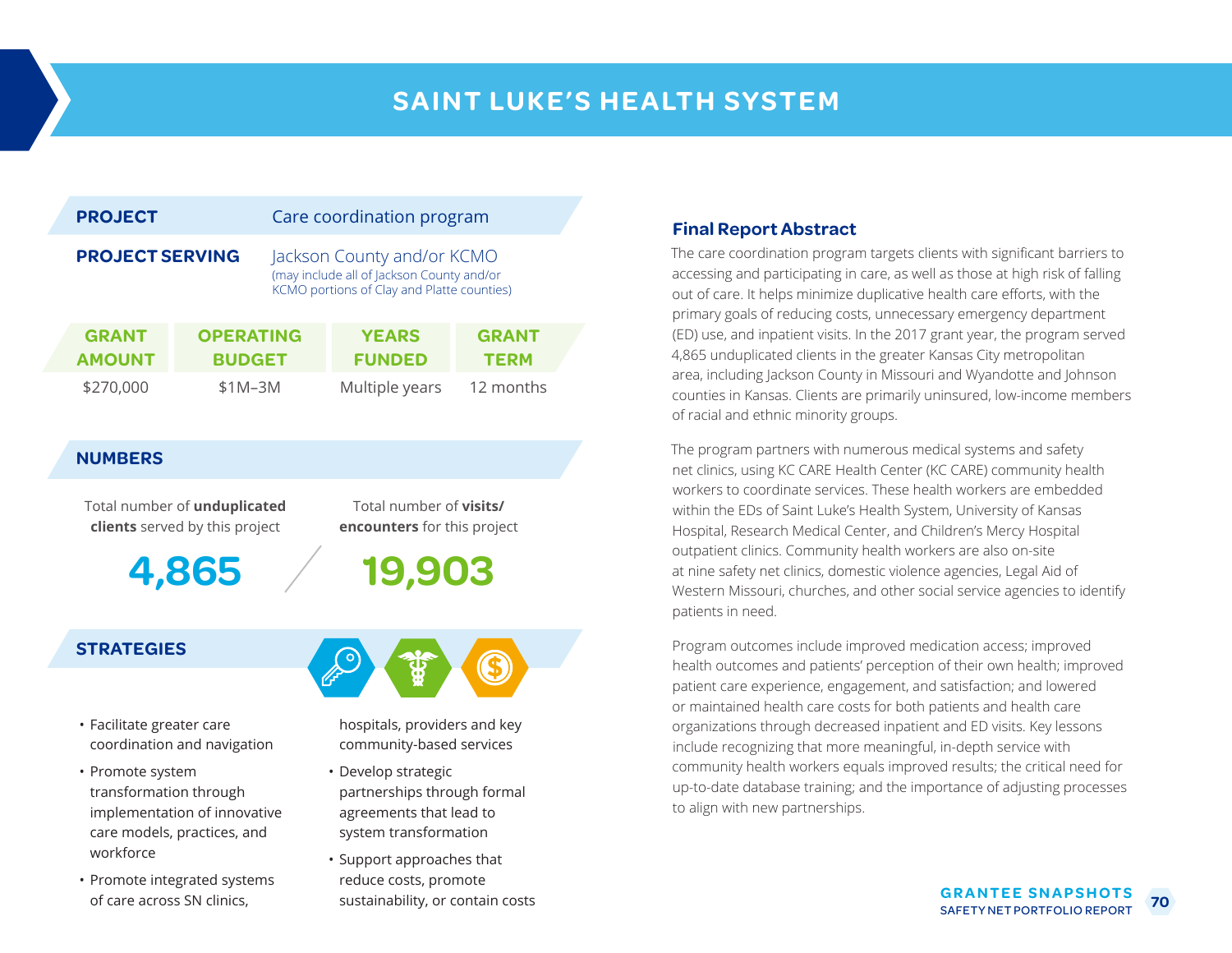# SAINT LUKE'S HEALTH SYSTEM

**PROJECT** Care coordination program

**PROJECT SERVING** Jackson County and/or KCMO
(may include all of Jackson County and/or KCMO portions of Clay and Platte counties)

| GRANT AMOUNT | OPERATING BUDGET | YEARS FUNDED | GRANT TERM |
|---|---|---|---|
| $270,000 | $1M–3M | Multiple years | 12 months |

## NUMBERS

Total number of **unduplicated clients** served by this project: **4,865**

Total number of **visits/encounters** for this project: **19,903**

## STRATEGIES

- Facilitate greater care coordination and navigation
- Promote system transformation through implementation of innovative care models, practices, and workforce
- Promote integrated systems of care across SN clinics, hospitals, providers and key community-based services
- Develop strategic partnerships through formal agreements that lead to system transformation
- Support approaches that reduce costs, promote sustainability, or contain costs

## Final Report Abstract

The care coordination program targets clients with significant barriers to accessing and participating in care, as well as those at high risk of falling out of care. It helps minimize duplicative health care efforts, with the primary goals of reducing costs, unnecessary emergency department (ED) use, and inpatient visits. In the 2017 grant year, the program served 4,865 unduplicated clients in the greater Kansas City metropolitan area, including Jackson County in Missouri and Wyandotte and Johnson counties in Kansas. Clients are primarily uninsured, low-income members of racial and ethnic minority groups.

The program partners with numerous medical systems and safety net clinics, using KC CARE Health Center (KC CARE) community health workers to coordinate services. These health workers are embedded within the EDs of Saint Luke's Health System, University of Kansas Hospital, Research Medical Center, and Children's Mercy Hospital outpatient clinics. Community health workers are also on-site at nine safety net clinics, domestic violence agencies, Legal Aid of Western Missouri, churches, and other social service agencies to identify patients in need.

Program outcomes include improved medication access; improved health outcomes and patients' perception of their own health; improved patient care experience, engagement, and satisfaction; and lowered or maintained health care costs for both patients and health care organizations through decreased inpatient and ED visits. Key lessons include recognizing that more meaningful, in-depth service with community health workers equals improved results; the critical need for up-to-date database training; and the importance of adjusting processes to align with new partnerships.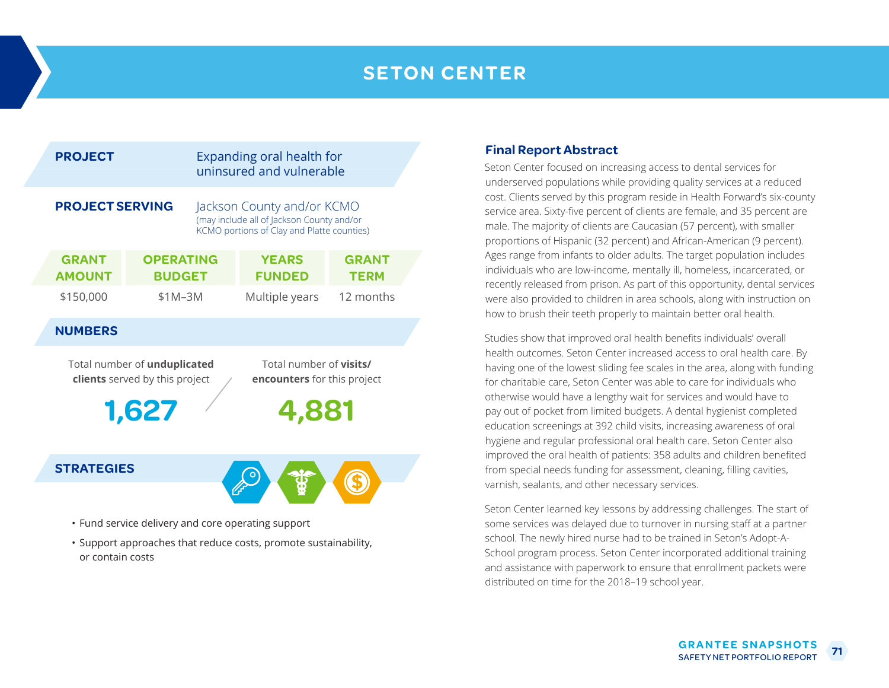# SETON CENTER

**PROJECT** Expanding oral health for uninsured and vulnerable

**PROJECT SERVING** Jackson County and/or KCMO
(may include all of Jackson County and/or KCMO portions of Clay and Platte counties)

| GRANT AMOUNT | OPERATING BUDGET | YEARS FUNDED | GRANT TERM |
|---|---|---|---|
| $150,000 | $1M–3M | Multiple years | 12 months |

## NUMBERS

Total number of **unduplicated clients** served by this project

**1,627**

Total number of **visits/encounters** for this project

**4,881**

## STRATEGIES

- Fund service delivery and core operating support
- Support approaches that reduce costs, promote sustainability, or contain costs

## Final Report Abstract

Seton Center focused on increasing access to dental services for underserved populations while providing quality services at a reduced cost. Clients served by this program reside in Health Forward's six-county service area. Sixty-five percent of clients are female, and 35 percent are male. The majority of clients are Caucasian (57 percent), with smaller proportions of Hispanic (32 percent) and African-American (9 percent). Ages range from infants to older adults. The target population includes individuals who are low-income, mentally ill, homeless, incarcerated, or recently released from prison. As part of this opportunity, dental services were also provided to children in area schools, along with instruction on how to brush their teeth properly to maintain better oral health.

Studies show that improved oral health benefits individuals' overall health outcomes. Seton Center increased access to oral health care. By having one of the lowest sliding fee scales in the area, along with funding for charitable care, Seton Center was able to care for individuals who otherwise would have a lengthy wait for services and would have to pay out of pocket from limited budgets. A dental hygienist completed education screenings at 392 child visits, increasing awareness of oral hygiene and regular professional oral health care. Seton Center also improved the oral health of patients: 358 adults and children benefited from special needs funding for assessment, cleaning, filling cavities, varnish, sealants, and other necessary services.

Seton Center learned key lessons by addressing challenges. The start of some services was delayed due to turnover in nursing staff at a partner school. The newly hired nurse had to be trained in Seton's Adopt-A-School program process. Seton Center incorporated additional training and assistance with paperwork to ensure that enrollment packets were distributed on time for the 2018–19 school year.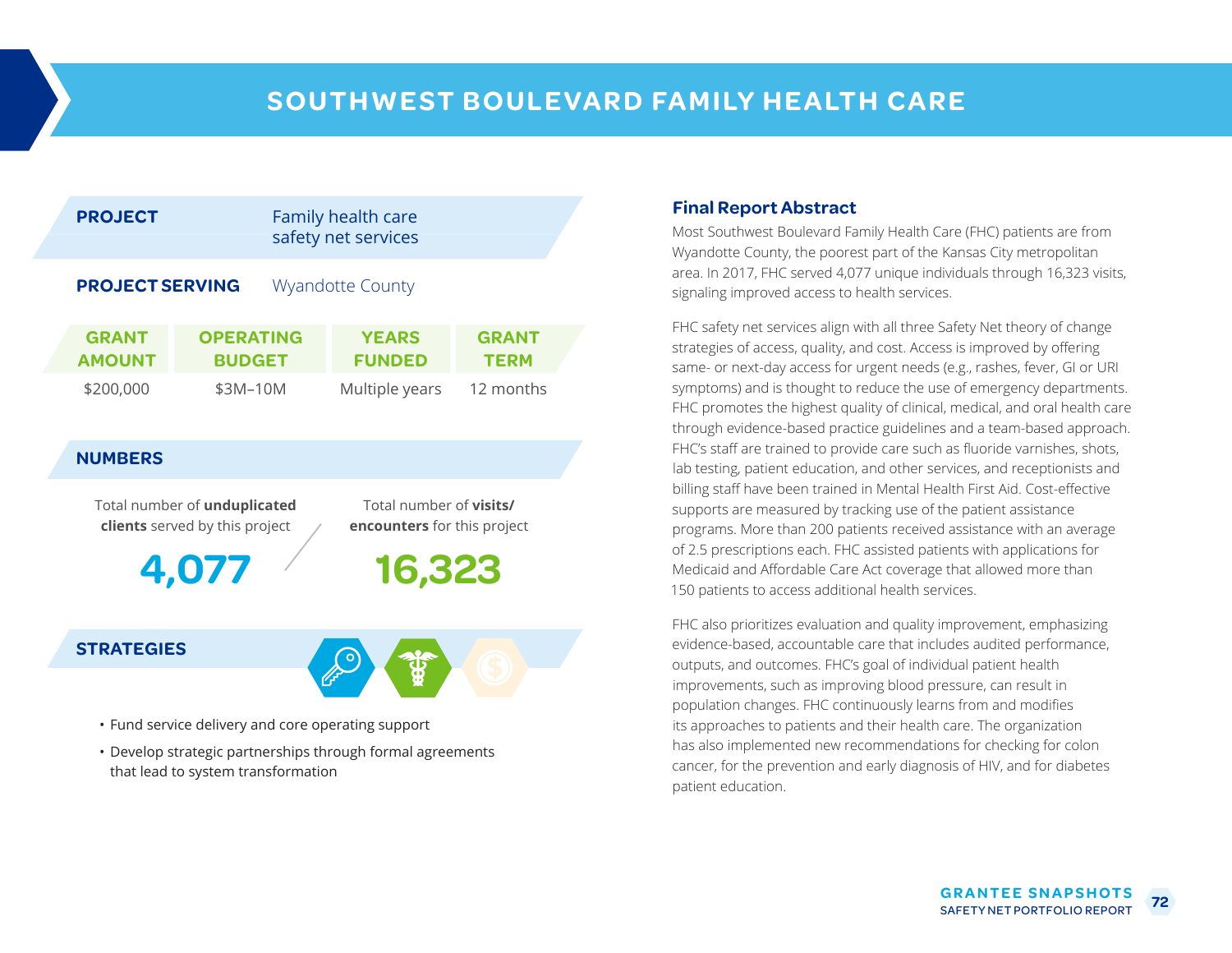# SOUTHWEST BOULEVARD FAMILY HEALTH CARE

| | |
|---|---|
| **PROJECT** | Family health care safety net services |
| **PROJECT SERVING** | Wyandotte County |

| GRANT AMOUNT | OPERATING BUDGET | YEARS FUNDED | GRANT TERM |
|---|---|---|---|
| $200,000 | $3M–10M | Multiple years | 12 months |

## NUMBERS

Total number of **unduplicated clients** served by this project

**4,077**

Total number of **visits/ encounters** for this project

**16,323**

## STRATEGIES

- Fund service delivery and core operating support
- Develop strategic partnerships through formal agreements that lead to system transformation

### Final Report Abstract

Most Southwest Boulevard Family Health Care (FHC) patients are from Wyandotte County, the poorest part of the Kansas City metropolitan area. In 2017, FHC served 4,077 unique individuals through 16,323 visits, signaling improved access to health services.

FHC safety net services align with all three Safety Net theory of change strategies of access, quality, and cost. Access is improved by offering same- or next-day access for urgent needs (e.g., rashes, fever, GI or URI symptoms) and is thought to reduce the use of emergency departments. FHC promotes the highest quality of clinical, medical, and oral health care through evidence-based practice guidelines and a team-based approach. FHC's staff are trained to provide care such as fluoride varnishes, shots, lab testing, patient education, and other services, and receptionists and billing staff have been trained in Mental Health First Aid. Cost-effective supports are measured by tracking use of the patient assistance programs. More than 200 patients received assistance with an average of 2.5 prescriptions each. FHC assisted patients with applications for Medicaid and Affordable Care Act coverage that allowed more than 150 patients to access additional health services.

FHC also prioritizes evaluation and quality improvement, emphasizing evidence-based, accountable care that includes audited performance, outputs, and outcomes. FHC's goal of individual patient health improvements, such as improving blood pressure, can result in population changes. FHC continuously learns from and modifies its approaches to patients and their health care. The organization has also implemented new recommendations for checking for colon cancer, for the prevention and early diagnosis of HIV, and for diabetes patient education.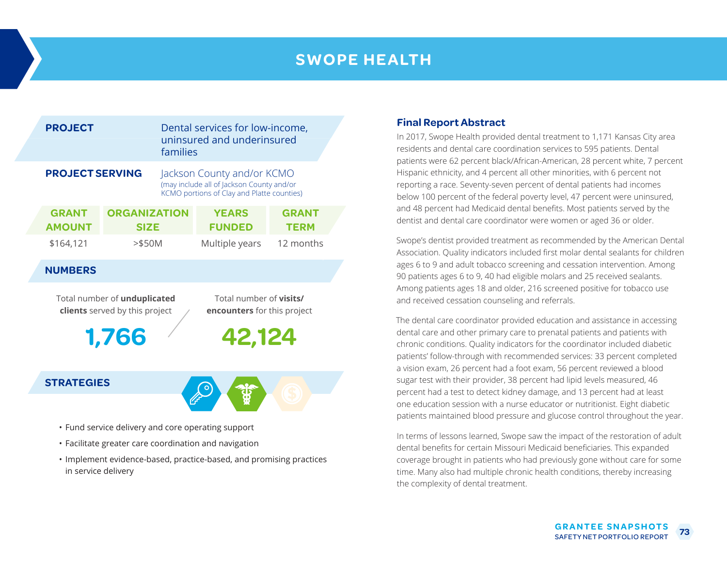# SWOPE HEALTH

**PROJECT** Dental services for low-income, uninsured and underinsured families

**PROJECT SERVING** Jackson County and/or KCMO
(may include all of Jackson County and/or KCMO portions of Clay and Platte counties)

| GRANT AMOUNT | ORGANIZATION SIZE | YEARS FUNDED | GRANT TERM |
|---|---|---|---|
| $164,121 | >$50M | Multiple years | 12 months |

## NUMBERS

Total number of **unduplicated clients** served by this project

**1,766**

Total number of **visits/ encounters** for this project

**42,124**

## STRATEGIES

- Fund service delivery and core operating support
- Facilitate greater care coordination and navigation
- Implement evidence-based, practice-based, and promising practices in service delivery

## Final Report Abstract

In 2017, Swope Health provided dental treatment to 1,171 Kansas City area residents and dental care coordination services to 595 patients. Dental patients were 62 percent black/African-American, 28 percent white, 7 percent Hispanic ethnicity, and 4 percent all other minorities, with 6 percent not reporting a race. Seventy-seven percent of dental patients had incomes below 100 percent of the federal poverty level, 47 percent were uninsured, and 48 percent had Medicaid dental benefits. Most patients served by the dentist and dental care coordinator were women or aged 36 or older.

Swope's dentist provided treatment as recommended by the American Dental Association. Quality indicators included first molar dental sealants for children ages 6 to 9 and adult tobacco screening and cessation intervention. Among 90 patients ages 6 to 9, 40 had eligible molars and 25 received sealants. Among patients ages 18 and older, 216 screened positive for tobacco use and received cessation counseling and referrals.

The dental care coordinator provided education and assistance in accessing dental care and other primary care to prenatal patients and patients with chronic conditions. Quality indicators for the coordinator included diabetic patients' follow-through with recommended services: 33 percent completed a vision exam, 26 percent had a foot exam, 56 percent reviewed a blood sugar test with their provider, 38 percent had lipid levels measured, 46 percent had a test to detect kidney damage, and 13 percent had at least one education session with a nurse educator or nutritionist. Eight diabetic patients maintained blood pressure and glucose control throughout the year.

In terms of lessons learned, Swope saw the impact of the restoration of adult dental benefits for certain Missouri Medicaid beneficiaries. This expanded coverage brought in patients who had previously gone without care for some time. Many also had multiple chronic health conditions, thereby increasing the complexity of dental treatment.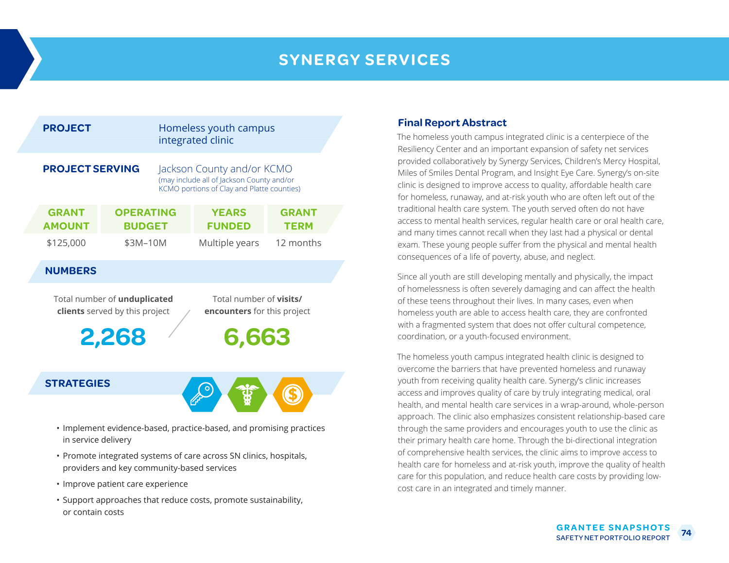# SYNERGY SERVICES

**PROJECT** Homeless youth campus integrated clinic

**PROJECT SERVING** Jackson County and/or KCMO
(may include all of Jackson County and/or KCMO portions of Clay and Platte counties)

| GRANT AMOUNT | OPERATING BUDGET | YEARS FUNDED | GRANT TERM |
|---|---|---|---|
| $125,000 | $3M–10M | Multiple years | 12 months |

## NUMBERS

Total number of **unduplicated clients** served by this project

**2,268**

Total number of **visits/encounters** for this project

**6,663**

## STRATEGIES

- Implement evidence-based, practice-based, and promising practices in service delivery
- Promote integrated systems of care across SN clinics, hospitals, providers and key community-based services
- Improve patient care experience
- Support approaches that reduce costs, promote sustainability, or contain costs

### Final Report Abstract

The homeless youth campus integrated clinic is a centerpiece of the Resiliency Center and an important expansion of safety net services provided collaboratively by Synergy Services, Children's Mercy Hospital, Miles of Smiles Dental Program, and Insight Eye Care. Synergy's on-site clinic is designed to improve access to quality, affordable health care for homeless, runaway, and at-risk youth who are often left out of the traditional health care system. The youth served often do not have access to mental health services, regular health care or oral health care, and many times cannot recall when they last had a physical or dental exam. These young people suffer from the physical and mental health consequences of a life of poverty, abuse, and neglect.

Since all youth are still developing mentally and physically, the impact of homelessness is often severely damaging and can affect the health of these teens throughout their lives. In many cases, even when homeless youth are able to access health care, they are confronted with a fragmented system that does not offer cultural competence, coordination, or a youth-focused environment.

The homeless youth campus integrated health clinic is designed to overcome the barriers that have prevented homeless and runaway youth from receiving quality health care. Synergy's clinic increases access and improves quality of care by truly integrating medical, oral health, and mental health care services in a wrap-around, whole-person approach. The clinic also emphasizes consistent relationship-based care through the same providers and encourages youth to use the clinic as their primary health care home. Through the bi-directional integration of comprehensive health services, the clinic aims to improve access to health care for homeless and at-risk youth, improve the quality of health care for this population, and reduce health care costs by providing low-cost care in an integrated and timely manner.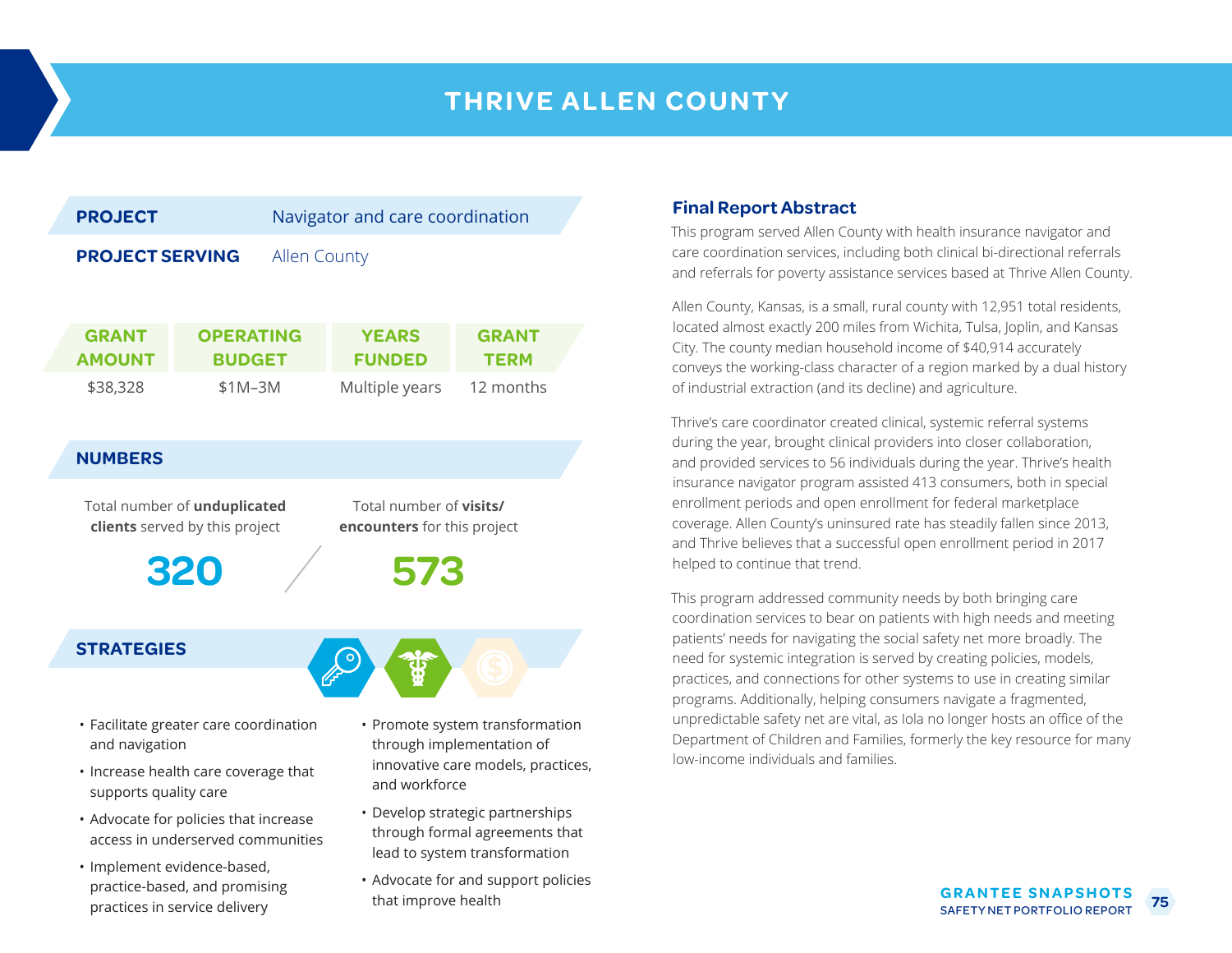# THRIVE ALLEN COUNTY

**PROJECT** Navigator and care coordination

**PROJECT SERVING** Allen County

| GRANT AMOUNT | OPERATING BUDGET | YEARS FUNDED | GRANT TERM |
|---|---|---|---|
| $38,328 | $1M–3M | Multiple years | 12 months |

## NUMBERS

Total number of **unduplicated clients** served by this project

**320**

Total number of **visits/ encounters** for this project

**573**

## STRATEGIES

- Facilitate greater care coordination and navigation
- Increase health care coverage that supports quality care
- Advocate for policies that increase access in underserved communities
- Implement evidence-based, practice-based, and promising practices in service delivery
- Promote system transformation through implementation of innovative care models, practices, and workforce
- Develop strategic partnerships through formal agreements that lead to system transformation
- Advocate for and support policies that improve health

## Final Report Abstract

This program served Allen County with health insurance navigator and care coordination services, including both clinical bi-directional referrals and referrals for poverty assistance services based at Thrive Allen County.

Allen County, Kansas, is a small, rural county with 12,951 total residents, located almost exactly 200 miles from Wichita, Tulsa, Joplin, and Kansas City. The county median household income of $40,914 accurately conveys the working-class character of a region marked by a dual history of industrial extraction (and its decline) and agriculture.

Thrive's care coordinator created clinical, systemic referral systems during the year, brought clinical providers into closer collaboration, and provided services to 56 individuals during the year. Thrive's health insurance navigator program assisted 413 consumers, both in special enrollment periods and open enrollment for federal marketplace coverage. Allen County's uninsured rate has steadily fallen since 2013, and Thrive believes that a successful open enrollment period in 2017 helped to continue that trend.

This program addressed community needs by both bringing care coordination services to bear on patients with high needs and meeting patients' needs for navigating the social safety net more broadly. The need for systemic integration is served by creating policies, models, practices, and connections for other systems to use in creating similar programs. Additionally, helping consumers navigate a fragmented, unpredictable safety net are vital, as Iola no longer hosts an office of the Department of Children and Families, formerly the key resource for many low-income individuals and families.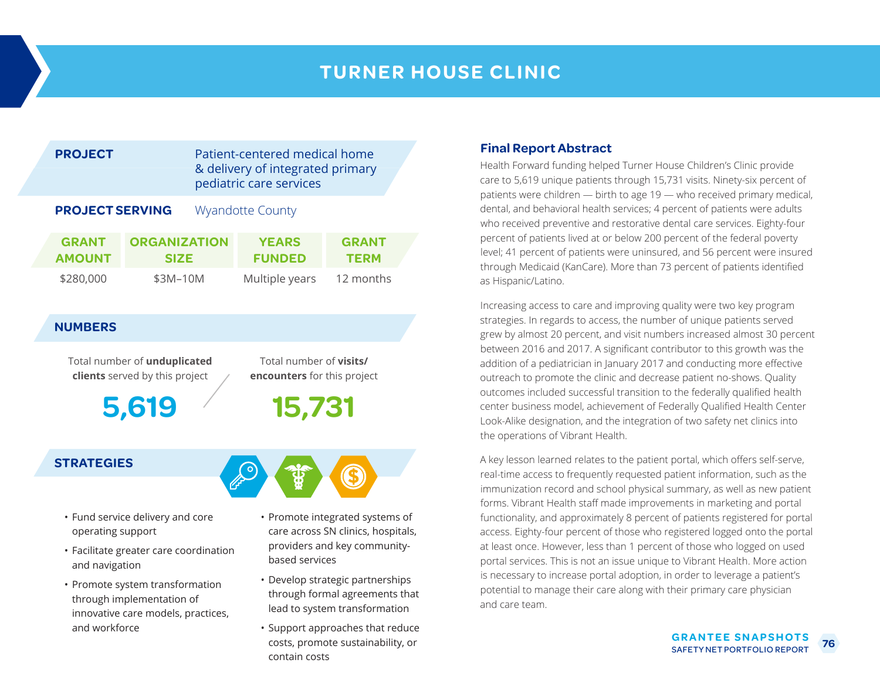# TURNER HOUSE CLINIC

**PROJECT** Patient-centered medical home & delivery of integrated primary pediatric care services

**PROJECT SERVING** Wyandotte County

| GRANT AMOUNT | ORGANIZATION SIZE | YEARS FUNDED | GRANT TERM |
|---|---|---|---|
| $280,000 | $3M–10M | Multiple years | 12 months |

## NUMBERS

Total number of **unduplicated clients** served by this project

**5,619**

Total number of **visits/ encounters** for this project

**15,731**

## STRATEGIES

- Fund service delivery and core operating support
- Facilitate greater care coordination and navigation
- Promote system transformation through implementation of innovative care models, practices, and workforce
- Promote integrated systems of care across SN clinics, hospitals, providers and key community-based services
- Develop strategic partnerships through formal agreements that lead to system transformation
- Support approaches that reduce costs, promote sustainability, or contain costs

## Final Report Abstract

Health Forward funding helped Turner House Children's Clinic provide care to 5,619 unique patients through 15,731 visits. Ninety-six percent of patients were children — birth to age 19 — who received primary medical, dental, and behavioral health services; 4 percent of patients were adults who received preventive and restorative dental care services. Eighty-four percent of patients lived at or below 200 percent of the federal poverty level; 41 percent of patients were uninsured, and 56 percent were insured through Medicaid (KanCare). More than 73 percent of patients identified as Hispanic/Latino.

Increasing access to care and improving quality were two key program strategies. In regards to access, the number of unique patients served grew by almost 20 percent, and visit numbers increased almost 30 percent between 2016 and 2017. A significant contributor to this growth was the addition of a pediatrician in January 2017 and conducting more effective outreach to promote the clinic and decrease patient no-shows. Quality outcomes included successful transition to the federally qualified health center business model, achievement of Federally Qualified Health Center Look-Alike designation, and the integration of two safety net clinics into the operations of Vibrant Health.

A key lesson learned relates to the patient portal, which offers self-serve, real-time access to frequently requested patient information, such as the immunization record and school physical summary, as well as new patient forms. Vibrant Health staff made improvements in marketing and portal functionality, and approximately 8 percent of patients registered for portal access. Eighty-four percent of those who registered logged onto the portal at least once. However, less than 1 percent of those who logged on used portal services. This is not an issue unique to Vibrant Health. More action is necessary to increase portal adoption, in order to leverage a patient's potential to manage their care along with their primary care physician and care team.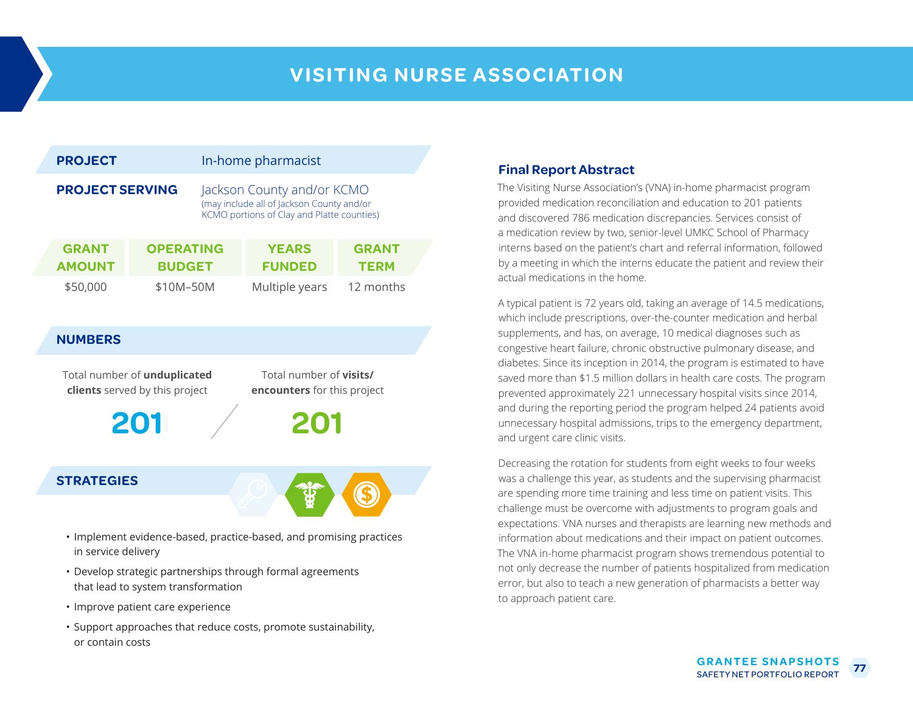# VISITING NURSE ASSOCIATION

**PROJECT** In-home pharmacist

**PROJECT SERVING** Jackson County and/or KCMO
(may include all of Jackson County and/or KCMO portions of Clay and Platte counties)

| GRANT AMOUNT | OPERATING BUDGET | YEARS FUNDED | GRANT TERM |
|---|---|---|---|
| $50,000 | $10M–50M | Multiple years | 12 months |

## NUMBERS

| Total number of **unduplicated clients** served by this project | Total number of **visits/encounters** for this project |
|---|---|
| 201 | 201 |

## STRATEGIES

- Implement evidence-based, practice-based, and promising practices in service delivery
- Develop strategic partnerships through formal agreements that lead to system transformation
- Improve patient care experience
- Support approaches that reduce costs, promote sustainability, or contain costs

### Final Report Abstract

The Visiting Nurse Association's (VNA) in-home pharmacist program provided medication reconciliation and education to 201 patients and discovered 786 medication discrepancies. Services consist of a medication review by two, senior-level UMKC School of Pharmacy interns based on the patient's chart and referral information, followed by a meeting in which the interns educate the patient and review their actual medications in the home.

A typical patient is 72 years old, taking an average of 14.5 medications, which include prescriptions, over-the-counter medication and herbal supplements, and has, on average, 10 medical diagnoses such as congestive heart failure, chronic obstructive pulmonary disease, and diabetes. Since its inception in 2014, the program is estimated to have saved more than $1.5 million dollars in health care costs. The program prevented approximately 221 unnecessary hospital visits since 2014, and during the reporting period the program helped 24 patients avoid unnecessary hospital admissions, trips to the emergency department, and urgent care clinic visits.

Decreasing the rotation for students from eight weeks to four weeks was a challenge this year, as students and the supervising pharmacist are spending more time training and less time on patient visits. This challenge must be overcome with adjustments to program goals and expectations. VNA nurses and therapists are learning new methods and information about medications and their impact on patient outcomes. The VNA in-home pharmacist program shows tremendous potential to not only decrease the number of patients hospitalized from medication error, but also to teach a new generation of pharmacists a better way to approach patient care.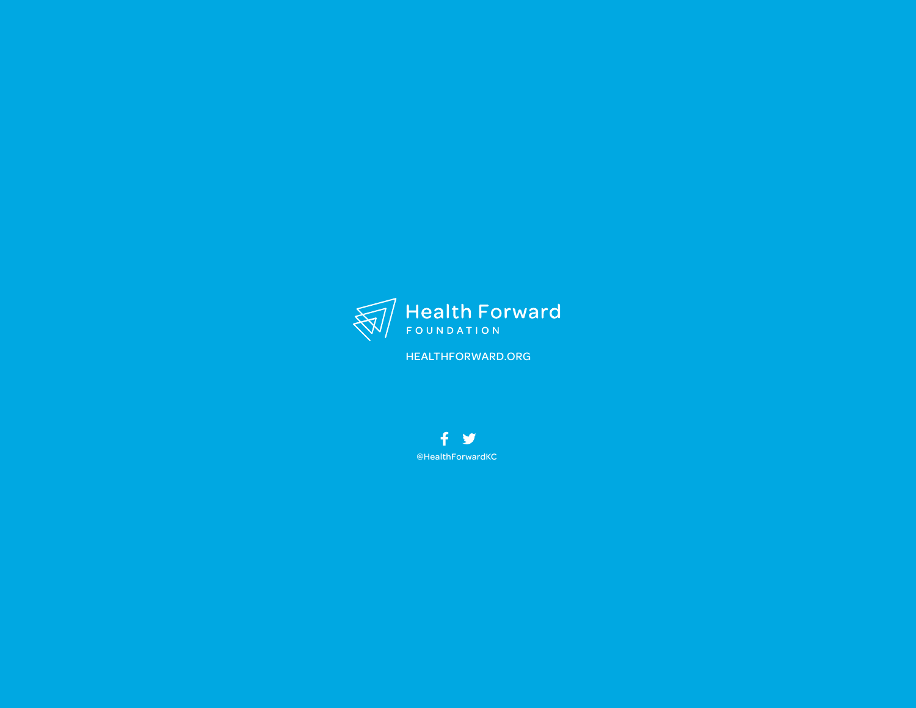Health Forward

FOUNDATION

HEALTHFORWARD.ORG

@HealthForwardKC